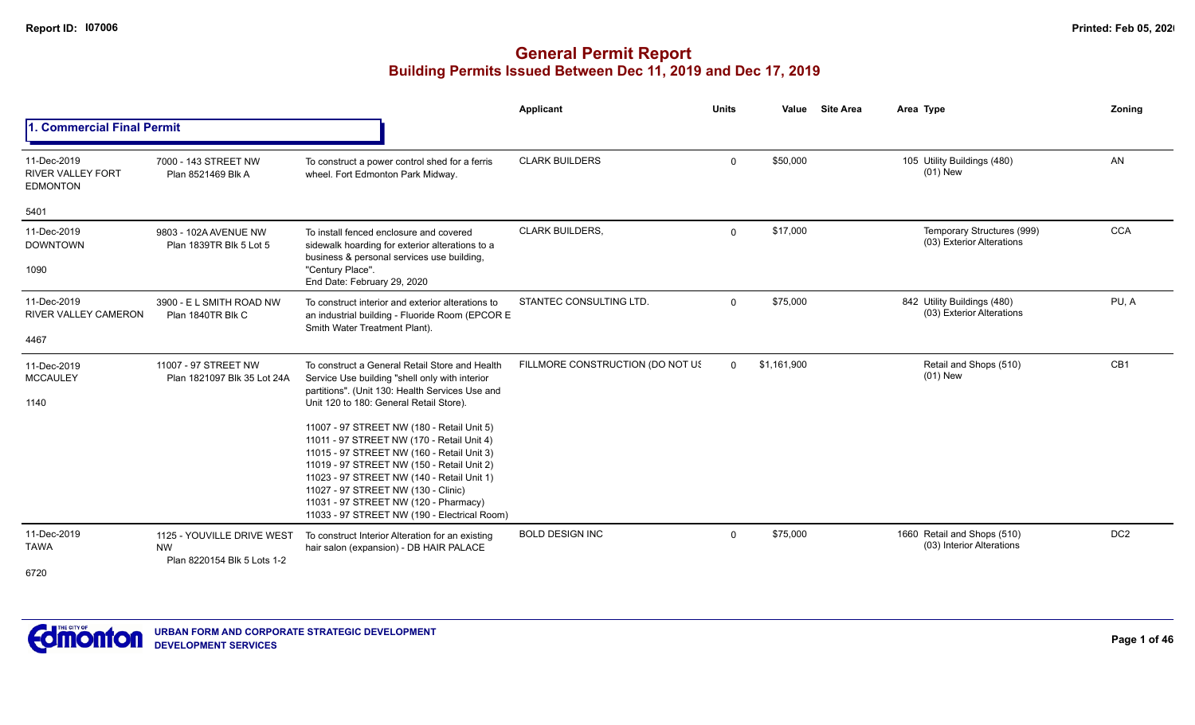# General Permit Report

## Building Permits Issued Between Dec 11, 2019 and Dec 17, 2019

### 1. Commercial Final Permit

| Date / Neighbourhood | Address / Legal | Description | Applicant | Units | Value | Site Area | Area | Type | Zoning |
|---|---|---|---|---|---|---|---|---|---|
| 11-Dec-2019 RIVER VALLEY FORT EDMONTON 5401 | 7000 - 143 STREET NW Plan 8521469 Blk A | To construct a power control shed for a ferris wheel. Fort Edmonton Park Midway. | CLARK BUILDERS | 0 | $50,000 | | 105 | Utility Buildings (480) (01) New | AN |
| 11-Dec-2019 DOWNTOWN 1090 | 9803 - 102A AVENUE NW Plan 1839TR Blk 5 Lot 5 | To install fenced enclosure and covered sidewalk hoarding for exterior alterations to a business & personal services use building, "Century Place". End Date: February 29, 2020 | CLARK BUILDERS, | 0 | $17,000 | | | Temporary Structures (999) (03) Exterior Alterations | CCA |
| 11-Dec-2019 RIVER VALLEY CAMERON 4467 | 3900 - E L SMITH ROAD NW Plan 1840TR Blk C | To construct interior and exterior alterations to an industrial building - Fluoride Room (EPCOR E Smith Water Treatment Plant). | STANTEC CONSULTING LTD. | 0 | $75,000 | | 842 | Utility Buildings (480) (03) Exterior Alterations | PU, A |
| 11-Dec-2019 MCCAULEY 1140 | 11007 - 97 STREET NW Plan 1821097 Blk 35 Lot 24A | To construct a General Retail Store and Health Service Use building "shell only with interior partitions". (Unit 130: Health Services Use and Unit 120 to 180: General Retail Store). 11007 - 97 STREET NW (180 - Retail Unit 5) 11011 - 97 STREET NW (170 - Retail Unit 4) 11015 - 97 STREET NW (160 - Retail Unit 3) 11019 - 97 STREET NW (150 - Retail Unit 2) 11023 - 97 STREET NW (140 - Retail Unit 1) 11027 - 97 STREET NW (130 - Clinic) 11031 - 97 STREET NW (120 - Pharmacy) 11033 - 97 STREET NW (190 - Electrical Room) | FILLMORE CONSTRUCTION (DO NOT US | 0 | $1,161,900 | | | Retail and Shops (510) (01) New | CB1 |
| 11-Dec-2019 TAWA 6720 | 1125 - YOUVILLE DRIVE WEST NW Plan 8220154 Blk 5 Lots 1-2 | To construct Interior Alteration for an existing hair salon (expansion) - DB HAIR PALACE | BOLD DESIGN INC | 0 | $75,000 | | 1660 | Retail and Shops (510) (03) Interior Alterations | DC2 |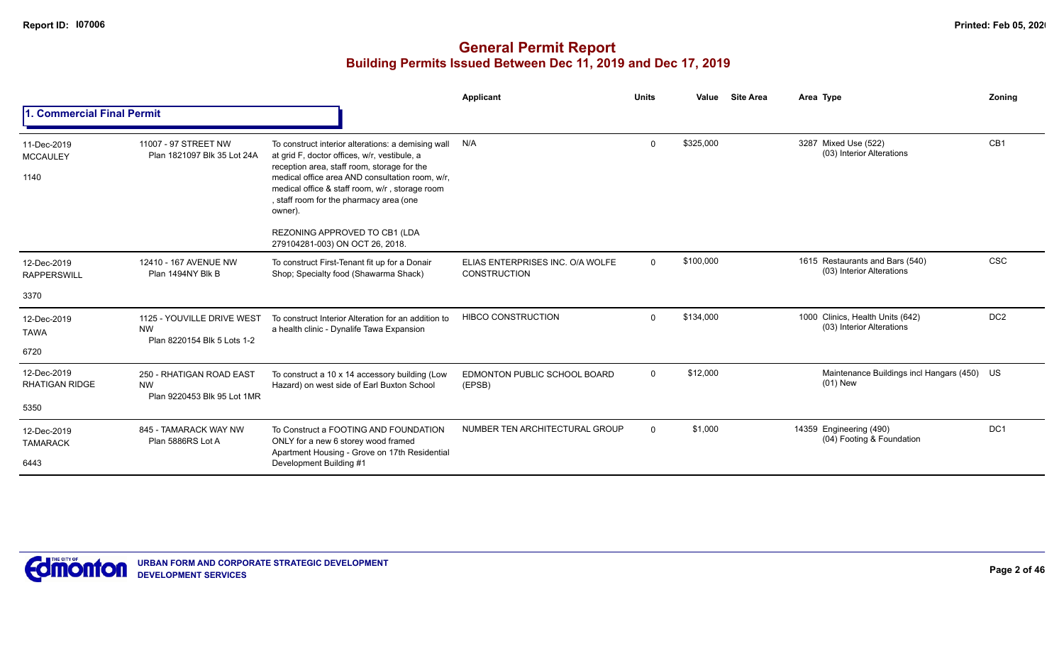# General Permit Report

## Building Permits Issued Between Dec 11, 2019 and Dec 17, 2019

### 1. Commercial Final Permit

| Date / Neighbourhood | Address | Description | Applicant | Units | Value | Site Area | Area Type | Zoning |
|---|---|---|---|---|---|---|---|---|
| 11-Dec-2019 MCCAULEY 1140 | 11007 - 97 STREET NW Plan 1821097 Blk 35 Lot 24A | To construct interior alterations: a demising wall at grid F, doctor offices, w/r, vestibule, a reception area, staff room, storage for the medical office area AND consultation room, w/r, medical office & staff room, w/r , storage room , staff room for the pharmacy area (one owner). REZONING APPROVED TO CB1 (LDA 279104281-003) ON OCT 26, 2018. | N/A | 0 | $325,000 | | 3287 Mixed Use (522) (03) Interior Alterations | CB1 |
| 12-Dec-2019 RAPPERSWILL 3370 | 12410 - 167 AVENUE NW Plan 1494NY Blk B | To construct First-Tenant fit up for a Donair Shop; Specialty food (Shawarma Shack) | ELIAS ENTERPRISES INC. O/A WOLFE CONSTRUCTION | 0 | $100,000 | | 1615 Restaurants and Bars (540) (03) Interior Alterations | CSC |
| 12-Dec-2019 TAWA 6720 | 1125 - YOUVILLE DRIVE WEST NW Plan 8220154 Blk 5 Lots 1-2 | To construct Interior Alteration for an addition to a health clinic - Dynalife Tawa Expansion | HIBCO CONSTRUCTION | 0 | $134,000 | | 1000 Clinics, Health Units (642) (03) Interior Alterations | DC2 |
| 12-Dec-2019 RHATIGAN RIDGE 5350 | 250 - RHATIGAN ROAD EAST NW Plan 9220453 Blk 95 Lot 1MR | To construct a 10 x 14 accessory building (Low Hazard) on west side of Earl Buxton School | EDMONTON PUBLIC SCHOOL BOARD (EPSB) | 0 | $12,000 | | Maintenance Buildings incl Hangars (450) (01) New | US |
| 12-Dec-2019 TAMARACK 6443 | 845 - TAMARACK WAY NW Plan 5886RS Lot A | To Construct a FOOTING AND FOUNDATION ONLY for a new 6 storey wood framed Apartment Housing - Grove on 17th Residential Development Building #1 | NUMBER TEN ARCHITECTURAL GROUP | 0 | $1,000 | | 14359 Engineering (490) (04) Footing & Foundation | DC1 |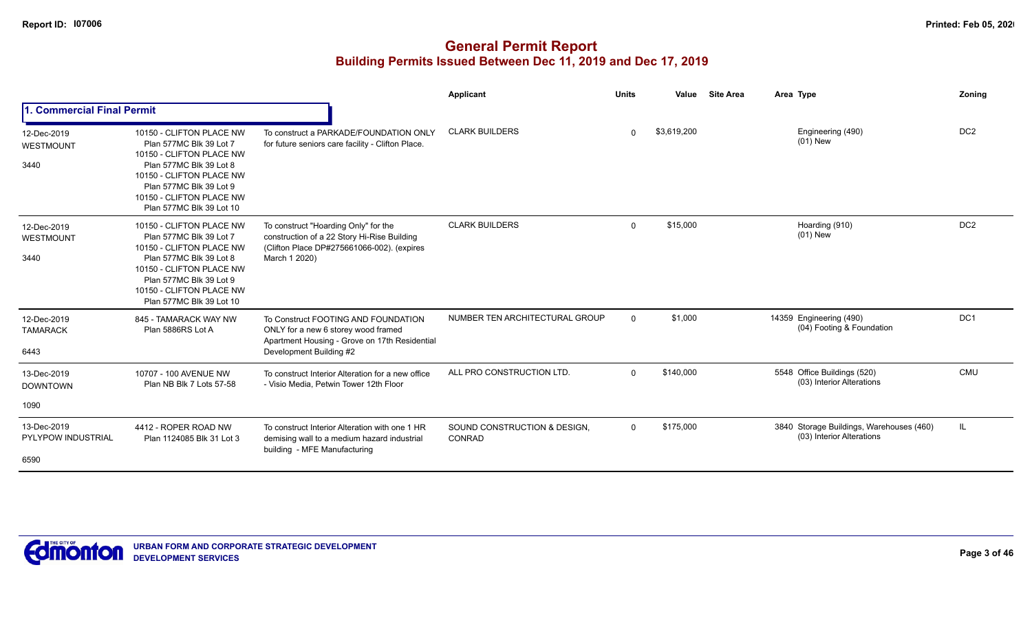# General Permit Report

## Building Permits Issued Between Dec 11, 2019 and Dec 17, 2019

### 1. Commercial Final Permit

| Date / Neighbourhood | Address / Legal | Description | Applicant | Units | Value | Site Area | Area | Type | Zoning |
|---|---|---|---|---|---|---|---|---|---|
| 12-Dec-2019 WESTMOUNT 3440 | 10150 - CLIFTON PLACE NW Plan 577MC Blk 39 Lot 7 10150 - CLIFTON PLACE NW Plan 577MC Blk 39 Lot 8 10150 - CLIFTON PLACE NW Plan 577MC Blk 39 Lot 9 10150 - CLIFTON PLACE NW Plan 577MC Blk 39 Lot 10 | To construct a PARKADE/FOUNDATION ONLY for future seniors care facility - Clifton Place. | CLARK BUILDERS | 0 | $3,619,200 | | | Engineering (490) (01) New | DC2 |
| 12-Dec-2019 WESTMOUNT 3440 | 10150 - CLIFTON PLACE NW Plan 577MC Blk 39 Lot 7 10150 - CLIFTON PLACE NW Plan 577MC Blk 39 Lot 8 10150 - CLIFTON PLACE NW Plan 577MC Blk 39 Lot 9 10150 - CLIFTON PLACE NW Plan 577MC Blk 39 Lot 10 | To construct "Hoarding Only" for the construction of a 22 Story Hi-Rise Building (Clifton Place DP#275661066-002). (expires March 1 2020) | CLARK BUILDERS | 0 | $15,000 | | | Hoarding (910) (01) New | DC2 |
| 12-Dec-2019 TAMARACK 6443 | 845 - TAMARACK WAY NW Plan 5886RS Lot A | To Construct FOOTING AND FOUNDATION ONLY for a new 6 storey wood framed Apartment Housing - Grove on 17th Residential Development Building #2 | NUMBER TEN ARCHITECTURAL GROUP | 0 | $1,000 | | 14359 | Engineering (490) (04) Footing & Foundation | DC1 |
| 13-Dec-2019 DOWNTOWN 1090 | 10707 - 100 AVENUE NW Plan NB Blk 7 Lots 57-58 | To construct Interior Alteration for a new office - Visio Media, Petwin Tower 12th Floor | ALL PRO CONSTRUCTION LTD. | 0 | $140,000 | | 5548 | Office Buildings (520) (03) Interior Alterations | CMU |
| 13-Dec-2019 PYLYPOW INDUSTRIAL 6590 | 4412 - ROPER ROAD NW Plan 1124085 Blk 31 Lot 3 | To construct Interior Alteration with one 1 HR demising wall to a medium hazard industrial building - MFE Manufacturing | SOUND CONSTRUCTION & DESIGN, CONRAD | 0 | $175,000 | | 3840 | Storage Buildings, Warehouses (460) (03) Interior Alterations | IL |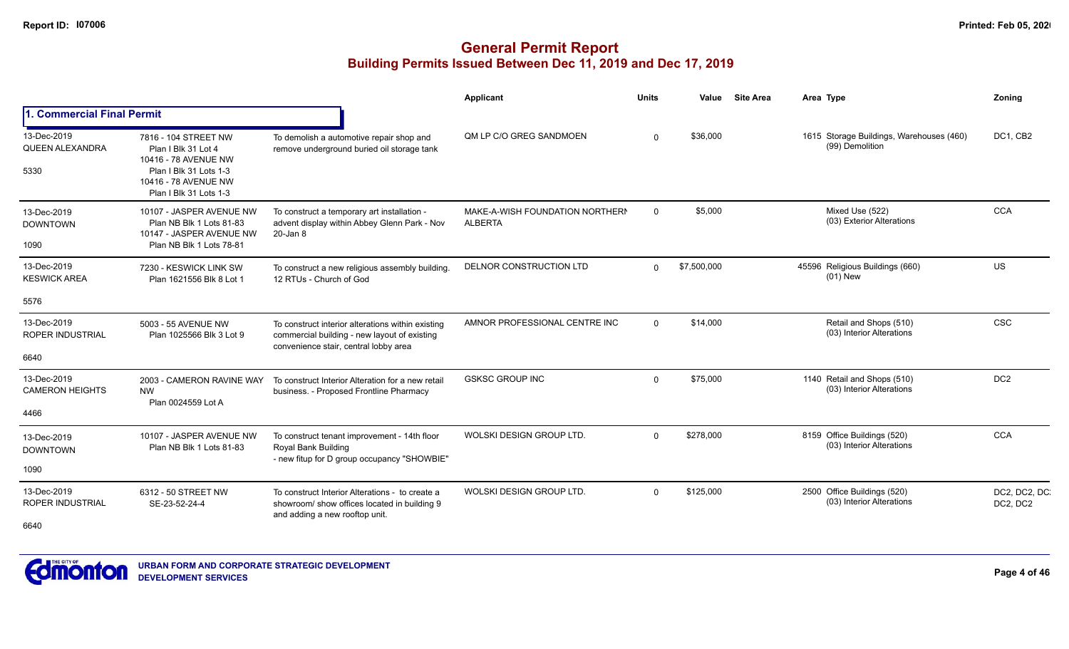# General Permit Report
## Building Permits Issued Between Dec 11, 2019 and Dec 17, 2019

### 1. Commercial Final Permit

| Date / Neighbourhood | Address / Legal | Description | Applicant | Units | Value | Site Area | Area | Type | Zoning |
|---|---|---|---|---|---|---|---|---|---|
| 13-Dec-2019 QUEEN ALEXANDRA 5330 | 7816 - 104 STREET NW Plan I Blk 31 Lot 4; 10416 - 78 AVENUE NW Plan I Blk 31 Lots 1-3; 10416 - 78 AVENUE NW Plan I Blk 31 Lots 1-3 | To demolish a automotive repair shop and remove underground buried oil storage tank | QM LP C/O GREG SANDMOEN | 0 | $36,000 | | 1615 | Storage Buildings, Warehouses (460) (99) Demolition | DC1, CB2 |
| 13-Dec-2019 DOWNTOWN 1090 | 10107 - JASPER AVENUE NW Plan NB Blk 1 Lots 81-83; 10147 - JASPER AVENUE NW Plan NB Blk 1 Lots 78-81 | To construct a temporary art installation - advent display within Abbey Glenn Park - Nov 20-Jan 8 | MAKE-A-WISH FOUNDATION NORTHERN ALBERTA | 0 | $5,000 | | | Mixed Use (522) (03) Exterior Alterations | CCA |
| 13-Dec-2019 KESWICK AREA 5576 | 7230 - KESWICK LINK SW Plan 1621556 Blk 8 Lot 1 | To construct a new religious assembly building. 12 RTUs - Church of God | DELNOR CONSTRUCTION LTD | 0 | $7,500,000 | | 45596 | Religious Buildings (660) (01) New | US |
| 13-Dec-2019 ROPER INDUSTRIAL 6640 | 5003 - 55 AVENUE NW Plan 1025566 Blk 3 Lot 9 | To construct interior alterations within existing commercial building - new layout of existing convenience stair, central lobby area | AMNOR PROFESSIONAL CENTRE INC | 0 | $14,000 | | | Retail and Shops (510) (03) Interior Alterations | CSC |
| 13-Dec-2019 CAMERON HEIGHTS 4466 | 2003 - CAMERON RAVINE WAY NW Plan 0024559 Lot A | To construct Interior Alteration for a new retail business. - Proposed Frontline Pharmacy | GSKSC GROUP INC | 0 | $75,000 | | 1140 | Retail and Shops (510) (03) Interior Alterations | DC2 |
| 13-Dec-2019 DOWNTOWN 1090 | 10107 - JASPER AVENUE NW Plan NB Blk 1 Lots 81-83 | To construct tenant improvement - 14th floor Royal Bank Building - new fitup for D group occupancy "SHOWBIE" | WOLSKI DESIGN GROUP LTD. | 0 | $278,000 | | 8159 | Office Buildings (520) (03) Interior Alterations | CCA |
| 13-Dec-2019 ROPER INDUSTRIAL 6640 | 6312 - 50 STREET NW SE-23-52-24-4 | To construct Interior Alterations - to create a showroom/ show offices located in building 9 and adding a new rooftop unit. | WOLSKI DESIGN GROUP LTD. | 0 | $125,000 | | 2500 | Office Buildings (520) (03) Interior Alterations | DC2, DC2, DC2, DC2, DC2 |

URBAN FORM AND CORPORATE STRATEGIC DEVELOPMENT
DEVELOPMENT SERVICES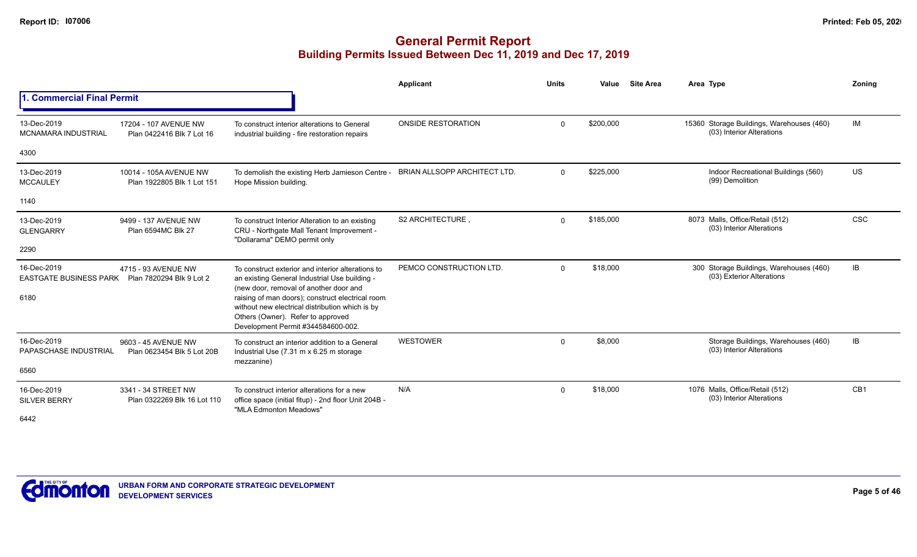# General Permit Report

## Building Permits Issued Between Dec 11, 2019 and Dec 17, 2019

### 1. Commercial Final Permit

| Date / Neighbourhood | Address / Legal | Description | Applicant | Units | Value | Site Area | Area | Type | Zoning |
|---|---|---|---|---|---|---|---|---|---|
| 13-Dec-2019 MCNAMARA INDUSTRIAL 4300 | 17204 - 107 AVENUE NW Plan 0422416 Blk 7 Lot 16 | To construct interior alterations to General industrial building - fire restoration repairs | ONSIDE RESTORATION | 0 | $200,000 | | 15360 | Storage Buildings, Warehouses (460) (03) Interior Alterations | IM |
| 13-Dec-2019 MCCAULEY 1140 | 10014 - 105A AVENUE NW Plan 1922805 Blk 1 Lot 151 | To demolish the existing Herb Jamieson Centre - Hope Mission building. | BRIAN ALLSOPP ARCHITECT LTD. | 0 | $225,000 | | | Indoor Recreational Buildings (560) (99) Demolition | US |
| 13-Dec-2019 GLENGARRY 2290 | 9499 - 137 AVENUE NW Plan 6594MC Blk 27 | To construct Interior Alteration to an existing CRU - Northgate Mall Tenant Improvement - "Dollarama" DEMO permit only | S2 ARCHITECTURE , | 0 | $185,000 | | 8073 | Malls, Office/Retail (512) (03) Interior Alterations | CSC |
| 16-Dec-2019 EASTGATE BUSINESS PARK 6180 | 4715 - 93 AVENUE NW Plan 7820294 Blk 9 Lot 2 | To construct exterior and interior alterations to an existing General Industrial Use building - (new door, removal of another door and raising of man doors); construct electrical room without new electrical distribution which is by Others (Owner). Refer to approved Development Permit #344584600-002. | PEMCO CONSTRUCTION LTD. | 0 | $18,000 | | 300 | Storage Buildings, Warehouses (460) (03) Exterior Alterations | IB |
| 16-Dec-2019 PAPASCHASE INDUSTRIAL 6560 | 9603 - 45 AVENUE NW Plan 0623454 Blk 5 Lot 20B | To construct an interior addition to a General Industrial Use (7.31 m x 6.25 m storage mezzanine) | WESTOWER | 0 | $8,000 | | | Storage Buildings, Warehouses (460) (03) Interior Alterations | IB |
| 16-Dec-2019 SILVER BERRY 6442 | 3341 - 34 STREET NW Plan 0322269 Blk 16 Lot 110 | To construct interior alterations for a new office space (initial fitup) - 2nd floor Unit 204B - "MLA Edmonton Meadows" | N/A | 0 | $18,000 | | 1076 | Malls, Office/Retail (512) (03) Interior Alterations | CB1 |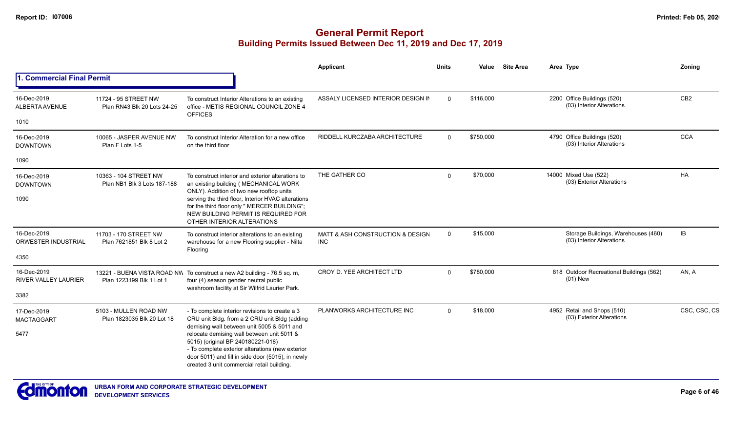# General Permit Report
## Building Permits Issued Between Dec 11, 2019 and Dec 17, 2019

### 1. Commercial Final Permit

| Date / Neighbourhood | Address / Legal | Description | Applicant | Units | Value | Site Area | Area | Type | Zoning |
|---|---|---|---|---|---|---|---|---|---|
| 16-Dec-2019 ALBERTA AVENUE 1010 | 11724 - 95 STREET NW Plan RN43 Blk 20 Lots 24-25 | To construct Interior Alterations to an existing office - METIS REGIONAL COUNCIL ZONE 4 OFFICES | ASSALY LICENSED INTERIOR DESIGN IN | 0 | $116,000 | | 2200 | Office Buildings (520) (03) Interior Alterations | CB2 |
| 16-Dec-2019 DOWNTOWN 1090 | 10065 - JASPER AVENUE NW Plan F Lots 1-5 | To construct Interior Alteration for a new office on the third floor | RIDDELL KURCZABA ARCHITECTURE | 0 | $750,000 | | 4790 | Office Buildings (520) (03) Interior Alterations | CCA |
| 16-Dec-2019 DOWNTOWN 1090 | 10363 - 104 STREET NW Plan NB1 Blk 3 Lots 187-188 | To construct interior and exterior alterations to an existing building ( MECHANICAL WORK ONLY). Addition of two new rooftop units serving the third floor, Interior HVAC alterations for the third floor only " MERCER BUILDING"; NEW BUILDING PERMIT IS REQUIRED FOR OTHER INTERIOR ALTERATIONS | THE GATHER CO | 0 | $70,000 | | 14000 | Mixed Use (522) (03) Exterior Alterations | HA |
| 16-Dec-2019 ORWESTER INDUSTRIAL 4350 | 11703 - 170 STREET NW Plan 7621851 Blk 8 Lot 2 | To construct interior alterations to an existing warehouse for a new Flooring supplier - Nilta Flooring | MATT & ASH CONSTRUCTION & DESIGN INC | 0 | $15,000 | | | Storage Buildings, Warehouses (460) (03) Interior Alterations | IB |
| 16-Dec-2019 RIVER VALLEY LAURIER 3382 | 13221 - BUENA VISTA ROAD NW Plan 1223199 Blk 1 Lot 1 | To construct a new A2 building - 76.5 sq. m, four (4) season gender neutral public washroom facility at Sir Wilfrid Laurier Park. | CROY D. YEE ARCHITECT LTD | 0 | $780,000 | | 818 | Outdoor Recreational Buildings (562) (01) New | AN, A |
| 17-Dec-2019 MACTAGGART 5477 | 5103 - MULLEN ROAD NW Plan 1823035 Blk 20 Lot 18 | - To complete interior revisions to create a 3 CRU unit Bldg. from a 2 CRU unit Bldg (adding demising wall between unit 5005 & 5011 and relocate demising wall between unit 5011 & 5015) (original BP 240180221-018)<br>- To complete exterior alterations (new exterior door 5011) and fill in side door (5015), in newly created 3 unit commercial retail building. | PLANWORKS ARCHITECTURE INC | 0 | $18,000 | | 4952 | Retail and Shops (510) (03) Exterior Alterations | CSC, CSC, CS |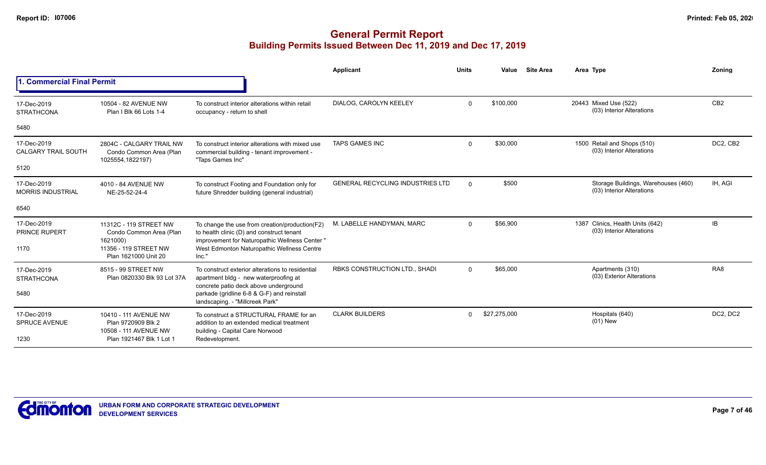# General Permit Report

## Building Permits Issued Between Dec 11, 2019 and Dec 17, 2019

### 1. Commercial Final Permit

| Date / Neighbourhood | Address / Legal | Description | Applicant | Units | Value | Site Area | Area Type | Zoning |
|---|---|---|---|---|---|---|---|---|
| 17-Dec-2019 STRATHCONA 5480 | 10504 - 82 AVENUE NW Plan I Blk 66 Lots 1-4 | To construct interior alterations within retail occupancy - return to shell | DIALOG, CAROLYN KEELEY | 0 | $100,000 | | 20443 Mixed Use (522) (03) Interior Alterations | CB2 |
| 17-Dec-2019 CALGARY TRAIL SOUTH 5120 | 2804C - CALGARY TRAIL NW Condo Common Area (Plan 1025554,1822197) | To construct interior alterations with mixed use commercial building - tenant improvement - "Taps Games Inc" | TAPS GAMES INC | 0 | $30,000 | | 1500 Retail and Shops (510) (03) Interior Alterations | DC2, CB2 |
| 17-Dec-2019 MORRIS INDUSTRIAL 6540 | 4010 - 84 AVENUE NW NE-25-52-24-4 | To construct Footing and Foundation only for future Shredder building (general industrial) | GENERAL RECYCLING INDUSTRIES LTD | 0 | $500 | | Storage Buildings, Warehouses (460) (03) Interior Alterations | IH, AGI |
| 17-Dec-2019 PRINCE RUPERT 1170 | 11312C - 119 STREET NW Condo Common Area (Plan 1621000) 11356 - 119 STREET NW Plan 1621000 Unit 20 | To change the use from creation/production(F2) to health clinic (D) and construct tenant improvement for Naturopathic Wellness Center " West Edmonton Naturopathic Wellness Centre Inc." | M. LABELLE HANDYMAN, MARC | 0 | $56,900 | | 1387 Clinics, Health Units (642) (03) Interior Alterations | IB |
| 17-Dec-2019 STRATHCONA 5480 | 8515 - 99 STREET NW Plan 0820330 Blk 93 Lot 37A | To construct exterior alterations to residential apartment bldg - new waterproofing at concrete patio deck above underground parkade (gridline 6-8 & G-F) and reinstall landscaping. - "Millcreek Park" | RBKS CONSTRUCTION LTD., SHADI | 0 | $65,000 | | Apartments (310) (03) Exterior Alterations | RA8 |
| 17-Dec-2019 SPRUCE AVENUE 1230 | 10410 - 111 AVENUE NW Plan 9720909 Blk 2 10508 - 111 AVENUE NW Plan 1921467 Blk 1 Lot 1 | To construct a STRUCTURAL FRAME for an addition to an extended medical treatment building - Capital Care Norwood Redevelopment. | CLARK BUILDERS | 0 | $27,275,000 | | Hospitals (640) (01) New | DC2, DC2 |

URBAN FORM AND CORPORATE STRATEGIC DEVELOPMENT
DEVELOPMENT SERVICES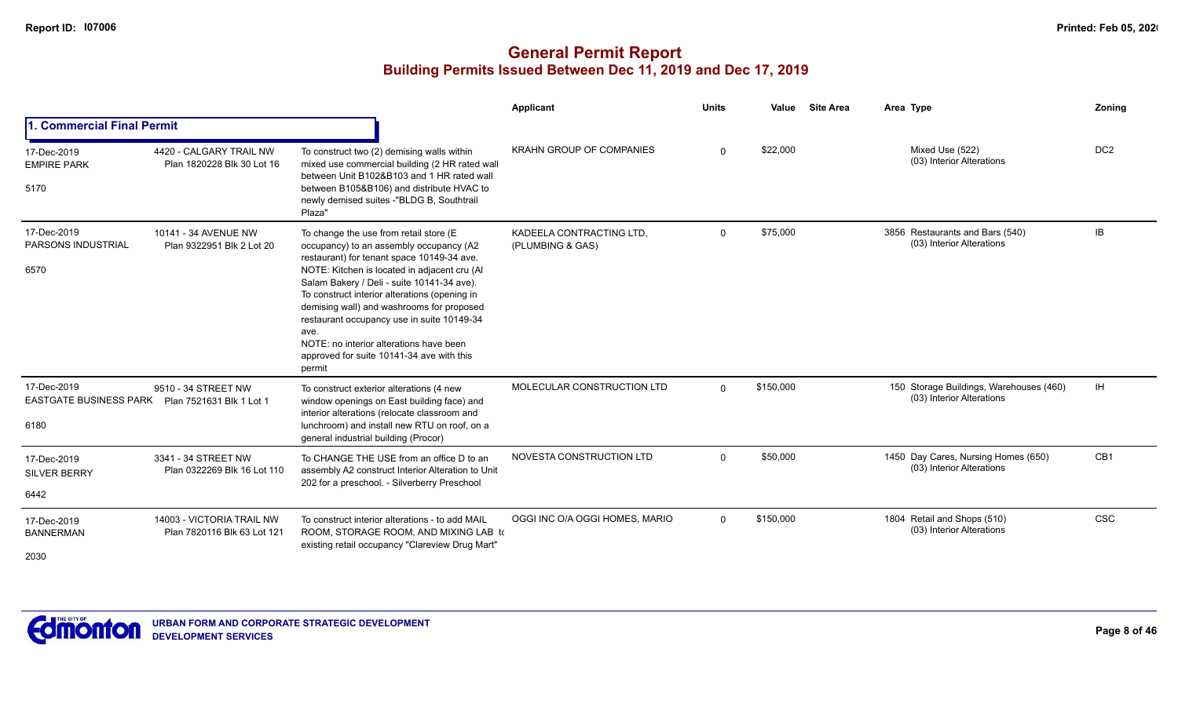# General Permit Report

## Building Permits Issued Between Dec 11, 2019 and Dec 17, 2019

### 1. Commercial Final Permit

| Date / Neighbourhood | Address / Legal | Description | Applicant | Units | Value | Site Area | Area | Type | Zoning |
|---|---|---|---|---|---|---|---|---|---|
| 17-Dec-2019 EMPIRE PARK 5170 | 4420 - CALGARY TRAIL NW Plan 1820228 Blk 30 Lot 16 | To construct two (2) demising walls within mixed use commercial building (2 HR rated wall between Unit B102&B103 and 1 HR rated wall between B105&B106) and distribute HVAC to newly demised suites -"BLDG B, Southtrail Plaza" | KRAHN GROUP OF COMPANIES | 0 | $22,000 | | | Mixed Use (522) (03) Interior Alterations | DC2 |
| 17-Dec-2019 PARSONS INDUSTRIAL 6570 | 10141 - 34 AVENUE NW Plan 9322951 Blk 2 Lot 20 | To change the use from retail store (E occupancy) to an assembly occupancy (A2 restaurant) for tenant space 10149-34 ave. NOTE: Kitchen is located in adjacent cru (Al Salam Bakery / Deli - suite 10141-34 ave). To construct interior alterations (opening in demising wall) and washrooms for proposed restaurant occupancy use in suite 10149-34 ave. NOTE: no interior alterations have been approved for suite 10141-34 ave with this permit | KADEELA CONTRACTING LTD, (PLUMBING & GAS) | 0 | $75,000 | | 3856 | Restaurants and Bars (540) (03) Interior Alterations | IB |
| 17-Dec-2019 EASTGATE BUSINESS PARK 6180 | 9510 - 34 STREET NW Plan 7521631 Blk 1 Lot 1 | To construct exterior alterations (4 new window openings on East building face) and interior alterations (relocate classroom and lunchroom) and install new RTU on roof, on a general industrial building (Procor) | MOLECULAR CONSTRUCTION LTD | 0 | $150,000 | | 150 | Storage Buildings, Warehouses (460) (03) Interior Alterations | IH |
| 17-Dec-2019 SILVER BERRY 6442 | 3341 - 34 STREET NW Plan 0322269 Blk 16 Lot 110 | To CHANGE THE USE from an office D to an assembly A2 construct Interior Alteration to Unit 202 for a preschool. - Silverberry Preschool | NOVESTA CONSTRUCTION LTD | 0 | $50,000 | | 1450 | Day Cares, Nursing Homes (650) (03) Interior Alterations | CB1 |
| 17-Dec-2019 BANNERMAN 2030 | 14003 - VICTORIA TRAIL NW Plan 7820116 Blk 63 Lot 121 | To construct interior alterations - to add MAIL ROOM, STORAGE ROOM, AND MIXING LAB to existing retail occupancy "Clareview Drug Mart" | OGGI INC O/A OGGI HOMES, MARIO | 0 | $150,000 | | 1804 | Retail and Shops (510) (03) Interior Alterations | CSC |

URBAN FORM AND CORPORATE STRATEGIC DEVELOPMENT
DEVELOPMENT SERVICES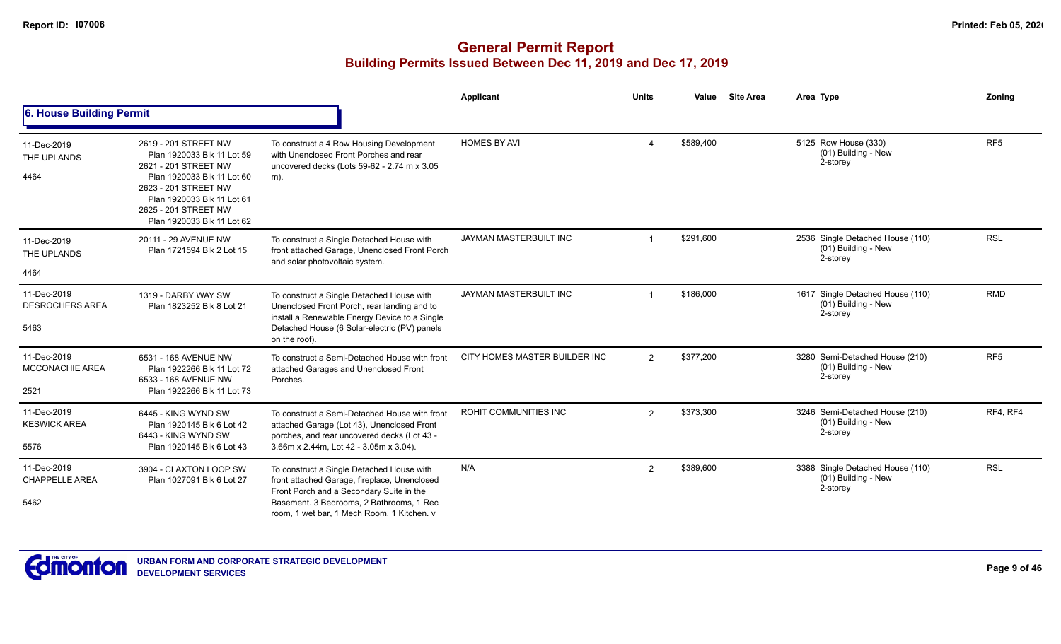# General Permit Report
## Building Permits Issued Between Dec 11, 2019 and Dec 17, 2019

### 6. House Building Permit

| Date / Neighbourhood | Address / Legal | Description | Applicant | Units | Value | Site Area | Area Type | Zoning |
|---|---|---|---|---|---|---|---|---|
| 11-Dec-2019 THE UPLANDS 4464 | 2619 - 201 STREET NW Plan 1920033 Blk 11 Lot 59 2621 - 201 STREET NW Plan 1920033 Blk 11 Lot 60 2623 - 201 STREET NW Plan 1920033 Blk 11 Lot 61 2625 - 201 STREET NW Plan 1920033 Blk 11 Lot 62 | To construct a 4 Row Housing Development with Unenclosed Front Porches and rear uncovered decks (Lots 59-62 - 2.74 m x 3.05 m). | HOMES BY AVI | 4 | $589,400 | | 5125 Row House (330) (01) Building - New 2-storey | RF5 |
| 11-Dec-2019 THE UPLANDS 4464 | 20111 - 29 AVENUE NW Plan 1721594 Blk 2 Lot 15 | To construct a Single Detached House with front attached Garage, Unenclosed Front Porch and solar photovoltaic system. | JAYMAN MASTERBUILT INC | 1 | $291,600 | | 2536 Single Detached House (110) (01) Building - New 2-storey | RSL |
| 11-Dec-2019 DESROCHERS AREA 5463 | 1319 - DARBY WAY SW Plan 1823252 Blk 8 Lot 21 | To construct a Single Detached House with Unenclosed Front Porch, rear landing and to install a Renewable Energy Device to a Single Detached House (6 Solar-electric (PV) panels on the roof). | JAYMAN MASTERBUILT INC | 1 | $186,000 | | 1617 Single Detached House (110) (01) Building - New 2-storey | RMD |
| 11-Dec-2019 MCCONACHIE AREA 2521 | 6531 - 168 AVENUE NW Plan 1922266 Blk 11 Lot 72 6533 - 168 AVENUE NW Plan 1922266 Blk 11 Lot 73 | To construct a Semi-Detached House with front attached Garages and Unenclosed Front Porches. | CITY HOMES MASTER BUILDER INC | 2 | $377,200 | | 3280 Semi-Detached House (210) (01) Building - New 2-storey | RF5 |
| 11-Dec-2019 KESWICK AREA 5576 | 6445 - KING WYND SW Plan 1920145 Blk 6 Lot 42 6443 - KING WYND SW Plan 1920145 Blk 6 Lot 43 | To construct a Semi-Detached House with front attached Garage (Lot 43), Unenclosed Front porches, and rear uncovered decks (Lot 43 - 3.66m x 2.44m, Lot 42 - 3.05m x 3.04). | ROHIT COMMUNITIES INC | 2 | $373,300 | | 3246 Semi-Detached House (210) (01) Building - New 2-storey | RF4, RF4 |
| 11-Dec-2019 CHAPPELLE AREA 5462 | 3904 - CLAXTON LOOP SW Plan 1027091 Blk 6 Lot 27 | To construct a Single Detached House with front attached Garage, fireplace, Unenclosed Front Porch and a Secondary Suite in the Basement. 3 Bedrooms, 2 Bathrooms, 1 Rec room, 1 wet bar, 1 Mech Room, 1 Kitchen. v | N/A | 2 | $389,600 | | 3388 Single Detached House (110) (01) Building - New 2-storey | RSL |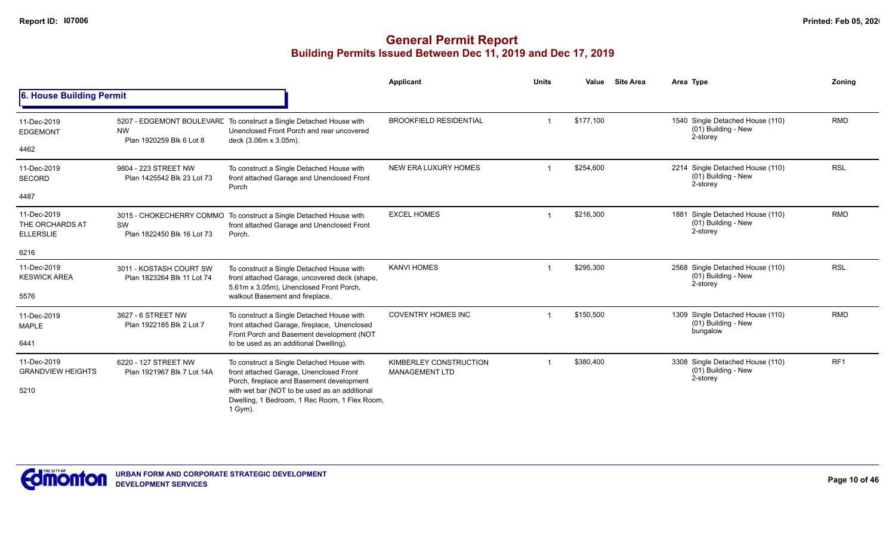# General Permit Report

## Building Permits Issued Between Dec 11, 2019 and Dec 17, 2019

### 6. House Building Permit

| | | | Applicant | Units | Value | Site Area | Area | Type | Zoning |
|---|---|---|---|---|---|---|---|---|---|
| 11-Dec-2019<br>EDGEMONT<br><br>4462 | 5207 - EDGEMONT BOULEVARD NW<br>Plan 1920259 Blk 6 Lot 8 | To construct a Single Detached House with Unenclosed Front Porch and rear uncovered deck (3.06m x 3.05m). | BROOKFIELD RESIDENTIAL | 1 | $177,100 | | 1540 | Single Detached House (110)<br>(01) Building - New<br>2-storey | RMD |
| 11-Dec-2019<br>SECORD<br><br>4487 | 9804 - 223 STREET NW<br>Plan 1425542 Blk 23 Lot 73 | To construct a Single Detached House with front attached Garage and Unenclosed Front Porch | NEW ERA LUXURY HOMES | 1 | $254,600 | | 2214 | Single Detached House (110)<br>(01) Building - New<br>2-storey | RSL |
| 11-Dec-2019<br>THE ORCHARDS AT ELLERSLIE<br><br>6216 | 3015 - CHOKECHERRY COMMON SW<br>Plan 1822450 Blk 16 Lot 73 | To construct a Single Detached House with front attached Garage and Unenclosed Front Porch. | EXCEL HOMES | 1 | $216,300 | | 1881 | Single Detached House (110)<br>(01) Building - New<br>2-storey | RMD |
| 11-Dec-2019<br>KESWICK AREA<br><br>5576 | 3011 - KOSTASH COURT SW<br>Plan 1823264 Blk 11 Lot 74 | To construct a Single Detached House with front attached Garage, uncovered deck (shape, 5.61m x 3.05m), Unenclosed Front Porch, walkout Basement and fireplace. | KANVI HOMES | 1 | $295,300 | | 2568 | Single Detached House (110)<br>(01) Building - New<br>2-storey | RSL |
| 11-Dec-2019<br>MAPLE<br><br>6441 | 3627 - 6 STREET NW<br>Plan 1922185 Blk 2 Lot 7 | To construct a Single Detached House with front attached Garage, fireplace, Unenclosed Front Porch and Basement development (NOT to be used as an additional Dwelling). | COVENTRY HOMES INC | 1 | $150,500 | | 1309 | Single Detached House (110)<br>(01) Building - New<br>bungalow | RMD |
| 11-Dec-2019<br>GRANDVIEW HEIGHTS<br><br>5210 | 6220 - 127 STREET NW<br>Plan 1921967 Blk 7 Lot 14A | To construct a Single Detached House with front attached Garage, Unenclosed Front Porch, fireplace and Basement development with wet bar (NOT to be used as an additional Dwelling, 1 Bedroom, 1 Rec Room, 1 Flex Room, 1 Gym). | KIMBERLEY CONSTRUCTION MANAGEMENT LTD | 1 | $380,400 | | 3308 | Single Detached House (110)<br>(01) Building - New<br>2-storey | RF1 |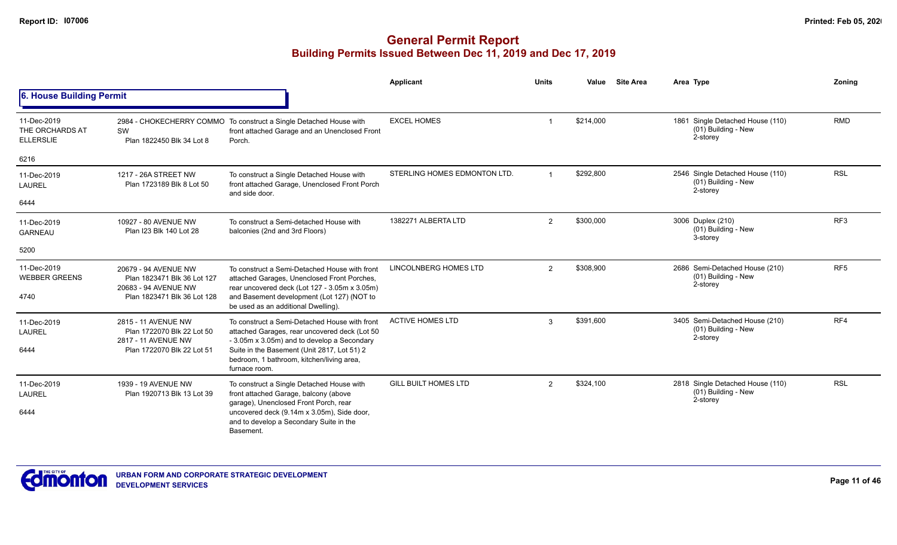# General Permit Report
## Building Permits Issued Between Dec 11, 2019 and Dec 17, 2019

### 6. House Building Permit

| | | | Applicant | Units | Value | Site Area | Area | Type | Zoning |
|---|---|---|---|---|---|---|---|---|---|
| 11-Dec-2019 THE ORCHARDS AT ELLERSLIE 6216 | 2984 - CHOKECHERRY COMMO SW Plan 1822450 Blk 34 Lot 8 | To construct a Single Detached House with front attached Garage and an Unenclosed Front Porch. | EXCEL HOMES | 1 | $214,000 | | 1861 | Single Detached House (110) (01) Building - New 2-storey | RMD |
| 11-Dec-2019 LAUREL 6444 | 1217 - 26A STREET NW Plan 1723189 Blk 8 Lot 50 | To construct a Single Detached House with front attached Garage, Unenclosed Front Porch and side door. | STERLING HOMES EDMONTON LTD. | 1 | $292,800 | | 2546 | Single Detached House (110) (01) Building - New 2-storey | RSL |
| 11-Dec-2019 GARNEAU 5200 | 10927 - 80 AVENUE NW Plan I23 Blk 140 Lot 28 | To construct a Semi-detached House with balconies (2nd and 3rd Floors) | 1382271 ALBERTA LTD | 2 | $300,000 | | 3006 | Duplex (210) (01) Building - New 3-storey | RF3 |
| 11-Dec-2019 WEBBER GREENS 4740 | 20679 - 94 AVENUE NW Plan 1823471 Blk 36 Lot 127 20683 - 94 AVENUE NW Plan 1823471 Blk 36 Lot 128 | To construct a Semi-Detached House with front attached Garages, Unenclosed Front Porches, rear uncovered deck (Lot 127 - 3.05m x 3.05m) and Basement development (Lot 127) (NOT to be used as an additional Dwelling). | LINCOLNBERG HOMES LTD | 2 | $308,900 | | 2686 | Semi-Detached House (210) (01) Building - New 2-storey | RF5 |
| 11-Dec-2019 LAUREL 6444 | 2815 - 11 AVENUE NW Plan 1722070 Blk 22 Lot 50 2817 - 11 AVENUE NW Plan 1722070 Blk 22 Lot 51 | To construct a Semi-Detached House with front attached Garages, rear uncovered deck (Lot 50 - 3.05m x 3.05m) and to develop a Secondary Suite in the Basement (Unit 2817, Lot 51) 2 bedroom, 1 bathroom, kitchen/living area, furnace room. | ACTIVE HOMES LTD | 3 | $391,600 | | 3405 | Semi-Detached House (210) (01) Building - New 2-storey | RF4 |
| 11-Dec-2019 LAUREL 6444 | 1939 - 19 AVENUE NW Plan 1920713 Blk 13 Lot 39 | To construct a Single Detached House with front attached Garage, balcony (above garage), Unenclosed Front Porch, rear uncovered deck (9.14m x 3.05m), Side door, and to develop a Secondary Suite in the Basement. | GILL BUILT HOMES LTD | 2 | $324,100 | | 2818 | Single Detached House (110) (01) Building - New 2-storey | RSL |

URBAN FORM AND CORPORATE STRATEGIC DEVELOPMENT
DEVELOPMENT SERVICES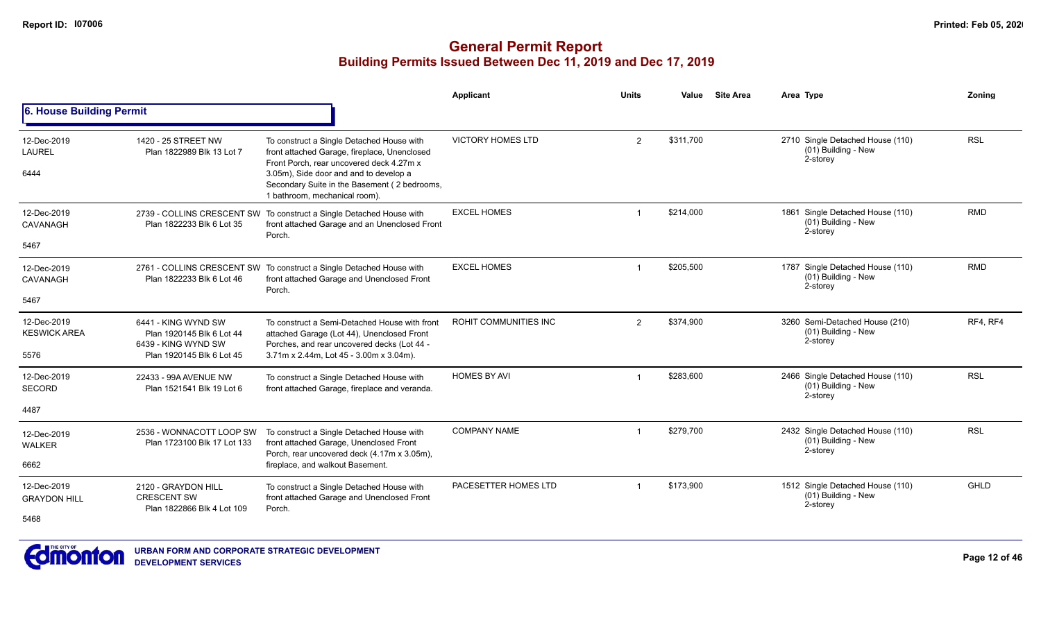# General Permit Report

## Building Permits Issued Between Dec 11, 2019 and Dec 17, 2019

### 6. House Building Permit

| Date / Neighbourhood | Address / Legal | Description | Applicant | Units | Value | Site Area | Area | Type | Zoning |
|---|---|---|---|---|---|---|---|---|---|
| 12-Dec-2019 LAUREL 6444 | 1420 - 25 STREET NW Plan 1822989 Blk 13 Lot 7 | To construct a Single Detached House with front attached Garage, fireplace, Unenclosed Front Porch, rear uncovered deck 4.27m x 3.05m), Side door and and to develop a Secondary Suite in the Basement ( 2 bedrooms, 1 bathroom, mechanical room). | VICTORY HOMES LTD | 2 | $311,700 | | 2710 | Single Detached House (110) (01) Building - New 2-storey | RSL |
| 12-Dec-2019 CAVANAGH 5467 | 2739 - COLLINS CRESCENT SW Plan 1822233 Blk 6 Lot 35 | To construct a Single Detached House with front attached Garage and an Unenclosed Front Porch. | EXCEL HOMES | 1 | $214,000 | | 1861 | Single Detached House (110) (01) Building - New 2-storey | RMD |
| 12-Dec-2019 CAVANAGH 5467 | 2761 - COLLINS CRESCENT SW Plan 1822233 Blk 6 Lot 46 | To construct a Single Detached House with front attached Garage and Unenclosed Front Porch. | EXCEL HOMES | 1 | $205,500 | | 1787 | Single Detached House (110) (01) Building - New 2-storey | RMD |
| 12-Dec-2019 KESWICK AREA 5576 | 6441 - KING WYND SW Plan 1920145 Blk 6 Lot 44 6439 - KING WYND SW Plan 1920145 Blk 6 Lot 45 | To construct a Semi-Detached House with front attached Garage (Lot 44), Unenclosed Front Porches, and rear uncovered decks (Lot 44 - 3.71m x 2.44m, Lot 45 - 3.00m x 3.04m). | ROHIT COMMUNITIES INC | 2 | $374,900 | | 3260 | Semi-Detached House (210) (01) Building - New 2-storey | RF4, RF4 |
| 12-Dec-2019 SECORD 4487 | 22433 - 99A AVENUE NW Plan 1521541 Blk 19 Lot 6 | To construct a Single Detached House with front attached Garage, fireplace and veranda. | HOMES BY AVI | 1 | $283,600 | | 2466 | Single Detached House (110) (01) Building - New 2-storey | RSL |
| 12-Dec-2019 WALKER 6662 | 2536 - WONNACOTT LOOP SW Plan 1723100 Blk 17 Lot 133 | To construct a Single Detached House with front attached Garage, Unenclosed Front Porch, rear uncovered deck (4.17m x 3.05m), fireplace, and walkout Basement. | COMPANY NAME | 1 | $279,700 | | 2432 | Single Detached House (110) (01) Building - New 2-storey | RSL |
| 12-Dec-2019 GRAYDON HILL 5468 | 2120 - GRAYDON HILL CRESCENT SW Plan 1822866 Blk 4 Lot 109 | To construct a Single Detached House with front attached Garage and Unenclosed Front Porch. | PACESETTER HOMES LTD | 1 | $173,900 | | 1512 | Single Detached House (110) (01) Building - New 2-storey | GHLD |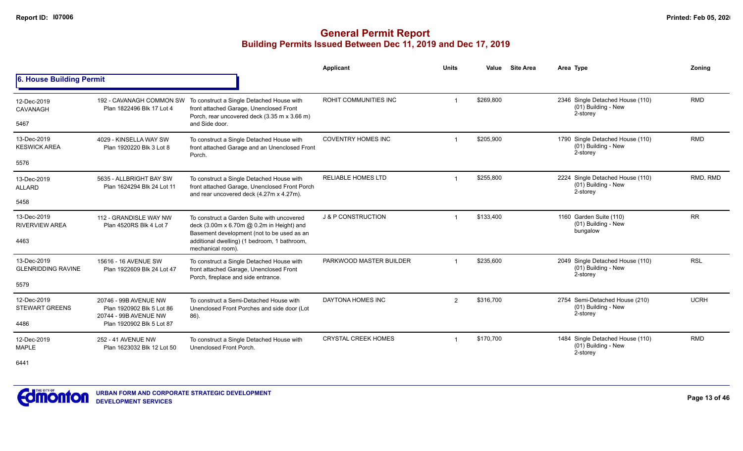# General Permit Report
## Building Permits Issued Between Dec 11, 2019 and Dec 17, 2019

### 6. House Building Permit

| Date / Neighbourhood | Address / Legal | Description | Applicant | Units | Value | Site Area | Area Type | Zoning |
|---|---|---|---|---|---|---|---|---|
| 12-Dec-2019 CAVANAGH 5467 | 192 - CAVANAGH COMMON SW Plan 1822496 Blk 17 Lot 4 | To construct a Single Detached House with front attached Garage, Unenclosed Front Porch, rear uncovered deck (3.35 m x 3.66 m) and Side door. | ROHIT COMMUNITIES INC | 1 | $269,800 | | 2346 Single Detached House (110) (01) Building - New 2-storey | RMD |
| 13-Dec-2019 KESWICK AREA 5576 | 4029 - KINSELLA WAY SW Plan 1920220 Blk 3 Lot 8 | To construct a Single Detached House with front attached Garage and an Unenclosed Front Porch. | COVENTRY HOMES INC | 1 | $205,900 | | 1790 Single Detached House (110) (01) Building - New 2-storey | RMD |
| 13-Dec-2019 ALLARD 5458 | 5635 - ALLBRIGHT BAY SW Plan 1624294 Blk 24 Lot 11 | To construct a Single Detached House with front attached Garage, Unenclosed Front Porch and rear uncovered deck (4.27m x 4.27m). | RELIABLE HOMES LTD | 1 | $255,800 | | 2224 Single Detached House (110) (01) Building - New 2-storey | RMD, RMD |
| 13-Dec-2019 RIVERVIEW AREA 4463 | 112 - GRANDISLE WAY NW Plan 4520RS Blk 4 Lot 7 | To construct a Garden Suite with uncovered deck (3.00m x 6.70m @ 0.2m in Height) and Basement development (not to be used as an additional dwelling) (1 bedroom, 1 bathroom, mechanical room). | J & P CONSTRUCTION | 1 | $133,400 | | 1160 Garden Suite (110) (01) Building - New bungalow | RR |
| 13-Dec-2019 GLENRIDDING RAVINE 5579 | 15616 - 16 AVENUE SW Plan 1922609 Blk 24 Lot 47 | To construct a Single Detached House with front attached Garage, Unenclosed Front Porch, fireplace and side entrance. | PARKWOOD MASTER BUILDER | 1 | $235,600 | | 2049 Single Detached House (110) (01) Building - New 2-storey | RSL |
| 12-Dec-2019 STEWART GREENS 4486 | 20746 - 99B AVENUE NW Plan 1920902 Blk 5 Lot 86 20744 - 99B AVENUE NW Plan 1920902 Blk 5 Lot 87 | To construct a Semi-Detached House with Unenclosed Front Porches and side door (Lot 86). | DAYTONA HOMES INC | 2 | $316,700 | | 2754 Semi-Detached House (210) (01) Building - New 2-storey | UCRH |
| 12-Dec-2019 MAPLE 6441 | 252 - 41 AVENUE NW Plan 1623032 Blk 12 Lot 50 | To construct a Single Detached House with Unenclosed Front Porch. | CRYSTAL CREEK HOMES | 1 | $170,700 | | 1484 Single Detached House (110) (01) Building - New 2-storey | RMD |

URBAN FORM AND CORPORATE STRATEGIC DEVELOPMENT
DEVELOPMENT SERVICES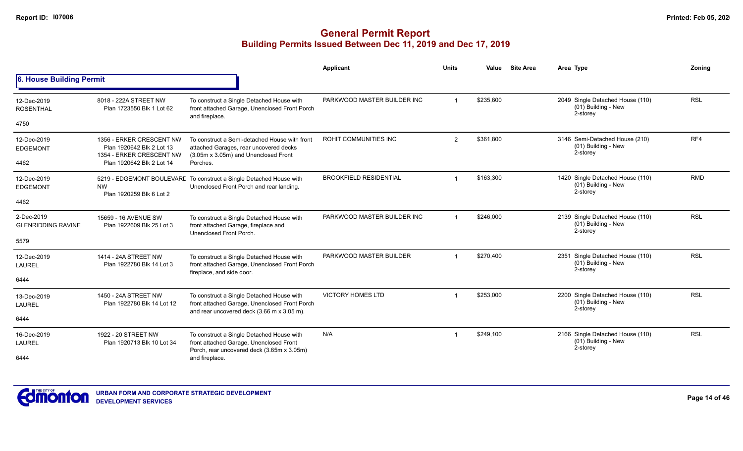# General Permit Report
## Building Permits Issued Between Dec 11, 2019 and Dec 17, 2019

### 6. House Building Permit

| Date / Neighbourhood | Address / Legal | Description | Applicant | Units | Value | Site Area | Area | Type | Zoning |
|---|---|---|---|---|---|---|---|---|---|
| 12-Dec-2019 ROSENTHAL 4750 | 8018 - 222A STREET NW Plan 1723550 Blk 1 Lot 62 | To construct a Single Detached House with front attached Garage, Unenclosed Front Porch and fireplace. | PARKWOOD MASTER BUILDER INC | 1 | $235,600 | | 2049 | Single Detached House (110) (01) Building - New 2-storey | RSL |
| 12-Dec-2019 EDGEMONT 4462 | 1356 - ERKER CRESCENT NW Plan 1920642 Blk 2 Lot 13 1354 - ERKER CRESCENT NW Plan 1920642 Blk 2 Lot 14 | To construct a Semi-detached House with front attached Garages, rear uncovered decks (3.05m x 3.05m) and Unenclosed Front Porches. | ROHIT COMMUNITIES INC | 2 | $361,800 | | 3146 | Semi-Detached House (210) (01) Building - New 2-storey | RF4 |
| 12-Dec-2019 EDGEMONT 4462 | 5219 - EDGEMONT BOULEVARD NW Plan 1920259 Blk 6 Lot 2 | To construct a Single Detached House with Unenclosed Front Porch and rear landing. | BROOKFIELD RESIDENTIAL | 1 | $163,300 | | 1420 | Single Detached House (110) (01) Building - New 2-storey | RMD |
| 2-Dec-2019 GLENRIDDING RAVINE 5579 | 15659 - 16 AVENUE SW Plan 1922609 Blk 25 Lot 3 | To construct a Single Detached House with front attached Garage, fireplace and Unenclosed Front Porch. | PARKWOOD MASTER BUILDER INC | 1 | $246,000 | | 2139 | Single Detached House (110) (01) Building - New 2-storey | RSL |
| 12-Dec-2019 LAUREL 6444 | 1414 - 24A STREET NW Plan 1922780 Blk 14 Lot 3 | To construct a Single Detached House with front attached Garage, Unenclosed Front Porch fireplace, and side door. | PARKWOOD MASTER BUILDER | 1 | $270,400 | | 2351 | Single Detached House (110) (01) Building - New 2-storey | RSL |
| 13-Dec-2019 LAUREL 6444 | 1450 - 24A STREET NW Plan 1922780 Blk 14 Lot 12 | To construct a Single Detached House with front attached Garage, Unenclosed Front Porch and rear uncovered deck (3.66 m x 3.05 m). | VICTORY HOMES LTD | 1 | $253,000 | | 2200 | Single Detached House (110) (01) Building - New 2-storey | RSL |
| 16-Dec-2019 LAUREL 6444 | 1922 - 20 STREET NW Plan 1920713 Blk 10 Lot 34 | To construct a Single Detached House with front attached Garage, Unenclosed Front Porch, rear uncovered deck (3.65m x 3.05m) and fireplace. | N/A | 1 | $249,100 | | 2166 | Single Detached House (110) (01) Building - New 2-storey | RSL |

URBAN FORM AND CORPORATE STRATEGIC DEVELOPMENT
DEVELOPMENT SERVICES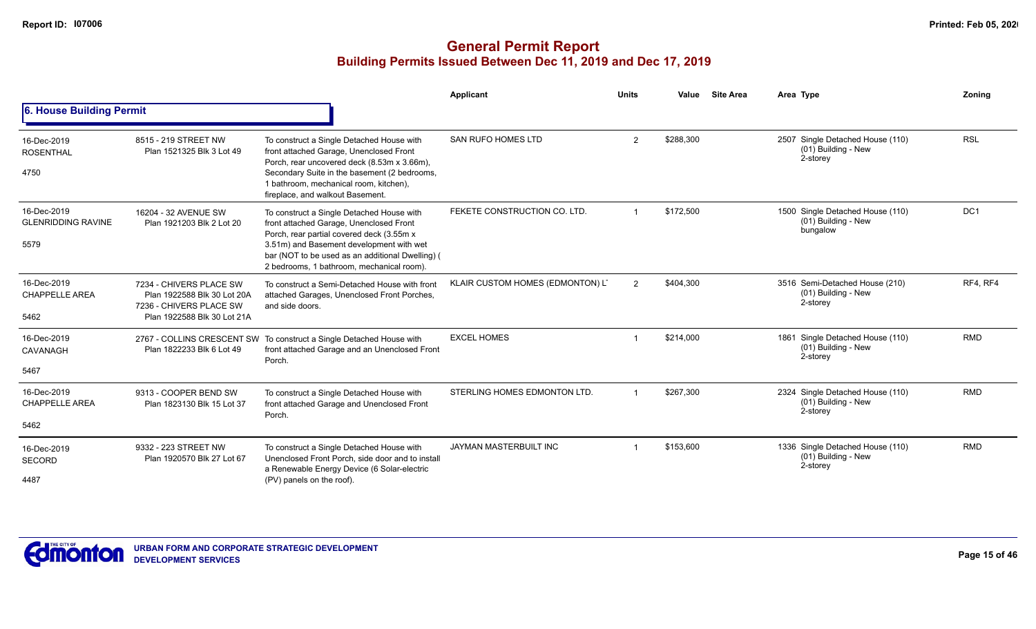# General Permit Report

## Building Permits Issued Between Dec 11, 2019 and Dec 17, 2019

### 6. House Building Permit

| Date / Neighbourhood / Code | Address / Legal | Description | Applicant | Units | Value | Site Area | Area | Type | Zoning |
|---|---|---|---|---|---|---|---|---|---|
| 16-Dec-2019 ROSENTHAL 4750 | 8515 - 219 STREET NW Plan 1521325 Blk 3 Lot 49 | To construct a Single Detached House with front attached Garage, Unenclosed Front Porch, rear uncovered deck (8.53m x 3.66m), Secondary Suite in the basement (2 bedrooms, 1 bathroom, mechanical room, kitchen), fireplace, and walkout Basement. | SAN RUFO HOMES LTD | 2 | $288,300 | | 2507 | Single Detached House (110) (01) Building - New 2-storey | RSL |
| 16-Dec-2019 GLENRIDDING RAVINE 5579 | 16204 - 32 AVENUE SW Plan 1921203 Blk 2 Lot 20 | To construct a Single Detached House with front attached Garage, Unenclosed Front Porch, rear partial covered deck (3.55m x 3.51m) and Basement development with wet bar (NOT to be used as an additional Dwelling) ( 2 bedrooms, 1 bathroom, mechanical room). | FEKETE CONSTRUCTION CO. LTD. | 1 | $172,500 | | 1500 | Single Detached House (110) (01) Building - New bungalow | DC1 |
| 16-Dec-2019 CHAPPELLE AREA 5462 | 7234 - CHIVERS PLACE SW Plan 1922588 Blk 30 Lot 20A 7236 - CHIVERS PLACE SW Plan 1922588 Blk 30 Lot 21A | To construct a Semi-Detached House with front attached Garages, Unenclosed Front Porches, and side doors. | KLAIR CUSTOM HOMES (EDMONTON) L' | 2 | $404,300 | | 3516 | Semi-Detached House (210) (01) Building - New 2-storey | RF4, RF4 |
| 16-Dec-2019 CAVANAGH 5467 | 2767 - COLLINS CRESCENT SW Plan 1822233 Blk 6 Lot 49 | To construct a Single Detached House with front attached Garage and an Unenclosed Front Porch. | EXCEL HOMES | 1 | $214,000 | | 1861 | Single Detached House (110) (01) Building - New 2-storey | RMD |
| 16-Dec-2019 CHAPPELLE AREA 5462 | 9313 - COOPER BEND SW Plan 1823130 Blk 15 Lot 37 | To construct a Single Detached House with front attached Garage and Unenclosed Front Porch. | STERLING HOMES EDMONTON LTD. | 1 | $267,300 | | 2324 | Single Detached House (110) (01) Building - New 2-storey | RMD |
| 16-Dec-2019 SECORD 4487 | 9332 - 223 STREET NW Plan 1920570 Blk 27 Lot 67 | To construct a Single Detached House with Unenclosed Front Porch, side door and to install a Renewable Energy Device (6 Solar-electric (PV) panels on the roof). | JAYMAN MASTERBUILT INC | 1 | $153,600 | | 1336 | Single Detached House (110) (01) Building - New 2-storey | RMD |

URBAN FORM AND CORPORATE STRATEGIC DEVELOPMENT
DEVELOPMENT SERVICES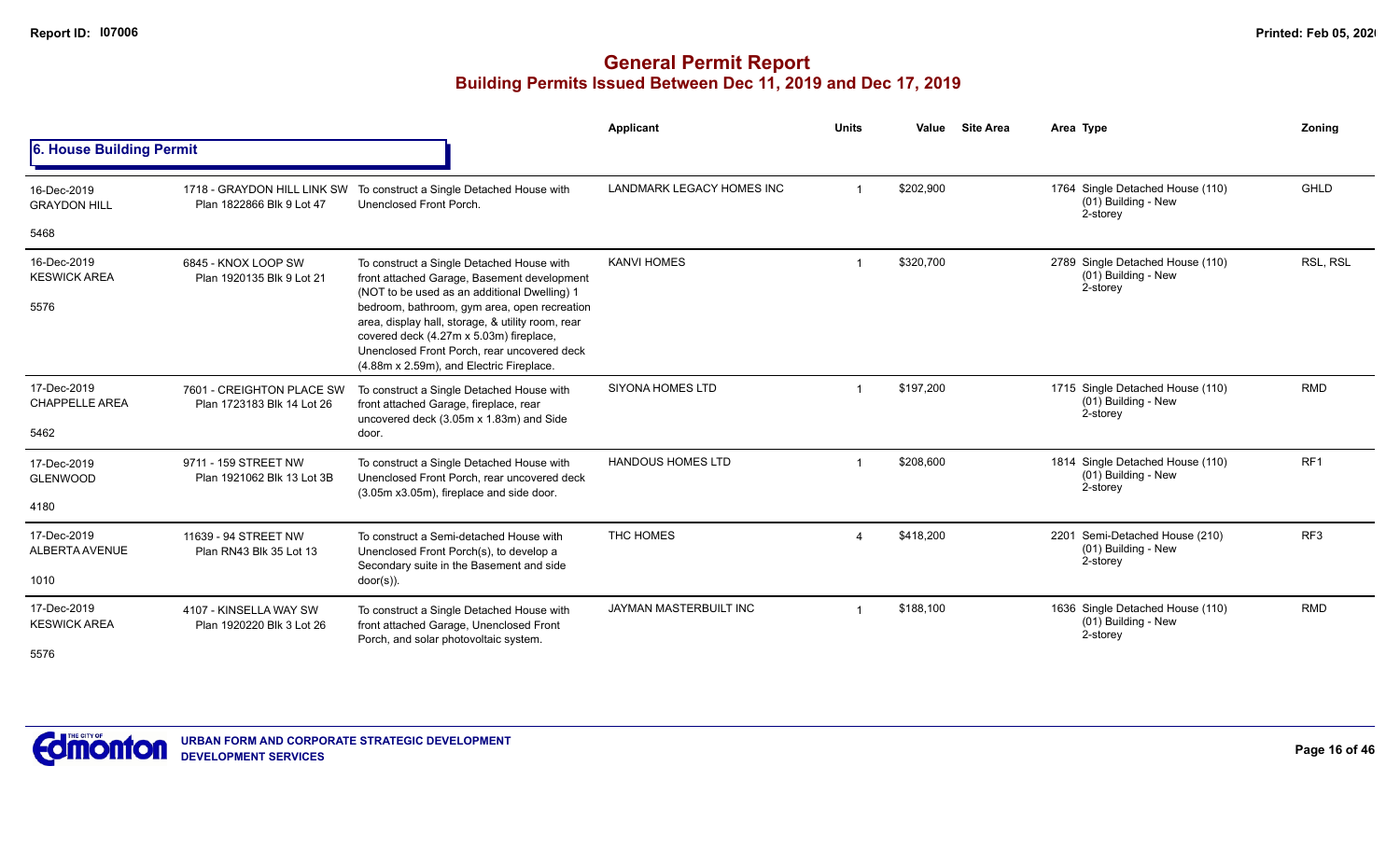# General Permit Report
## Building Permits Issued Between Dec 11, 2019 and Dec 17, 2019

### 6. House Building Permit

| | | | Applicant | Units | Value | Site Area | Area | Type | Zoning |
|---|---|---|---|---|---|---|---|---|---|
| 16-Dec-2019 GRAYDON HILL 5468 | 1718 - GRAYDON HILL LINK SW Plan 1822866 Blk 9 Lot 47 | To construct a Single Detached House with Unenclosed Front Porch. | LANDMARK LEGACY HOMES INC | 1 | $202,900 | | 1764 | Single Detached House (110) (01) Building - New 2-storey | GHLD |
| 16-Dec-2019 KESWICK AREA 5576 | 6845 - KNOX LOOP SW Plan 1920135 Blk 9 Lot 21 | To construct a Single Detached House with front attached Garage, Basement development (NOT to be used as an additional Dwelling) 1 bedroom, bathroom, gym area, open recreation area, display hall, storage, & utility room, rear covered deck (4.27m x 5.03m) fireplace, Unenclosed Front Porch, rear uncovered deck (4.88m x 2.59m), and Electric Fireplace. | KANVI HOMES | 1 | $320,700 | | 2789 | Single Detached House (110) (01) Building - New 2-storey | RSL, RSL |
| 17-Dec-2019 CHAPPELLE AREA 5462 | 7601 - CREIGHTON PLACE SW Plan 1723183 Blk 14 Lot 26 | To construct a Single Detached House with front attached Garage, fireplace, rear uncovered deck (3.05m x 1.83m) and Side door. | SIYONA HOMES LTD | 1 | $197,200 | | 1715 | Single Detached House (110) (01) Building - New 2-storey | RMD |
| 17-Dec-2019 GLENWOOD 4180 | 9711 - 159 STREET NW Plan 1921062 Blk 13 Lot 3B | To construct a Single Detached House with Unenclosed Front Porch, rear uncovered deck (3.05m x3.05m), fireplace and side door. | HANDOUS HOMES LTD | 1 | $208,600 | | 1814 | Single Detached House (110) (01) Building - New 2-storey | RF1 |
| 17-Dec-2019 ALBERTA AVENUE 1010 | 11639 - 94 STREET NW Plan RN43 Blk 35 Lot 13 | To construct a Semi-detached House with Unenclosed Front Porch(s), to develop a Secondary suite in the Basement and side door(s)). | THC HOMES | 4 | $418,200 | | 2201 | Semi-Detached House (210) (01) Building - New 2-storey | RF3 |
| 17-Dec-2019 KESWICK AREA 5576 | 4107 - KINSELLA WAY SW Plan 1920220 Blk 3 Lot 26 | To construct a Single Detached House with front attached Garage, Unenclosed Front Porch, and solar photovoltaic system. | JAYMAN MASTERBUILT INC | 1 | $188,100 | | 1636 | Single Detached House (110) (01) Building - New 2-storey | RMD |

URBAN FORM AND CORPORATE STRATEGIC DEVELOPMENT
DEVELOPMENT SERVICES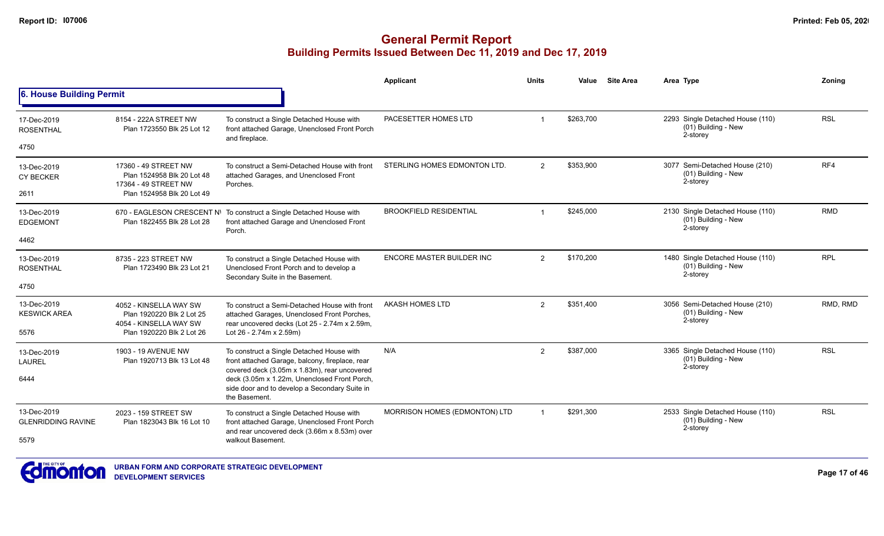# General Permit Report
## Building Permits Issued Between Dec 11, 2019 and Dec 17, 2019

### 6. House Building Permit

| Date / Neighbourhood | Address / Legal | Description | Applicant | Units | Value | Site Area | Area | Type | Zoning |
|---|---|---|---|---|---|---|---|---|---|
| 17-Dec-2019 ROSENTHAL 4750 | 8154 - 222A STREET NW Plan 1723550 Blk 25 Lot 12 | To construct a Single Detached House with front attached Garage, Unenclosed Front Porch and fireplace. | PACESETTER HOMES LTD | 1 | $263,700 | | 2293 | Single Detached House (110) (01) Building - New 2-storey | RSL |
| 13-Dec-2019 CY BECKER 2611 | 17360 - 49 STREET NW Plan 1524958 Blk 20 Lot 48 17364 - 49 STREET NW Plan 1524958 Blk 20 Lot 49 | To construct a Semi-Detached House with front attached Garages, and Unenclosed Front Porches. | STERLING HOMES EDMONTON LTD. | 2 | $353,900 | | 3077 | Semi-Detached House (210) (01) Building - New 2-storey | RF4 |
| 13-Dec-2019 EDGEMONT 4462 | 670 - EAGLESON CRESCENT NW Plan 1822455 Blk 28 Lot 28 | To construct a Single Detached House with front attached Garage and Unenclosed Front Porch. | BROOKFIELD RESIDENTIAL | 1 | $245,000 | | 2130 | Single Detached House (110) (01) Building - New 2-storey | RMD |
| 13-Dec-2019 ROSENTHAL 4750 | 8735 - 223 STREET NW Plan 1723490 Blk 23 Lot 21 | To construct a Single Detached House with Unenclosed Front Porch and to develop a Secondary Suite in the Basement. | ENCORE MASTER BUILDER INC | 2 | $170,200 | | 1480 | Single Detached House (110) (01) Building - New 2-storey | RPL |
| 13-Dec-2019 KESWICK AREA 5576 | 4052 - KINSELLA WAY SW Plan 1920220 Blk 2 Lot 25 4054 - KINSELLA WAY SW Plan 1920220 Blk 2 Lot 26 | To construct a Semi-Detached House with front attached Garages, Unenclosed Front Porches, rear uncovered decks (Lot 25 - 2.74m x 2.59m, Lot 26 - 2.74m x 2.59m) | AKASH HOMES LTD | 2 | $351,400 | | 3056 | Semi-Detached House (210) (01) Building - New 2-storey | RMD, RMD |
| 13-Dec-2019 LAUREL 6444 | 1903 - 19 AVENUE NW Plan 1920713 Blk 13 Lot 48 | To construct a Single Detached House with front attached Garage, balcony, fireplace, rear covered deck (3.05m x 1.83m), rear uncovered deck (3.05m x 1.22m, Unenclosed Front Porch, side door and to develop a Secondary Suite in the Basement. | N/A | 2 | $387,000 | | 3365 | Single Detached House (110) (01) Building - New 2-storey | RSL |
| 13-Dec-2019 GLENRIDDING RAVINE 5579 | 2023 - 159 STREET SW Plan 1823043 Blk 16 Lot 10 | To construct a Single Detached House with front attached Garage, Unenclosed Front Porch and rear uncovered deck (3.66m x 8.53m) over walkout Basement. | MORRISON HOMES (EDMONTON) LTD | 1 | $291,300 | | 2533 | Single Detached House (110) (01) Building - New 2-storey | RSL |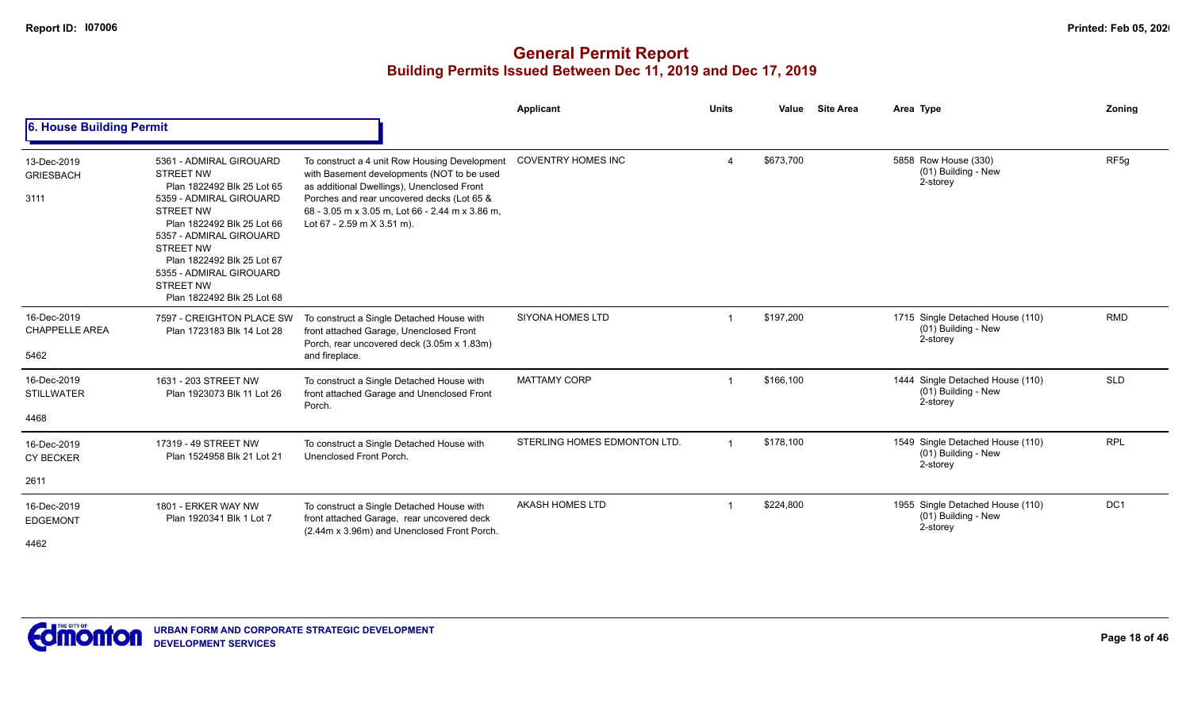# General Permit Report
## Building Permits Issued Between Dec 11, 2019 and Dec 17, 2019

### 6. House Building Permit

| Date / Neighbourhood | Address / Legal | Description | Applicant | Units | Value | Site Area | Area Type | Zoning |
|---|---|---|---|---|---|---|---|---|
| 13-Dec-2019 GRIESBACH 3111 | 5361 - ADMIRAL GIROUARD STREET NW Plan 1822492 Blk 25 Lot 65; 5359 - ADMIRAL GIROUARD STREET NW Plan 1822492 Blk 25 Lot 66; 5357 - ADMIRAL GIROUARD STREET NW Plan 1822492 Blk 25 Lot 67; 5355 - ADMIRAL GIROUARD STREET NW Plan 1822492 Blk 25 Lot 68 | To construct a 4 unit Row Housing Development with Basement developments (NOT to be used as additional Dwellings), Unenclosed Front Porches and rear uncovered decks (Lot 65 & 68 - 3.05 m x 3.05 m, Lot 66 - 2.44 m x 3.86 m, Lot 67 - 2.59 m X 3.51 m). | COVENTRY HOMES INC | 4 | $673,700 | | 5858 Row House (330) (01) Building - New 2-storey | RF5g |
| 16-Dec-2019 CHAPPELLE AREA 5462 | 7597 - CREIGHTON PLACE SW Plan 1723183 Blk 14 Lot 28 | To construct a Single Detached House with front attached Garage, Unenclosed Front Porch, rear uncovered deck (3.05m x 1.83m) and fireplace. | SIYONA HOMES LTD | 1 | $197,200 | | 1715 Single Detached House (110) (01) Building - New 2-storey | RMD |
| 16-Dec-2019 STILLWATER 4468 | 1631 - 203 STREET NW Plan 1923073 Blk 11 Lot 26 | To construct a Single Detached House with front attached Garage and Unenclosed Front Porch. | MATTAMY CORP | 1 | $166,100 | | 1444 Single Detached House (110) (01) Building - New 2-storey | SLD |
| 16-Dec-2019 CY BECKER 2611 | 17319 - 49 STREET NW Plan 1524958 Blk 21 Lot 21 | To construct a Single Detached House with Unenclosed Front Porch. | STERLING HOMES EDMONTON LTD. | 1 | $178,100 | | 1549 Single Detached House (110) (01) Building - New 2-storey | RPL |
| 16-Dec-2019 EDGEMONT 4462 | 1801 - ERKER WAY NW Plan 1920341 Blk 1 Lot 7 | To construct a Single Detached House with front attached Garage, rear uncovered deck (2.44m x 3.96m) and Unenclosed Front Porch. | AKASH HOMES LTD | 1 | $224,800 | | 1955 Single Detached House (110) (01) Building - New 2-storey | DC1 |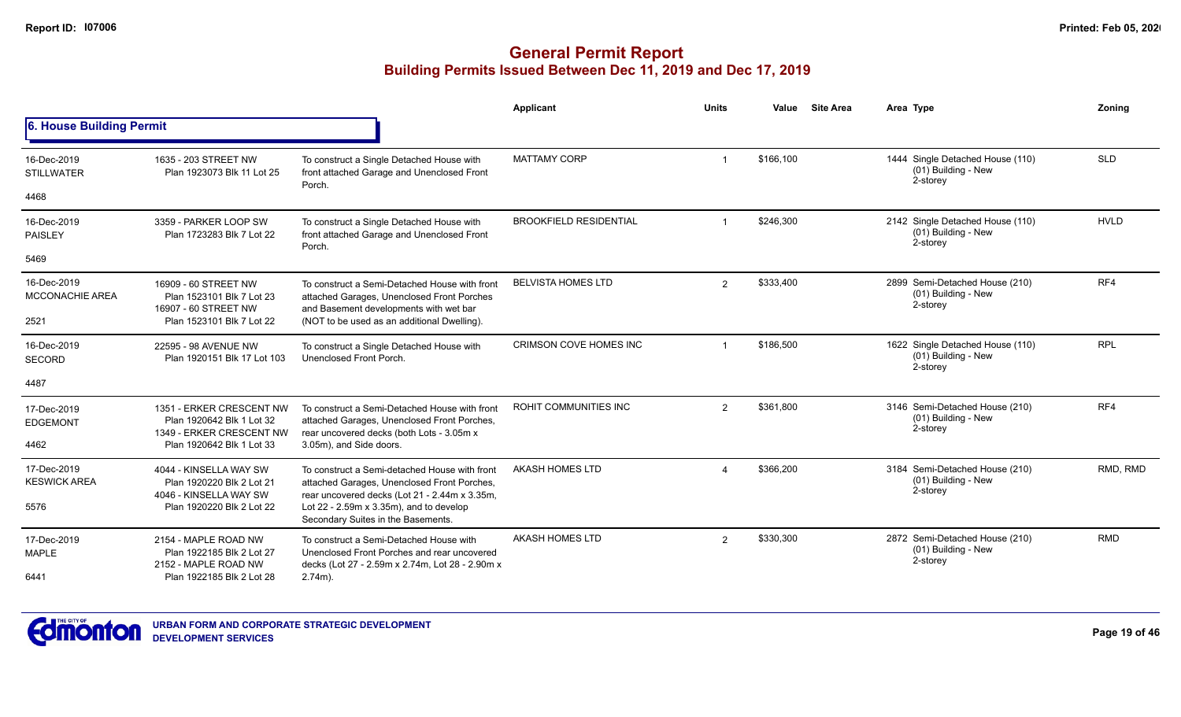# General Permit Report
## Building Permits Issued Between Dec 11, 2019 and Dec 17, 2019

### 6. House Building Permit

| Date / Neighbourhood | Address / Legal | Description | Applicant | Units | Value | Site Area | Area | Type | Zoning |
|---|---|---|---|---|---|---|---|---|---|
| 16-Dec-2019 STILLWATER 4468 | 1635 - 203 STREET NW Plan 1923073 Blk 11 Lot 25 | To construct a Single Detached House with front attached Garage and Unenclosed Front Porch. | MATTAMY CORP | 1 | $166,100 | | 1444 | Single Detached House (110) (01) Building - New 2-storey | SLD |
| 16-Dec-2019 PAISLEY 5469 | 3359 - PARKER LOOP SW Plan 1723283 Blk 7 Lot 22 | To construct a Single Detached House with front attached Garage and Unenclosed Front Porch. | BROOKFIELD RESIDENTIAL | 1 | $246,300 | | 2142 | Single Detached House (110) (01) Building - New 2-storey | HVLD |
| 16-Dec-2019 MCCONACHIE AREA 2521 | 16909 - 60 STREET NW Plan 1523101 Blk 7 Lot 23 16907 - 60 STREET NW Plan 1523101 Blk 7 Lot 22 | To construct a Semi-Detached House with front attached Garages, Unenclosed Front Porches and Basement developments with wet bar (NOT to be used as an additional Dwelling). | BELVISTA HOMES LTD | 2 | $333,400 | | 2899 | Semi-Detached House (210) (01) Building - New 2-storey | RF4 |
| 16-Dec-2019 SECORD 4487 | 22595 - 98 AVENUE NW Plan 1920151 Blk 17 Lot 103 | To construct a Single Detached House with Unenclosed Front Porch. | CRIMSON COVE HOMES INC | 1 | $186,500 | | 1622 | Single Detached House (110) (01) Building - New 2-storey | RPL |
| 17-Dec-2019 EDGEMONT 4462 | 1351 - ERKER CRESCENT NW Plan 1920642 Blk 1 Lot 32 1349 - ERKER CRESCENT NW Plan 1920642 Blk 1 Lot 33 | To construct a Semi-Detached House with front attached Garages, Unenclosed Front Porches, rear uncovered decks (both Lots - 3.05m x 3.05m), and Side doors. | ROHIT COMMUNITIES INC | 2 | $361,800 | | 3146 | Semi-Detached House (210) (01) Building - New 2-storey | RF4 |
| 17-Dec-2019 KESWICK AREA 5576 | 4044 - KINSELLA WAY SW Plan 1920220 Blk 2 Lot 21 4046 - KINSELLA WAY SW Plan 1920220 Blk 2 Lot 22 | To construct a Semi-detached House with front attached Garages, Unenclosed Front Porches, rear uncovered decks (Lot 21 - 2.44m x 3.35m, Lot 22 - 2.59m x 3.35m), and to develop Secondary Suites in the Basements. | AKASH HOMES LTD | 4 | $366,200 | | 3184 | Semi-Detached House (210) (01) Building - New 2-storey | RMD, RMD |
| 17-Dec-2019 MAPLE 6441 | 2154 - MAPLE ROAD NW Plan 1922185 Blk 2 Lot 27 2152 - MAPLE ROAD NW Plan 1922185 Blk 2 Lot 28 | To construct a Semi-Detached House with Unenclosed Front Porches and rear uncovered decks (Lot 27 - 2.59m x 2.74m, Lot 28 - 2.90m x 2.74m). | AKASH HOMES LTD | 2 | $330,300 | | 2872 | Semi-Detached House (210) (01) Building - New 2-storey | RMD |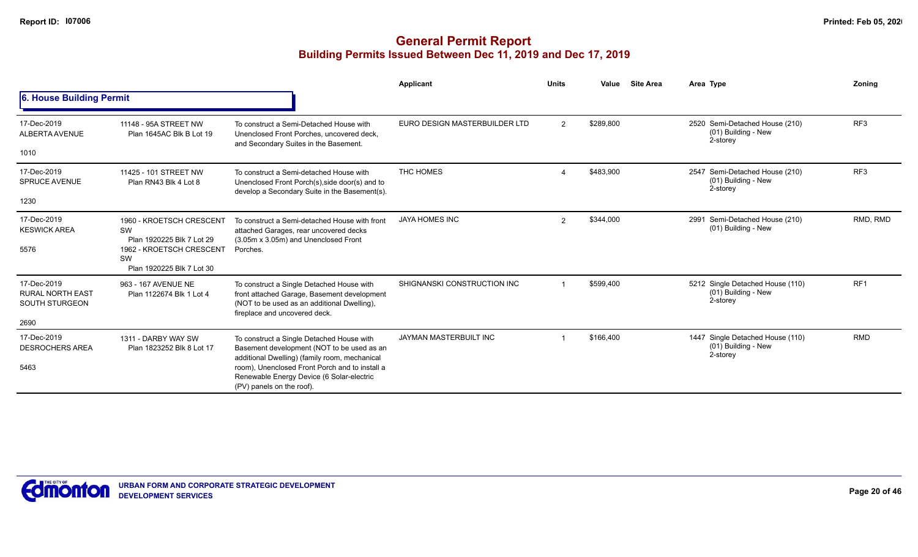# General Permit Report

## Building Permits Issued Between Dec 11, 2019 and Dec 17, 2019

### 6. House Building Permit

| | | | Applicant | Units | Value | Site Area | Area | Type | Zoning |
|---|---|---|---|---|---|---|---|---|---|
| 17-Dec-2019 ALBERTA AVENUE 1010 | 11148 - 95A STREET NW Plan 1645AC Blk B Lot 19 | To construct a Semi-Detached House with Unenclosed Front Porches, uncovered deck, and Secondary Suites in the Basement. | EURO DESIGN MASTERBUILDER LTD | 2 | $289,800 | | 2520 | Semi-Detached House (210) (01) Building - New 2-storey | RF3 |
| 17-Dec-2019 SPRUCE AVENUE 1230 | 11425 - 101 STREET NW Plan RN43 Blk 4 Lot 8 | To construct a Semi-detached House with Unenclosed Front Porch(s),side door(s) and to develop a Secondary Suite in the Basement(s). | THC HOMES | 4 | $483,900 | | 2547 | Semi-Detached House (210) (01) Building - New 2-storey | RF3 |
| 17-Dec-2019 KESWICK AREA 5576 | 1960 - KROETSCH CRESCENT SW Plan 1920225 Blk 7 Lot 29 1962 - KROETSCH CRESCENT SW Plan 1920225 Blk 7 Lot 30 | To construct a Semi-detached House with front attached Garages, rear uncovered decks (3.05m x 3.05m) and Unenclosed Front Porches. | JAYA HOMES INC | 2 | $344,000 | | 2991 | Semi-Detached House (210) (01) Building - New | RMD, RMD |
| 17-Dec-2019 RURAL NORTH EAST SOUTH STURGEON 2690 | 963 - 167 AVENUE NE Plan 1122674 Blk 1 Lot 4 | To construct a Single Detached House with front attached Garage, Basement development (NOT to be used as an additional Dwelling), fireplace and uncovered deck. | SHIGNANSKI CONSTRUCTION INC | 1 | $599,400 | | 5212 | Single Detached House (110) (01) Building - New 2-storey | RF1 |
| 17-Dec-2019 DESROCHERS AREA 5463 | 1311 - DARBY WAY SW Plan 1823252 Blk 8 Lot 17 | To construct a Single Detached House with Basement development (NOT to be used as an additional Dwelling) (family room, mechanical room), Unenclosed Front Porch and to install a Renewable Energy Device (6 Solar-electric (PV) panels on the roof). | JAYMAN MASTERBUILT INC | 1 | $166,400 | | 1447 | Single Detached House (110) (01) Building - New 2-storey | RMD |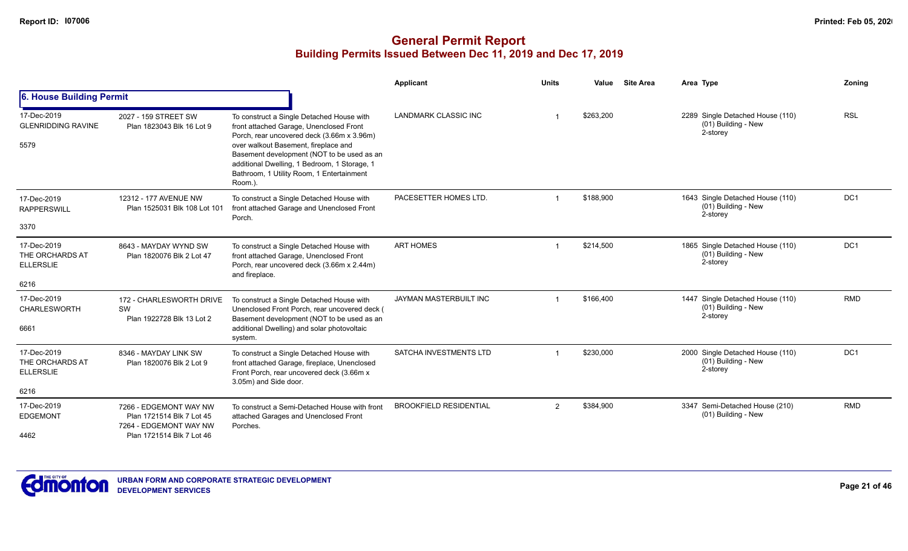# General Permit Report

## Building Permits Issued Between Dec 11, 2019 and Dec 17, 2019

### 6. House Building Permit

| Date / Neighbourhood | Address / Legal | Description | Applicant | Units | Value | Site Area | Area | Type | Zoning |
|---|---|---|---|---|---|---|---|---|---|
| 17-Dec-2019 GLENRIDDING RAVINE 5579 | 2027 - 159 STREET SW Plan 1823043 Blk 16 Lot 9 | To construct a Single Detached House with front attached Garage, Unenclosed Front Porch, rear uncovered deck (3.66m x 3.96m) over walkout Basement, fireplace and Basement development (NOT to be used as an additional Dwelling, 1 Bedroom, 1 Storage, 1 Bathroom, 1 Utility Room, 1 Entertainment Room.). | LANDMARK CLASSIC INC | 1 | $263,200 | | 2289 | Single Detached House (110) (01) Building - New 2-storey | RSL |
| 17-Dec-2019 RAPPERSWILL 3370 | 12312 - 177 AVENUE NW Plan 1525031 Blk 108 Lot 101 | To construct a Single Detached House with front attached Garage and Unenclosed Front Porch. | PACESETTER HOMES LTD. | 1 | $188,900 | | 1643 | Single Detached House (110) (01) Building - New 2-storey | DC1 |
| 17-Dec-2019 THE ORCHARDS AT ELLERSLIE 6216 | 8643 - MAYDAY WYND SW Plan 1820076 Blk 2 Lot 47 | To construct a Single Detached House with front attached Garage, Unenclosed Front Porch, rear uncovered deck (3.66m x 2.44m) and fireplace. | ART HOMES | 1 | $214,500 | | 1865 | Single Detached House (110) (01) Building - New 2-storey | DC1 |
| 17-Dec-2019 CHARLESWORTH 6661 | 172 - CHARLESWORTH DRIVE SW Plan 1922728 Blk 13 Lot 2 | To construct a Single Detached House with Unenclosed Front Porch, rear uncovered deck ( Basement development (NOT to be used as an additional Dwelling) and solar photovoltaic system. | JAYMAN MASTERBUILT INC | 1 | $166,400 | | 1447 | Single Detached House (110) (01) Building - New 2-storey | RMD |
| 17-Dec-2019 THE ORCHARDS AT ELLERSLIE 6216 | 8346 - MAYDAY LINK SW Plan 1820076 Blk 2 Lot 9 | To construct a Single Detached House with front attached Garage, fireplace, Unenclosed Front Porch, rear uncovered deck (3.66m x 3.05m) and Side door. | SATCHA INVESTMENTS LTD | 1 | $230,000 | | 2000 | Single Detached House (110) (01) Building - New 2-storey | DC1 |
| 17-Dec-2019 EDGEMONT 4462 | 7266 - EDGEMONT WAY NW Plan 1721514 Blk 7 Lot 45 7264 - EDGEMONT WAY NW Plan 1721514 Blk 7 Lot 46 | To construct a Semi-Detached House with front attached Garages and Unenclosed Front Porches. | BROOKFIELD RESIDENTIAL | 2 | $384,900 | | 3347 | Semi-Detached House (210) (01) Building - New | RMD |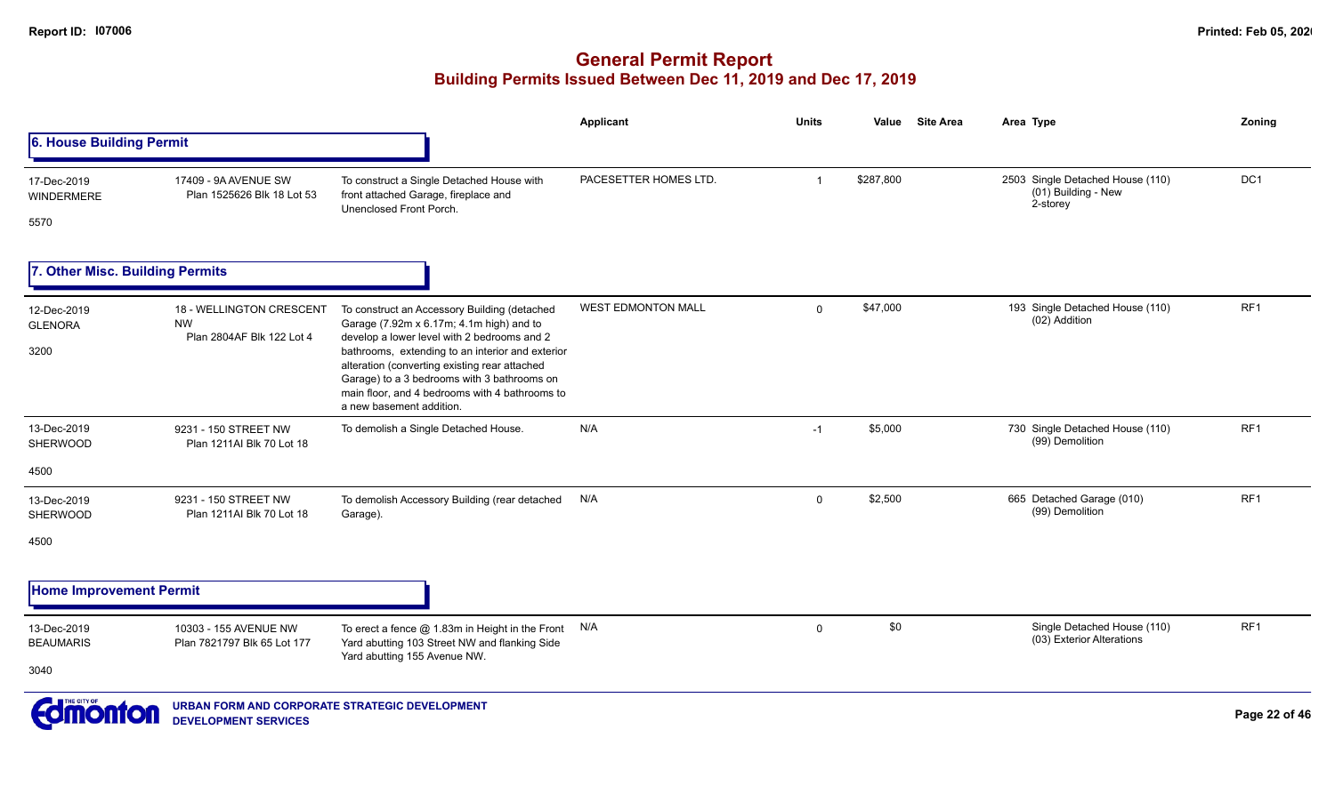# General Permit Report
## Building Permits Issued Between Dec 11, 2019 and Dec 17, 2019

### 6. House Building Permit

| Date / Neighbourhood | Address / Legal | Description | Applicant | Units | Value | Site Area | Area | Type | Zoning |
|---|---|---|---|---|---|---|---|---|---|
| 17-Dec-2019 WINDERMERE 5570 | 17409 - 9A AVENUE SW Plan 1525626 Blk 18 Lot 53 | To construct a Single Detached House with front attached Garage, fireplace and Unenclosed Front Porch. | PACESETTER HOMES LTD. | 1 | $287,800 | | 2503 | Single Detached House (110) (01) Building - New 2-storey | DC1 |

### 7. Other Misc. Building Permits

| Date / Neighbourhood | Address / Legal | Description | Applicant | Units | Value | Site Area | Area | Type | Zoning |
|---|---|---|---|---|---|---|---|---|---|
| 12-Dec-2019 GLENORA 3200 | 18 - WELLINGTON CRESCENT NW Plan 2804AF Blk 122 Lot 4 | To construct an Accessory Building (detached Garage (7.92m x 6.17m; 4.1m high) and to develop a lower level with 2 bedrooms and 2 bathrooms, extending to an interior and exterior alteration (converting existing rear attached Garage) to a 3 bedrooms with 3 bathrooms on main floor, and 4 bedrooms with 4 bathrooms to a new basement addition. | WEST EDMONTON MALL | 0 | $47,000 | | 193 | Single Detached House (110) (02) Addition | RF1 |
| 13-Dec-2019 SHERWOOD 4500 | 9231 - 150 STREET NW Plan 1211AI Blk 70 Lot 18 | To demolish a Single Detached House. | N/A | -1 | $5,000 | | 730 | Single Detached House (110) (99) Demolition | RF1 |
| 13-Dec-2019 SHERWOOD 4500 | 9231 - 150 STREET NW Plan 1211AI Blk 70 Lot 18 | To demolish Accessory Building (rear detached Garage). | N/A | 0 | $2,500 | | 665 | Detached Garage (010) (99) Demolition | RF1 |

### Home Improvement Permit

| Date / Neighbourhood | Address / Legal | Description | Applicant | Units | Value | Site Area | Area | Type | Zoning |
|---|---|---|---|---|---|---|---|---|---|
| 13-Dec-2019 BEAUMARIS 3040 | 10303 - 155 AVENUE NW Plan 7821797 Blk 65 Lot 177 | To erect a fence @ 1.83m in Height in the Front Yard abutting 103 Street NW and flanking Side Yard abutting 155 Avenue NW. | N/A | 0 | $0 | | | Single Detached House (110) (03) Exterior Alterations | RF1 |

URBAN FORM AND CORPORATE STRATEGIC DEVELOPMENT
DEVELOPMENT SERVICES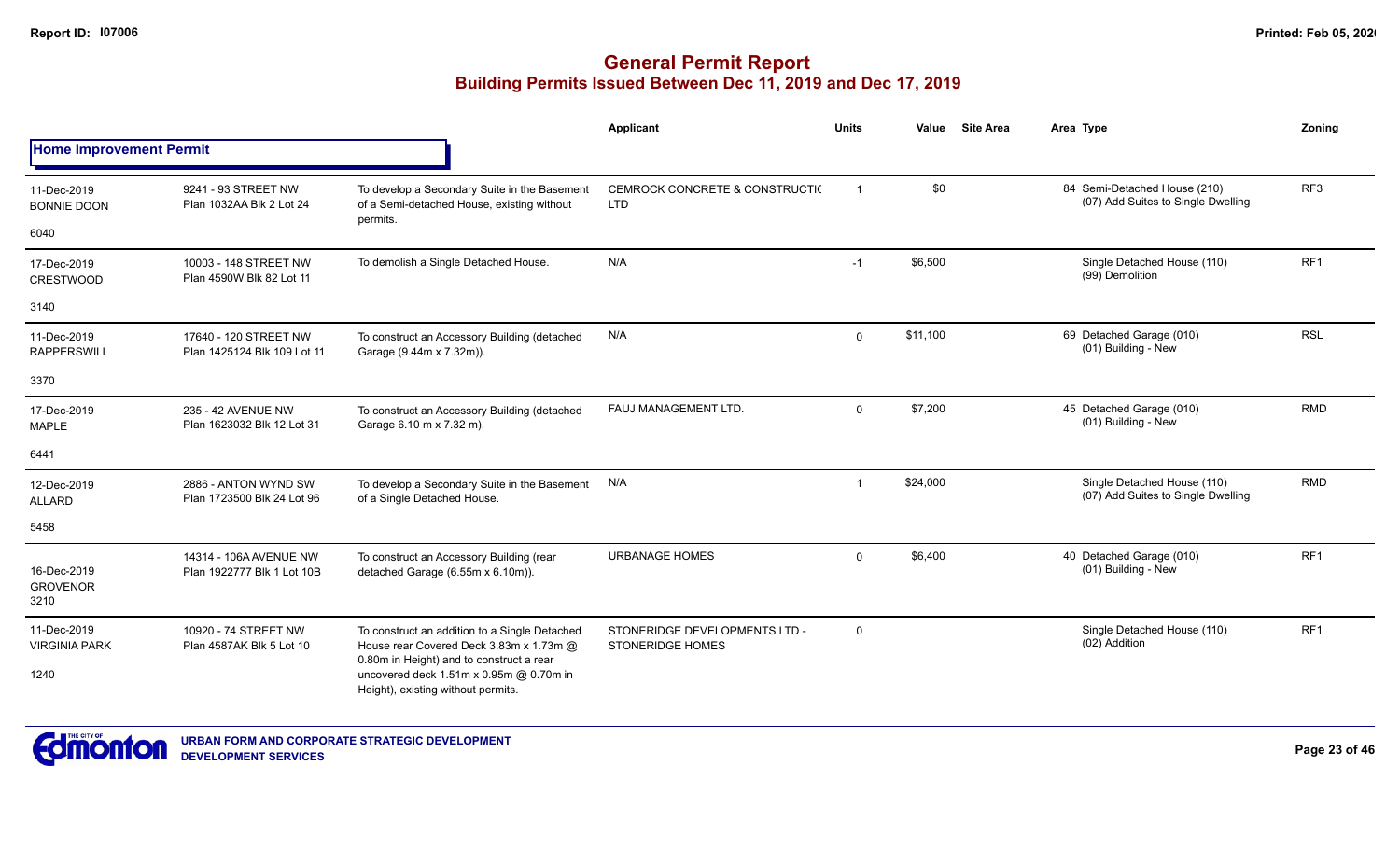# General Permit Report

## Building Permits Issued Between Dec 11, 2019 and Dec 17, 2019

| | | | Applicant | Units | Value | Site Area | Area | Type | Zoning |
|---|---|---|---|---|---|---|---|---|---|
| **Home Improvement Permit** | | | | | | | | | |
| 11-Dec-2019 BONNIE DOON 6040 | 9241 - 93 STREET NW Plan 1032AA Blk 2 Lot 24 | To develop a Secondary Suite in the Basement of a Semi-detached House, existing without permits. | CEMROCK CONCRETE & CONSTRUCTIC LTD | 1 | $0 | | 84 | Semi-Detached House (210) (07) Add Suites to Single Dwelling | RF3 |
| 17-Dec-2019 CRESTWOOD 3140 | 10003 - 148 STREET NW Plan 4590W Blk 82 Lot 11 | To demolish a Single Detached House. | N/A | -1 | $6,500 | | | Single Detached House (110) (99) Demolition | RF1 |
| 11-Dec-2019 RAPPERSWILL 3370 | 17640 - 120 STREET NW Plan 1425124 Blk 109 Lot 11 | To construct an Accessory Building (detached Garage (9.44m x 7.32m)). | N/A | 0 | $11,100 | | 69 | Detached Garage (010) (01) Building - New | RSL |
| 17-Dec-2019 MAPLE 6441 | 235 - 42 AVENUE NW Plan 1623032 Blk 12 Lot 31 | To construct an Accessory Building (detached Garage 6.10 m x 7.32 m). | FAUJ MANAGEMENT LTD. | 0 | $7,200 | | 45 | Detached Garage (010) (01) Building - New | RMD |
| 12-Dec-2019 ALLARD 5458 | 2886 - ANTON WYND SW Plan 1723500 Blk 24 Lot 96 | To develop a Secondary Suite in the Basement of a Single Detached House. | N/A | 1 | $24,000 | | | Single Detached House (110) (07) Add Suites to Single Dwelling | RMD |
| 16-Dec-2019 GROVENOR 3210 | 14314 - 106A AVENUE NW Plan 1922777 Blk 1 Lot 10B | To construct an Accessory Building (rear detached Garage (6.55m x 6.10m)). | URBANAGE HOMES | 0 | $6,400 | | 40 | Detached Garage (010) (01) Building - New | RF1 |
| 11-Dec-2019 VIRGINIA PARK 1240 | 10920 - 74 STREET NW Plan 4587AK Blk 5 Lot 10 | To construct an addition to a Single Detached House rear Covered Deck 3.83m x 1.73m @ 0.80m in Height) and to construct a rear uncovered deck 1.51m x 0.95m @ 0.70m in Height), existing without permits. | STONERIDGE DEVELOPMENTS LTD - STONERIDGE HOMES | 0 | | | | Single Detached House (110) (02) Addition | RF1 |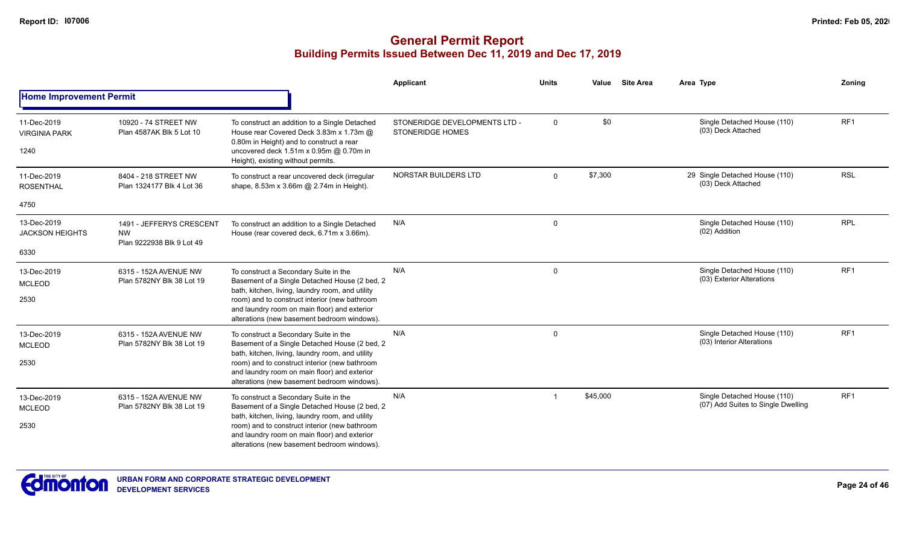# General Permit Report

## Building Permits Issued Between Dec 11, 2019 and Dec 17, 2019

### Home Improvement Permit

| Date / Neighbourhood | Address / Legal | Description | Applicant | Units | Value | Site Area | Area | Type | Zoning |
|---|---|---|---|---|---|---|---|---|---|
| 11-Dec-2019 VIRGINIA PARK 1240 | 10920 - 74 STREET NW Plan 4587AK Blk 5 Lot 10 | To construct an addition to a Single Detached House rear Covered Deck 3.83m x 1.73m @ 0.80m in Height) and to construct a rear uncovered deck 1.51m x 0.95m @ 0.70m in Height), existing without permits. | STONERIDGE DEVELOPMENTS LTD - STONERIDGE HOMES | 0 | $0 | | | Single Detached House (110) (03) Deck Attached | RF1 |
| 11-Dec-2019 ROSENTHAL 4750 | 8404 - 218 STREET NW Plan 1324177 Blk 4 Lot 36 | To construct a rear uncovered deck (irregular shape, 8.53m x 3.66m @ 2.74m in Height). | NORSTAR BUILDERS LTD | 0 | $7,300 | | 29 | Single Detached House (110) (03) Deck Attached | RSL |
| 13-Dec-2019 JACKSON HEIGHTS 6330 | 1491 - JEFFERYS CRESCENT NW Plan 9222938 Blk 9 Lot 49 | To construct an addition to a Single Detached House (rear covered deck, 6.71m x 3.66m). | N/A | 0 | | | | Single Detached House (110) (02) Addition | RPL |
| 13-Dec-2019 MCLEOD 2530 | 6315 - 152A AVENUE NW Plan 5782NY Blk 38 Lot 19 | To construct a Secondary Suite in the Basement of a Single Detached House (2 bed, 2 bath, kitchen, living, laundry room, and utility room) and to construct interior (new bathroom and laundry room on main floor) and exterior alterations (new basement bedroom windows). | N/A | 0 | | | | Single Detached House (110) (03) Exterior Alterations | RF1 |
| 13-Dec-2019 MCLEOD 2530 | 6315 - 152A AVENUE NW Plan 5782NY Blk 38 Lot 19 | To construct a Secondary Suite in the Basement of a Single Detached House (2 bed, 2 bath, kitchen, living, laundry room, and utility room) and to construct interior (new bathroom and laundry room on main floor) and exterior alterations (new basement bedroom windows). | N/A | 0 | | | | Single Detached House (110) (03) Interior Alterations | RF1 |
| 13-Dec-2019 MCLEOD 2530 | 6315 - 152A AVENUE NW Plan 5782NY Blk 38 Lot 19 | To construct a Secondary Suite in the Basement of a Single Detached House (2 bed, 2 bath, kitchen, living, laundry room, and utility room) and to construct interior (new bathroom and laundry room on main floor) and exterior alterations (new basement bedroom windows). | N/A | 1 | $45,000 | | | Single Detached House (110) (07) Add Suites to Single Dwelling | RF1 |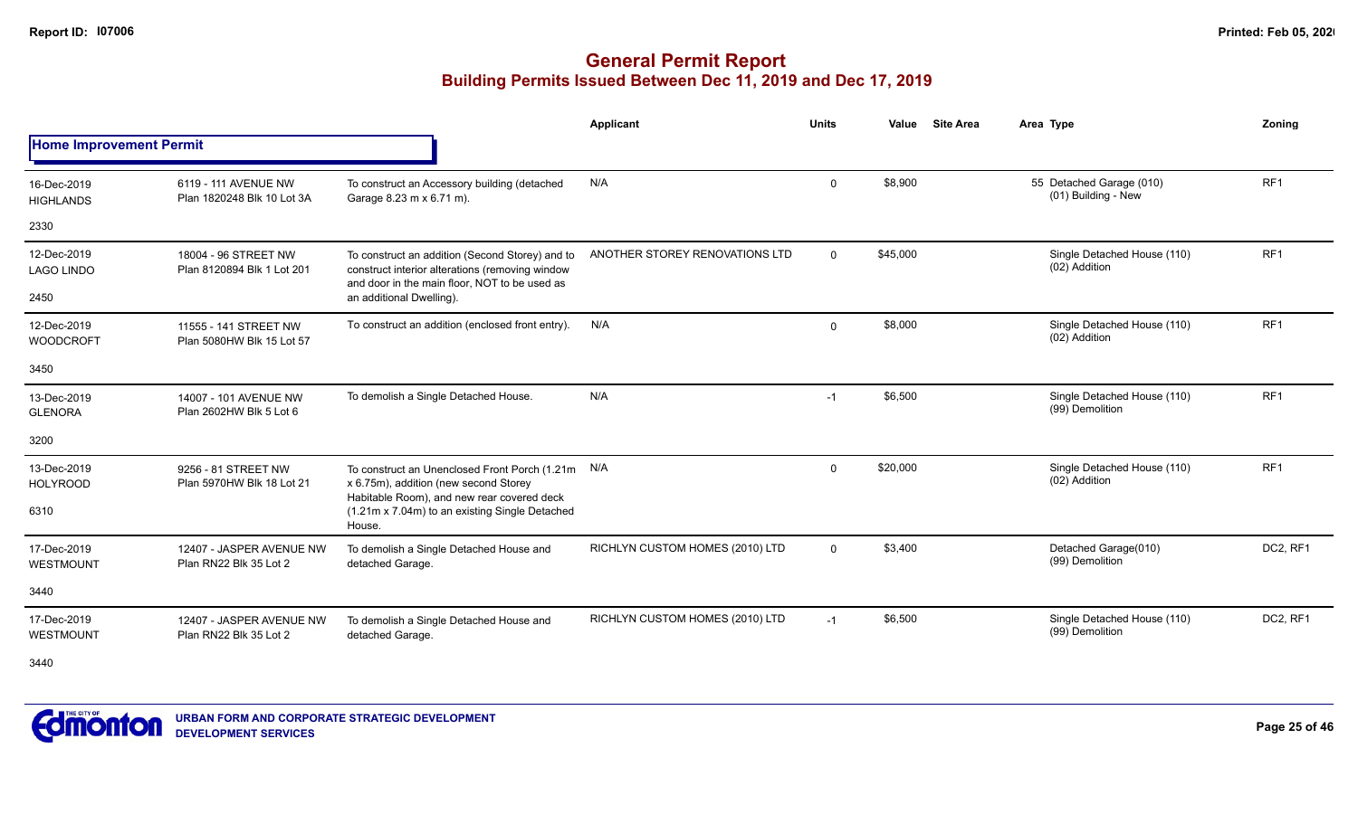## General Permit Report
### Building Permits Issued Between Dec 11, 2019 and Dec 17, 2019

**Home Improvement Permit**

| | | | Applicant | Units | Value | Site Area | Area Type | Zoning |
|---|---|---|---|---|---|---|---|---|
| 16-Dec-2019 HIGHLANDS 2330 | 6119 - 111 AVENUE NW Plan 1820248 Blk 10 Lot 3A | To construct an Accessory building (detached Garage 8.23 m x 6.71 m). | N/A | 0 | $8,900 | | 55 Detached Garage (010) (01) Building - New | RF1 |
| 12-Dec-2019 LAGO LINDO 2450 | 18004 - 96 STREET NW Plan 8120894 Blk 1 Lot 201 | To construct an addition (Second Storey) and to construct interior alterations (removing window and door in the main floor, NOT to be used as an additional Dwelling). | ANOTHER STOREY RENOVATIONS LTD | 0 | $45,000 | | Single Detached House (110) (02) Addition | RF1 |
| 12-Dec-2019 WOODCROFT 3450 | 11555 - 141 STREET NW Plan 5080HW Blk 15 Lot 57 | To construct an addition (enclosed front entry). | N/A | 0 | $8,000 | | Single Detached House (110) (02) Addition | RF1 |
| 13-Dec-2019 GLENORA 3200 | 14007 - 101 AVENUE NW Plan 2602HW Blk 5 Lot 6 | To demolish a Single Detached House. | N/A | -1 | $6,500 | | Single Detached House (110) (99) Demolition | RF1 |
| 13-Dec-2019 HOLYROOD 6310 | 9256 - 81 STREET NW Plan 5970HW Blk 18 Lot 21 | To construct an Unenclosed Front Porch (1.21m x 6.75m), addition (new second Storey Habitable Room), and new rear covered deck (1.21m x 7.04m) to an existing Single Detached House. | N/A | 0 | $20,000 | | Single Detached House (110) (02) Addition | RF1 |
| 17-Dec-2019 WESTMOUNT 3440 | 12407 - JASPER AVENUE NW Plan RN22 Blk 35 Lot 2 | To demolish a Single Detached House and detached Garage. | RICHLYN CUSTOM HOMES (2010) LTD | 0 | $3,400 | | Detached Garage(010) (99) Demolition | DC2, RF1 |
| 17-Dec-2019 WESTMOUNT 3440 | 12407 - JASPER AVENUE NW Plan RN22 Blk 35 Lot 2 | To demolish a Single Detached House and detached Garage. | RICHLYN CUSTOM HOMES (2010) LTD | -1 | $6,500 | | Single Detached House (110) (99) Demolition | DC2, RF1 |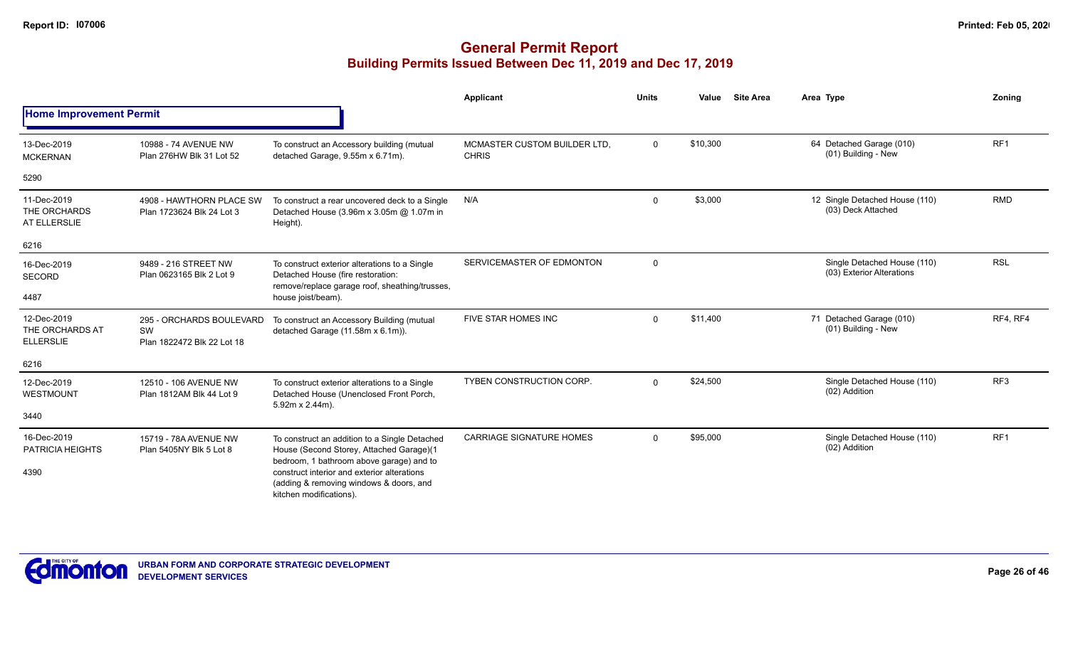# General Permit Report

## Building Permits Issued Between Dec 11, 2019 and Dec 17, 2019

### Home Improvement Permit

| Date / Neighbourhood | Address / Legal | Description | Applicant | Units | Value | Site Area | Area Type | Zoning |
|---|---|---|---|---|---|---|---|---|
| 13-Dec-2019 MCKERNAN 5290 | 10988 - 74 AVENUE NW Plan 276HW Blk 31 Lot 52 | To construct an Accessory building (mutual detached Garage, 9.55m x 6.71m). | MCMASTER CUSTOM BUILDER LTD, CHRIS | 0 | $10,300 | | 64 Detached Garage (010) (01) Building - New | RF1 |
| 11-Dec-2019 THE ORCHARDS AT ELLERSLIE 6216 | 4908 - HAWTHORN PLACE SW Plan 1723624 Blk 24 Lot 3 | To construct a rear uncovered deck to a Single Detached House (3.96m x 3.05m @ 1.07m in Height). | N/A | 0 | $3,000 | | 12 Single Detached House (110) (03) Deck Attached | RMD |
| 16-Dec-2019 SECORD 4487 | 9489 - 216 STREET NW Plan 0623165 Blk 2 Lot 9 | To construct exterior alterations to a Single Detached House (fire restoration: remove/replace garage roof, sheathing/trusses, house joist/beam). | SERVICEMASTER OF EDMONTON | 0 | | | Single Detached House (110) (03) Exterior Alterations | RSL |
| 12-Dec-2019 THE ORCHARDS AT ELLERSLIE 6216 | 295 - ORCHARDS BOULEVARD SW Plan 1822472 Blk 22 Lot 18 | To construct an Accessory Building (mutual detached Garage (11.58m x 6.1m)). | FIVE STAR HOMES INC | 0 | $11,400 | | 71 Detached Garage (010) (01) Building - New | RF4, RF4 |
| 12-Dec-2019 WESTMOUNT 3440 | 12510 - 106 AVENUE NW Plan 1812AM Blk 44 Lot 9 | To construct exterior alterations to a Single Detached House (Unenclosed Front Porch, 5.92m x 2.44m). | TYBEN CONSTRUCTION CORP. | 0 | $24,500 | | Single Detached House (110) (02) Addition | RF3 |
| 16-Dec-2019 PATRICIA HEIGHTS 4390 | 15719 - 78A AVENUE NW Plan 5405NY Blk 5 Lot 8 | To construct an addition to a Single Detached House (Second Storey, Attached Garage)(1 bedroom, 1 bathroom above garage) and to construct interior and exterior alterations (adding & removing windows & doors, and kitchen modifications). | CARRIAGE SIGNATURE HOMES | 0 | $95,000 | | Single Detached House (110) (02) Addition | RF1 |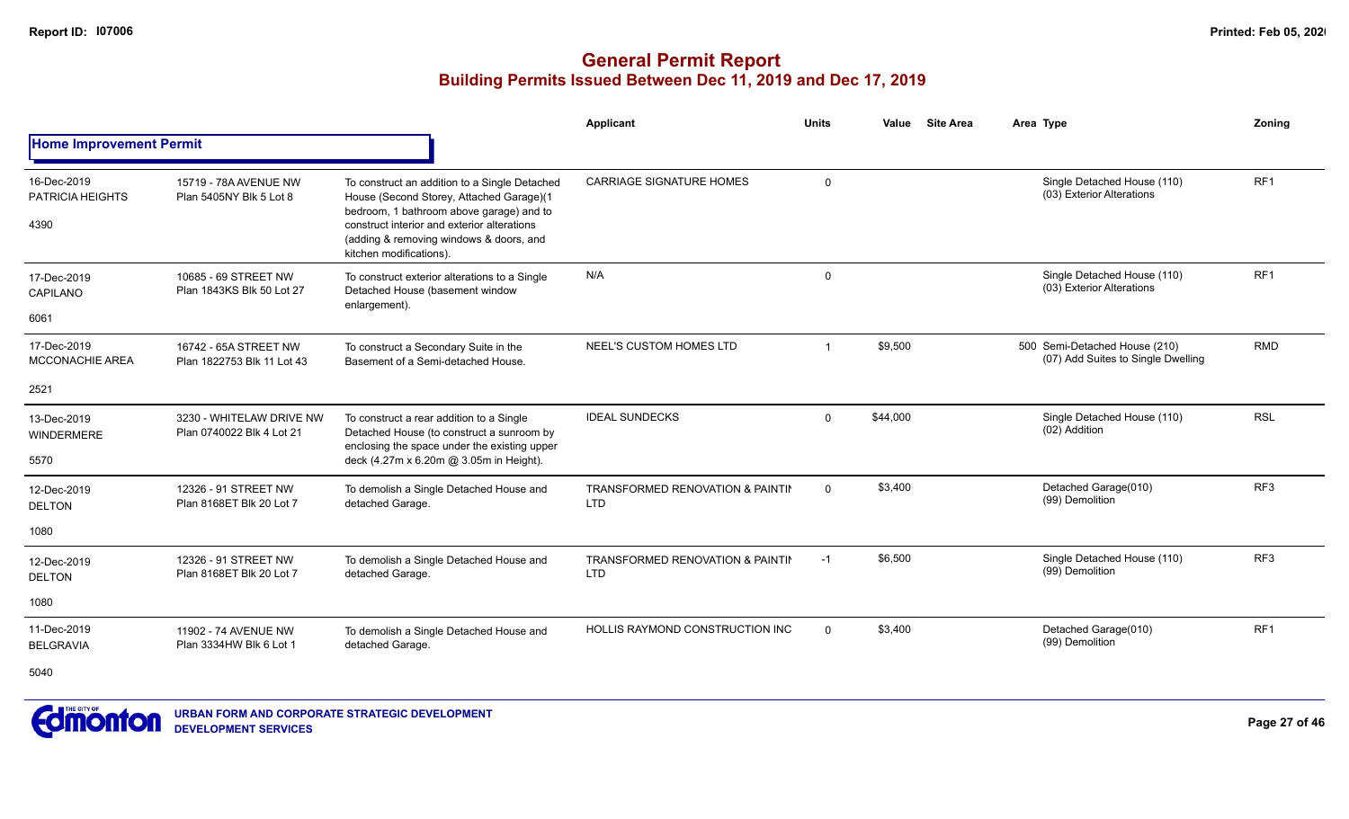# General Permit Report
## Building Permits Issued Between Dec 11, 2019 and Dec 17, 2019

**Home Improvement Permit**

| Date / Neighbourhood / Ward | Address / Legal | Description | Applicant | Units | Value | Site Area | Area | Type | Zoning |
|---|---|---|---|---|---|---|---|---|---|
| 16-Dec-2019 PATRICIA HEIGHTS 4390 | 15719 - 78A AVENUE NW Plan 5405NY Blk 5 Lot 8 | To construct an addition to a Single Detached House (Second Storey, Attached Garage)(1 bedroom, 1 bathroom above garage) and to construct interior and exterior alterations (adding & removing windows & doors, and kitchen modifications). | CARRIAGE SIGNATURE HOMES | 0 | | | | Single Detached House (110) (03) Exterior Alterations | RF1 |
| 17-Dec-2019 CAPILANO 6061 | 10685 - 69 STREET NW Plan 1843KS Blk 50 Lot 27 | To construct exterior alterations to a Single Detached House (basement window enlargement). | N/A | 0 | | | | Single Detached House (110) (03) Exterior Alterations | RF1 |
| 17-Dec-2019 MCCONACHIE AREA 2521 | 16742 - 65A STREET NW Plan 1822753 Blk 11 Lot 43 | To construct a Secondary Suite in the Basement of a Semi-detached House. | NEEL'S CUSTOM HOMES LTD | 1 | $9,500 | | 500 | Semi-Detached House (210) (07) Add Suites to Single Dwelling | RMD |
| 13-Dec-2019 WINDERMERE 5570 | 3230 - WHITELAW DRIVE NW Plan 0740022 Blk 4 Lot 21 | To construct a rear addition to a Single Detached House (to construct a sunroom by enclosing the space under the existing upper deck (4.27m x 6.20m @ 3.05m in Height). | IDEAL SUNDECKS | 0 | $44,000 | | | Single Detached House (110) (02) Addition | RSL |
| 12-Dec-2019 DELTON 1080 | 12326 - 91 STREET NW Plan 8168ET Blk 20 Lot 7 | To demolish a Single Detached House and detached Garage. | TRANSFORMED RENOVATION & PAINTIN LTD | 0 | $3,400 | | | Detached Garage(010) (99) Demolition | RF3 |
| 12-Dec-2019 DELTON 1080 | 12326 - 91 STREET NW Plan 8168ET Blk 20 Lot 7 | To demolish a Single Detached House and detached Garage. | TRANSFORMED RENOVATION & PAINTIN LTD | -1 | $6,500 | | | Single Detached House (110) (99) Demolition | RF3 |
| 11-Dec-2019 BELGRAVIA 5040 | 11902 - 74 AVENUE NW Plan 3334HW Blk 6 Lot 1 | To demolish a Single Detached House and detached Garage. | HOLLIS RAYMOND CONSTRUCTION INC | 0 | $3,400 | | | Detached Garage(010) (99) Demolition | RF1 |

URBAN FORM AND CORPORATE STRATEGIC DEVELOPMENT
DEVELOPMENT SERVICES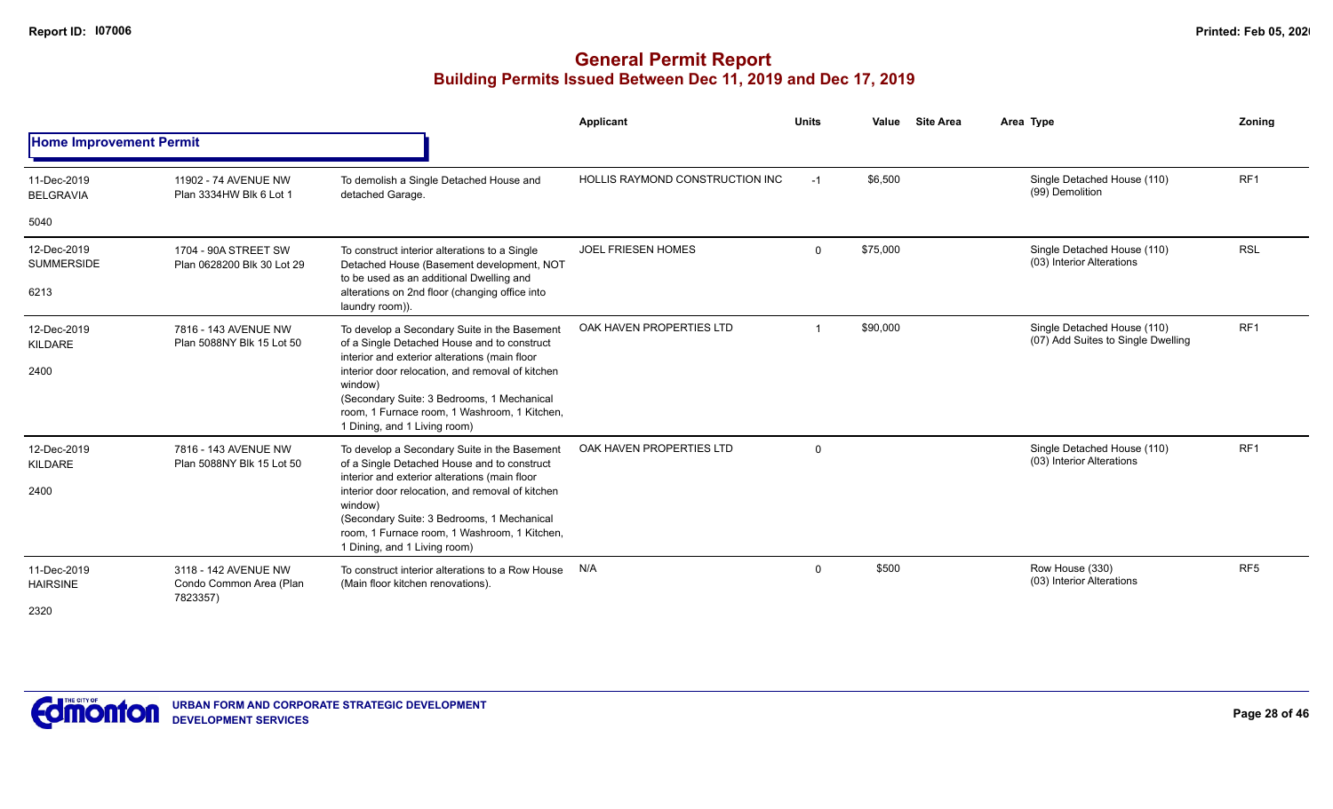# General Permit Report
## Building Permits Issued Between Dec 11, 2019 and Dec 17, 2019

| | | | Applicant | Units | Value | Site Area | Area Type | Zoning |
|---|---|---|---|---|---|---|---|---|
| **Home Improvement Permit** | | | | | | | | |
| 11-Dec-2019 BELGRAVIA 5040 | 11902 - 74 AVENUE NW Plan 3334HW Blk 6 Lot 1 | To demolish a Single Detached House and detached Garage. | HOLLIS RAYMOND CONSTRUCTION INC | -1 | $6,500 | | Single Detached House (110) (99) Demolition | RF1 |
| 12-Dec-2019 SUMMERSIDE 6213 | 1704 - 90A STREET SW Plan 0628200 Blk 30 Lot 29 | To construct interior alterations to a Single Detached House (Basement development, NOT to be used as an additional Dwelling and alterations on 2nd floor (changing office into laundry room)). | JOEL FRIESEN HOMES | 0 | $75,000 | | Single Detached House (110) (03) Interior Alterations | RSL |
| 12-Dec-2019 KILDARE 2400 | 7816 - 143 AVENUE NW Plan 5088NY Blk 15 Lot 50 | To develop a Secondary Suite in the Basement of a Single Detached House and to construct interior and exterior alterations (main floor interior door relocation, and removal of kitchen window) (Secondary Suite: 3 Bedrooms, 1 Mechanical room, 1 Furnace room, 1 Washroom, 1 Kitchen, 1 Dining, and 1 Living room) | OAK HAVEN PROPERTIES LTD | 1 | $90,000 | | Single Detached House (110) (07) Add Suites to Single Dwelling | RF1 |
| 12-Dec-2019 KILDARE 2400 | 7816 - 143 AVENUE NW Plan 5088NY Blk 15 Lot 50 | To develop a Secondary Suite in the Basement of a Single Detached House and to construct interior and exterior alterations (main floor interior door relocation, and removal of kitchen window) (Secondary Suite: 3 Bedrooms, 1 Mechanical room, 1 Furnace room, 1 Washroom, 1 Kitchen, 1 Dining, and 1 Living room) | OAK HAVEN PROPERTIES LTD | 0 | | | Single Detached House (110) (03) Interior Alterations | RF1 |
| 11-Dec-2019 HAIRSINE 2320 | 3118 - 142 AVENUE NW Condo Common Area (Plan 7823357) | To construct interior alterations to a Row House (Main floor kitchen renovations). | N/A | 0 | $500 | | Row House (330) (03) Interior Alterations | RF5 |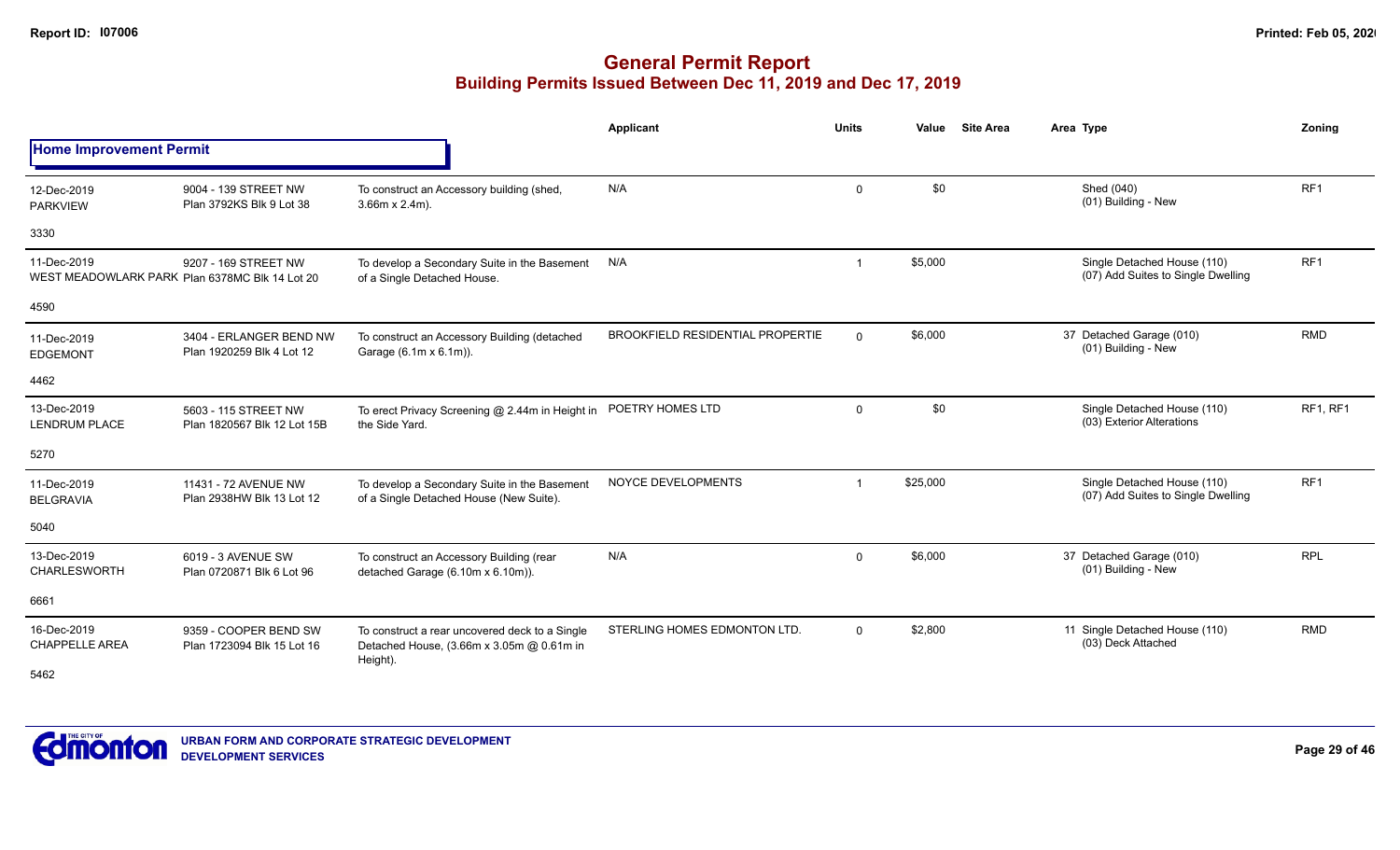# General Permit Report

## Building Permits Issued Between Dec 11, 2019 and Dec 17, 2019

### Home Improvement Permit

| Date / Neighbourhood | Address / Legal | Description | Applicant | Units | Value | Site Area | Area | Type | Zoning |
|---|---|---|---|---|---|---|---|---|---|
| 12-Dec-2019 PARKVIEW 3330 | 9004 - 139 STREET NW Plan 3792KS Blk 9 Lot 38 | To construct an Accessory building (shed, 3.66m x 2.4m). | N/A | 0 | $0 | | | Shed (040) (01) Building - New | RF1 |
| 11-Dec-2019 WEST MEADOWLARK PARK 4590 | 9207 - 169 STREET NW Plan 6378MC Blk 14 Lot 20 | To develop a Secondary Suite in the Basement of a Single Detached House. | N/A | 1 | $5,000 | | | Single Detached House (110) (07) Add Suites to Single Dwelling | RF1 |
| 11-Dec-2019 EDGEMONT 4462 | 3404 - ERLANGER BEND NW Plan 1920259 Blk 4 Lot 12 | To construct an Accessory Building (detached Garage (6.1m x 6.1m)). | BROOKFIELD RESIDENTIAL PROPERTIE | 0 | $6,000 | | 37 | Detached Garage (010) (01) Building - New | RMD |
| 13-Dec-2019 LENDRUM PLACE 5270 | 5603 - 115 STREET NW Plan 1820567 Blk 12 Lot 15B | To erect Privacy Screening @ 2.44m in Height in the Side Yard. | POETRY HOMES LTD | 0 | $0 | | | Single Detached House (110) (03) Exterior Alterations | RF1, RF1 |
| 11-Dec-2019 BELGRAVIA 5040 | 11431 - 72 AVENUE NW Plan 2938HW Blk 13 Lot 12 | To develop a Secondary Suite in the Basement of a Single Detached House (New Suite). | NOYCE DEVELOPMENTS | 1 | $25,000 | | | Single Detached House (110) (07) Add Suites to Single Dwelling | RF1 |
| 13-Dec-2019 CHARLESWORTH 6661 | 6019 - 3 AVENUE SW Plan 0720871 Blk 6 Lot 96 | To construct an Accessory Building (rear detached Garage (6.10m x 6.10m)). | N/A | 0 | $6,000 | | 37 | Detached Garage (010) (01) Building - New | RPL |
| 16-Dec-2019 CHAPPELLE AREA 5462 | 9359 - COOPER BEND SW Plan 1723094 Blk 15 Lot 16 | To construct a rear uncovered deck to a Single Detached House, (3.66m x 3.05m @ 0.61m in Height). | STERLING HOMES EDMONTON LTD. | 0 | $2,800 | | 11 | Single Detached House (110) (03) Deck Attached | RMD |

URBAN FORM AND CORPORATE STRATEGIC DEVELOPMENT
DEVELOPMENT SERVICES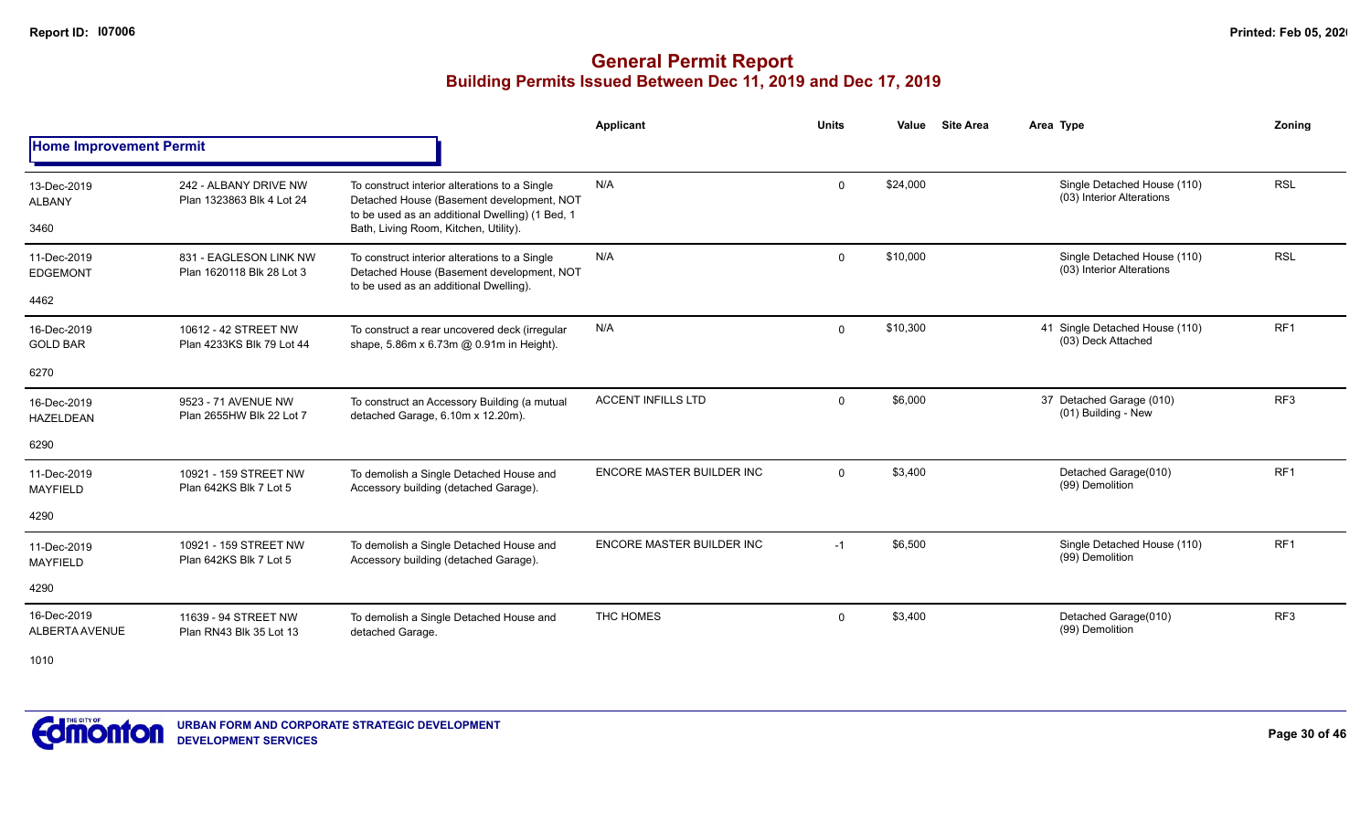# General Permit Report

## Building Permits Issued Between Dec 11, 2019 and Dec 17, 2019

### Home Improvement Permit

| Date / Neighbourhood | Address / Legal | Description | Applicant | Units | Value | Site Area | Area Type | Zoning |
|---|---|---|---|---|---|---|---|---|
| 13-Dec-2019<br>ALBANY<br>3460 | 242 - ALBANY DRIVE NW<br>Plan 1323863 Blk 4 Lot 24 | To construct interior alterations to a Single Detached House (Basement development, NOT to be used as an additional Dwelling) (1 Bed, 1 Bath, Living Room, Kitchen, Utility). | N/A | 0 | $24,000 | | Single Detached House (110)<br>(03) Interior Alterations | RSL |
| 11-Dec-2019<br>EDGEMONT<br>4462 | 831 - EAGLESON LINK NW<br>Plan 1620118 Blk 28 Lot 3 | To construct interior alterations to a Single Detached House (Basement development, NOT to be used as an additional Dwelling). | N/A | 0 | $10,000 | | Single Detached House (110)<br>(03) Interior Alterations | RSL |
| 16-Dec-2019<br>GOLD BAR<br>6270 | 10612 - 42 STREET NW<br>Plan 4233KS Blk 79 Lot 44 | To construct a rear uncovered deck (irregular shape, 5.86m x 6.73m @ 0.91m in Height). | N/A | 0 | $10,300 | 41 | Single Detached House (110)<br>(03) Deck Attached | RF1 |
| 16-Dec-2019<br>HAZELDEAN<br>6290 | 9523 - 71 AVENUE NW<br>Plan 2655HW Blk 22 Lot 7 | To construct an Accessory Building (a mutual detached Garage, 6.10m x 12.20m). | ACCENT INFILLS LTD | 0 | $6,000 | 37 | Detached Garage (010)<br>(01) Building - New | RF3 |
| 11-Dec-2019<br>MAYFIELD<br>4290 | 10921 - 159 STREET NW<br>Plan 642KS Blk 7 Lot 5 | To demolish a Single Detached House and Accessory building (detached Garage). | ENCORE MASTER BUILDER INC | 0 | $3,400 | | Detached Garage(010)<br>(99) Demolition | RF1 |
| 11-Dec-2019<br>MAYFIELD<br>4290 | 10921 - 159 STREET NW<br>Plan 642KS Blk 7 Lot 5 | To demolish a Single Detached House and Accessory building (detached Garage). | ENCORE MASTER BUILDER INC | -1 | $6,500 | | Single Detached House (110)<br>(99) Demolition | RF1 |
| 16-Dec-2019<br>ALBERTA AVENUE<br>1010 | 11639 - 94 STREET NW<br>Plan RN43 Blk 35 Lot 13 | To demolish a Single Detached House and detached Garage. | THC HOMES | 0 | $3,400 | | Detached Garage(010)<br>(99) Demolition | RF3 |

**URBAN FORM AND CORPORATE STRATEGIC DEVELOPMENT**
**DEVELOPMENT SERVICES**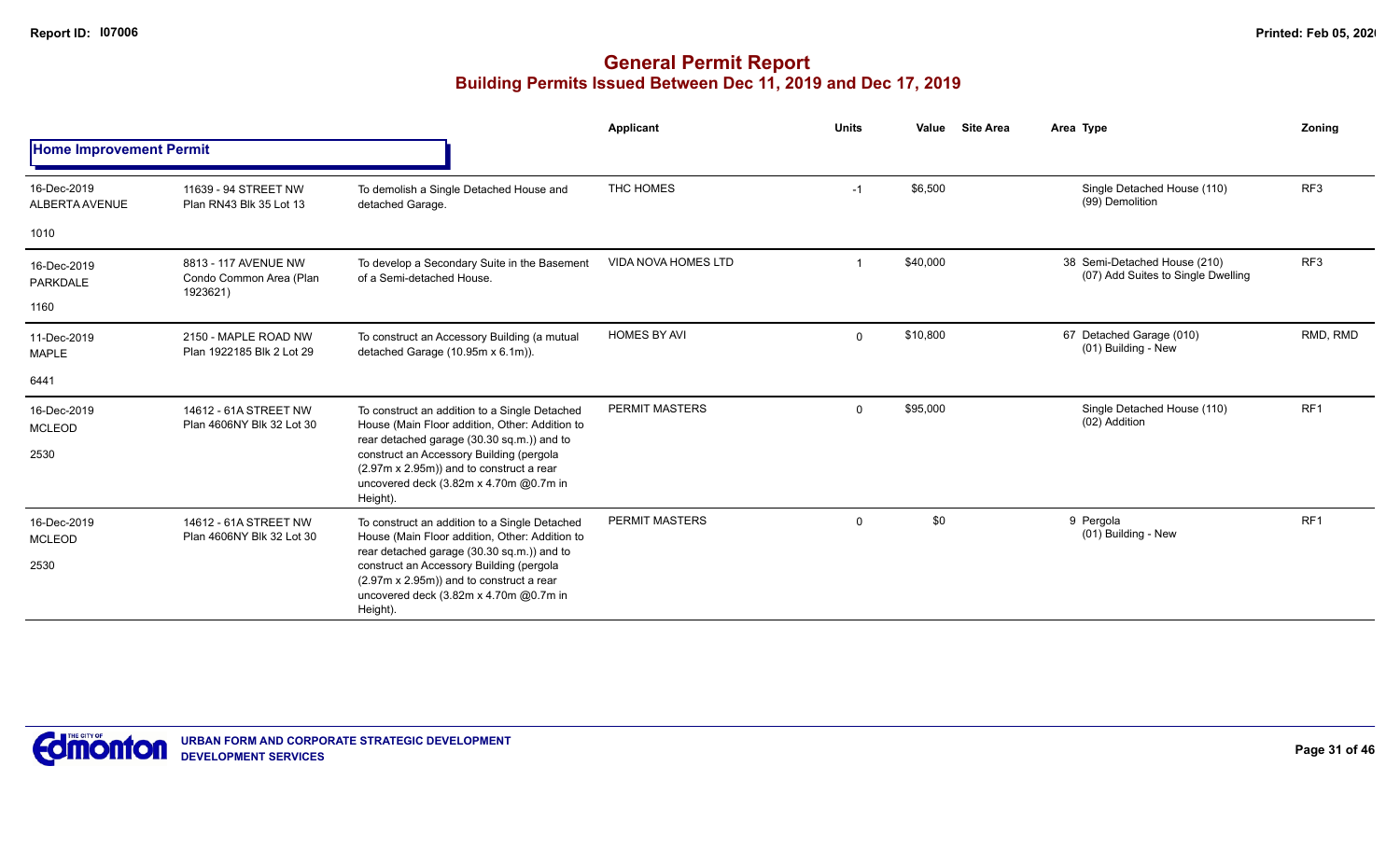# General Permit Report
## Building Permits Issued Between Dec 11, 2019 and Dec 17, 2019

**Home Improvement Permit**

| Date / Neighbourhood | Address / Legal | Description | Applicant | Units | Value | Site Area | Area | Type | Zoning |
|---|---|---|---|---|---|---|---|---|---|
| 16-Dec-2019 ALBERTA AVENUE 1010 | 11639 - 94 STREET NW Plan RN43 Blk 35 Lot 13 | To demolish a Single Detached House and detached Garage. | THC HOMES | -1 | $6,500 | | | Single Detached House (110) (99) Demolition | RF3 |
| 16-Dec-2019 PARKDALE 1160 | 8813 - 117 AVENUE NW Condo Common Area (Plan 1923621) | To develop a Secondary Suite in the Basement of a Semi-detached House. | VIDA NOVA HOMES LTD | 1 | $40,000 | | 38 | Semi-Detached House (210) (07) Add Suites to Single Dwelling | RF3 |
| 11-Dec-2019 MAPLE 6441 | 2150 - MAPLE ROAD NW Plan 1922185 Blk 2 Lot 29 | To construct an Accessory Building (a mutual detached Garage (10.95m x 6.1m)). | HOMES BY AVI | 0 | $10,800 | | 67 | Detached Garage (010) (01) Building - New | RMD, RMD |
| 16-Dec-2019 MCLEOD 2530 | 14612 - 61A STREET NW Plan 4606NY Blk 32 Lot 30 | To construct an addition to a Single Detached House (Main Floor addition, Other: Addition to rear detached garage (30.30 sq.m.)) and to construct an Accessory Building (pergola (2.97m x 2.95m)) and to construct a rear uncovered deck (3.82m x 4.70m @0.7m in Height). | PERMIT MASTERS | 0 | $95,000 | | | Single Detached House (110) (02) Addition | RF1 |
| 16-Dec-2019 MCLEOD 2530 | 14612 - 61A STREET NW Plan 4606NY Blk 32 Lot 30 | To construct an addition to a Single Detached House (Main Floor addition, Other: Addition to rear detached garage (30.30 sq.m.)) and to construct an Accessory Building (pergola (2.97m x 2.95m)) and to construct a rear uncovered deck (3.82m x 4.70m @0.7m in Height). | PERMIT MASTERS | 0 | $0 | | 9 | Pergola (01) Building - New | RF1 |

URBAN FORM AND CORPORATE STRATEGIC DEVELOPMENT
DEVELOPMENT SERVICES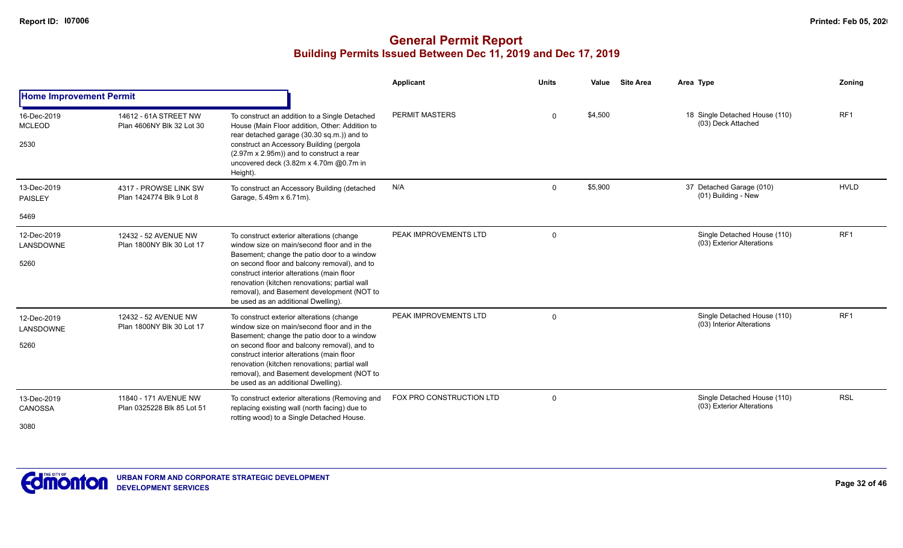# General Permit Report

## Building Permits Issued Between Dec 11, 2019 and Dec 17, 2019

### Home Improvement Permit

| Date / Neighbourhood / Code | Address / Legal | Description | Applicant | Units | Value | Site Area | Area | Type | Zoning |
|---|---|---|---|---|---|---|---|---|---|
| 16-Dec-2019 MCLEOD 2530 | 14612 - 61A STREET NW Plan 4606NY Blk 32 Lot 30 | To construct an addition to a Single Detached House (Main Floor addition, Other: Addition to rear detached garage (30.30 sq.m.)) and to construct an Accessory Building (pergola (2.97m x 2.95m)) and to construct a rear uncovered deck (3.82m x 4.70m @0.7m in Height). | PERMIT MASTERS | 0 | $4,500 | | 18 | Single Detached House (110) (03) Deck Attached | RF1 |
| 13-Dec-2019 PAISLEY 5469 | 4317 - PROWSE LINK SW Plan 1424774 Blk 9 Lot 8 | To construct an Accessory Building (detached Garage, 5.49m x 6.71m). | N/A | 0 | $5,900 | | 37 | Detached Garage (010) (01) Building - New | HVLD |
| 12-Dec-2019 LANSDOWNE 5260 | 12432 - 52 AVENUE NW Plan 1800NY Blk 30 Lot 17 | To construct exterior alterations (change window size on main/second floor and in the Basement; change the patio door to a window on second floor and balcony removal), and to construct interior alterations (main floor renovation (kitchen renovations; partial wall removal), and Basement development (NOT to be used as an additional Dwelling). | PEAK IMPROVEMENTS LTD | 0 | | | | Single Detached House (110) (03) Exterior Alterations | RF1 |
| 12-Dec-2019 LANSDOWNE 5260 | 12432 - 52 AVENUE NW Plan 1800NY Blk 30 Lot 17 | To construct exterior alterations (change window size on main/second floor and in the Basement; change the patio door to a window on second floor and balcony removal), and to construct interior alterations (main floor renovation (kitchen renovations; partial wall removal), and Basement development (NOT to be used as an additional Dwelling). | PEAK IMPROVEMENTS LTD | 0 | | | | Single Detached House (110) (03) Interior Alterations | RF1 |
| 13-Dec-2019 CANOSSA 3080 | 11840 - 171 AVENUE NW Plan 0325228 Blk 85 Lot 51 | To construct exterior alterations (Removing and replacing existing wall (north facing) due to rotting wood) to a Single Detached House. | FOX PRO CONSTRUCTION LTD | 0 | | | | Single Detached House (110) (03) Exterior Alterations | RSL |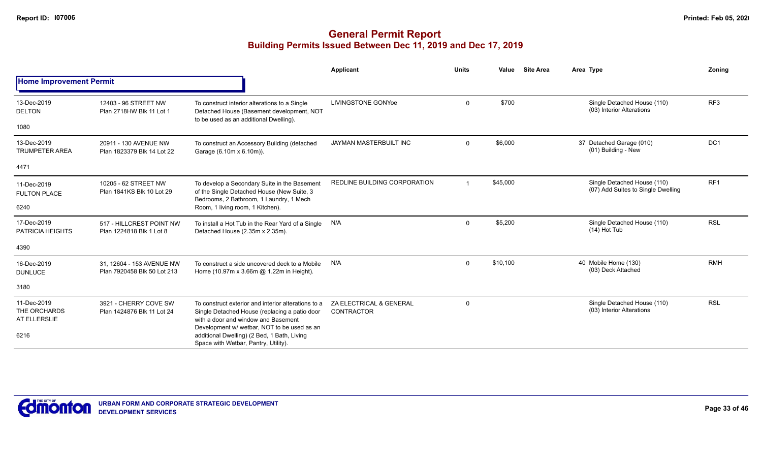# General Permit Report

## Building Permits Issued Between Dec 11, 2019 and Dec 17, 2019

### Home Improvement Permit

| | | | Applicant | Units | Value | Site Area | Area Type | Zoning |
|---|---|---|---|---|---|---|---|---|
| 13-Dec-2019 DELTON 1080 | 12403 - 96 STREET NW Plan 2718HW Blk 11 Lot 1 | To construct interior alterations to a Single Detached House (Basement development, NOT to be used as an additional Dwelling). | LIVINGSTONE GONYoe | 0 | $700 | | Single Detached House (110) (03) Interior Alterations | RF3 |
| 13-Dec-2019 TRUMPETER AREA 4471 | 20911 - 130 AVENUE NW Plan 1823379 Blk 14 Lot 22 | To construct an Accessory Building (detached Garage (6.10m x 6.10m)). | JAYMAN MASTERBUILT INC | 0 | $6,000 | | 37 Detached Garage (010) (01) Building - New | DC1 |
| 11-Dec-2019 FULTON PLACE 6240 | 10205 - 62 STREET NW Plan 1841KS Blk 10 Lot 29 | To develop a Secondary Suite in the Basement of the Single Detached House (New Suite, 3 Bedrooms, 2 Bathroom, 1 Laundry, 1 Mech Room, 1 living room, 1 Kitchen). | REDLINE BUILDING CORPORATION | 1 | $45,000 | | Single Detached House (110) (07) Add Suites to Single Dwelling | RF1 |
| 17-Dec-2019 PATRICIA HEIGHTS 4390 | 517 - HILLCREST POINT NW Plan 1224818 Blk 1 Lot 8 | To install a Hot Tub in the Rear Yard of a Single Detached House (2.35m x 2.35m). | N/A | 0 | $5,200 | | Single Detached House (110) (14) Hot Tub | RSL |
| 16-Dec-2019 DUNLUCE 3180 | 31, 12604 - 153 AVENUE NW Plan 7920458 Blk 50 Lot 213 | To construct a side uncovered deck to a Mobile Home (10.97m x 3.66m @ 1.22m in Height). | N/A | 0 | $10,100 | | 40 Mobile Home (130) (03) Deck Attached | RMH |
| 11-Dec-2019 THE ORCHARDS AT ELLERSLIE 6216 | 3921 - CHERRY COVE SW Plan 1424876 Blk 11 Lot 24 | To construct exterior and interior alterations to a Single Detached House (replacing a patio door with a door and window and Basement Development w/ wetbar, NOT to be used as an additional Dwelling) (2 Bed, 1 Bath, Living Space with Wetbar, Pantry, Utility). | ZA ELECTRICAL & GENERAL CONTRACTOR | 0 | | | Single Detached House (110) (03) Interior Alterations | RSL |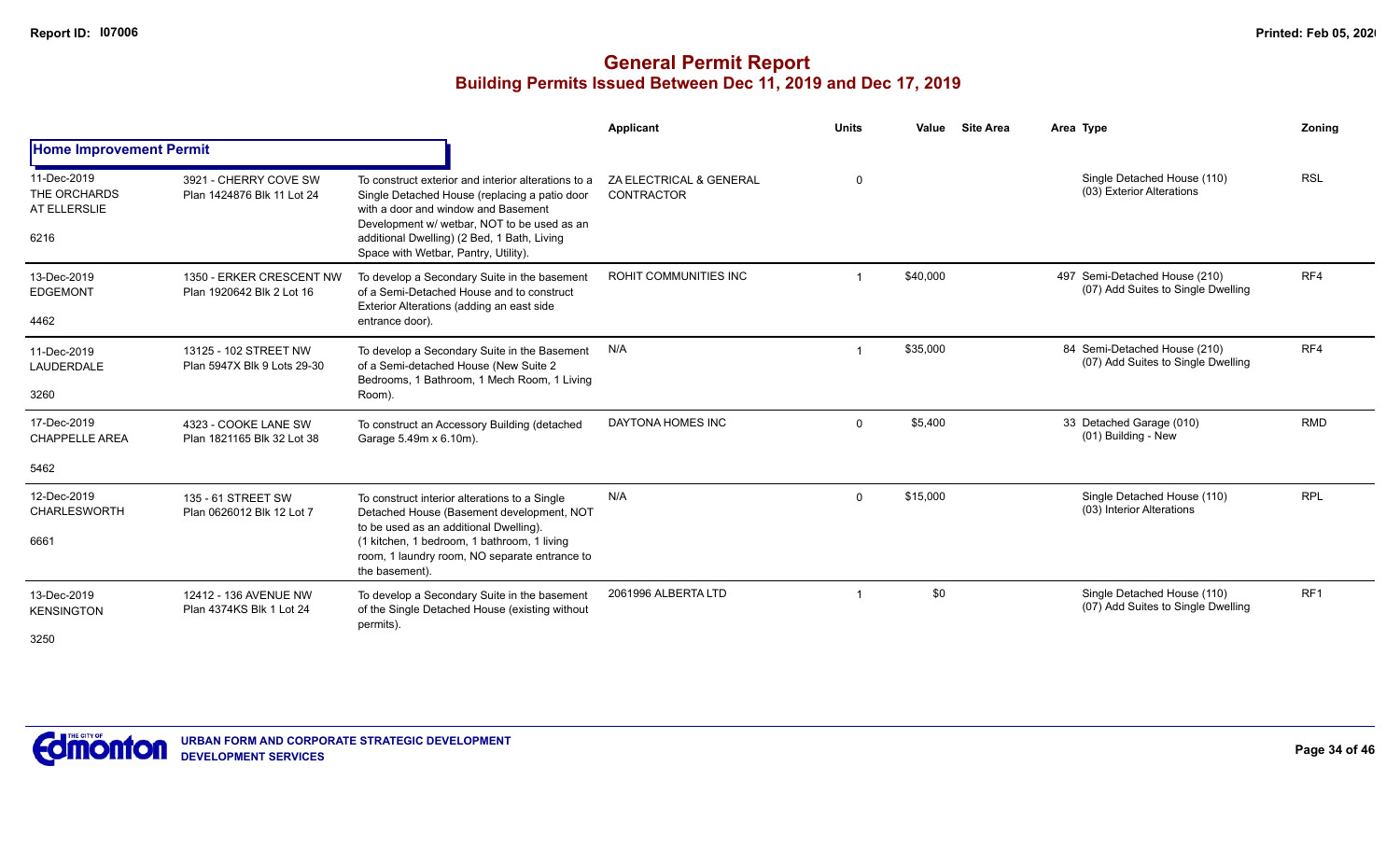# General Permit Report
## Building Permits Issued Between Dec 11, 2019 and Dec 17, 2019

| | | | Applicant | Units | Value | Site Area | Area | Type | Zoning |
|---|---|---|---|---|---|---|---|---|---|
| **Home Improvement Permit** | | | | | | | | | |
| 11-Dec-2019 THE ORCHARDS AT ELLERSLIE 6216 | 3921 - CHERRY COVE SW Plan 1424876 Blk 11 Lot 24 | To construct exterior and interior alterations to a Single Detached House (replacing a patio door with a door and window and Basement Development w/ wetbar, NOT to be used as an additional Dwelling) (2 Bed, 1 Bath, Living Space with Wetbar, Pantry, Utility). | ZA ELECTRICAL & GENERAL CONTRACTOR | 0 | | | | Single Detached House (110) (03) Exterior Alterations | RSL |
| 13-Dec-2019 EDGEMONT 4462 | 1350 - ERKER CRESCENT NW Plan 1920642 Blk 2 Lot 16 | To develop a Secondary Suite in the basement of a Semi-Detached House and to construct Exterior Alterations (adding an east side entrance door). | ROHIT COMMUNITIES INC | 1 | $40,000 | | 497 | Semi-Detached House (210) (07) Add Suites to Single Dwelling | RF4 |
| 11-Dec-2019 LAUDERDALE 3260 | 13125 - 102 STREET NW Plan 5947X Blk 9 Lots 29-30 | To develop a Secondary Suite in the Basement of a Semi-detached House (New Suite 2 Bedrooms, 1 Bathroom, 1 Mech Room, 1 Living Room). | N/A | 1 | $35,000 | | 84 | Semi-Detached House (210) (07) Add Suites to Single Dwelling | RF4 |
| 17-Dec-2019 CHAPPELLE AREA 5462 | 4323 - COOKE LANE SW Plan 1821165 Blk 32 Lot 38 | To construct an Accessory Building (detached Garage 5.49m x 6.10m). | DAYTONA HOMES INC | 0 | $5,400 | | 33 | Detached Garage (010) (01) Building - New | RMD |
| 12-Dec-2019 CHARLESWORTH 6661 | 135 - 61 STREET SW Plan 0626012 Blk 12 Lot 7 | To construct interior alterations to a Single Detached House (Basement development, NOT to be used as an additional Dwelling). (1 kitchen, 1 bedroom, 1 bathroom, 1 living room, 1 laundry room, NO separate entrance to the basement). | N/A | 0 | $15,000 | | | Single Detached House (110) (03) Interior Alterations | RPL |
| 13-Dec-2019 KENSINGTON 3250 | 12412 - 136 AVENUE NW Plan 4374KS Blk 1 Lot 24 | To develop a Secondary Suite in the basement of the Single Detached House (existing without permits). | 2061996 ALBERTA LTD | 1 | $0 | | | Single Detached House (110) (07) Add Suites to Single Dwelling | RF1 |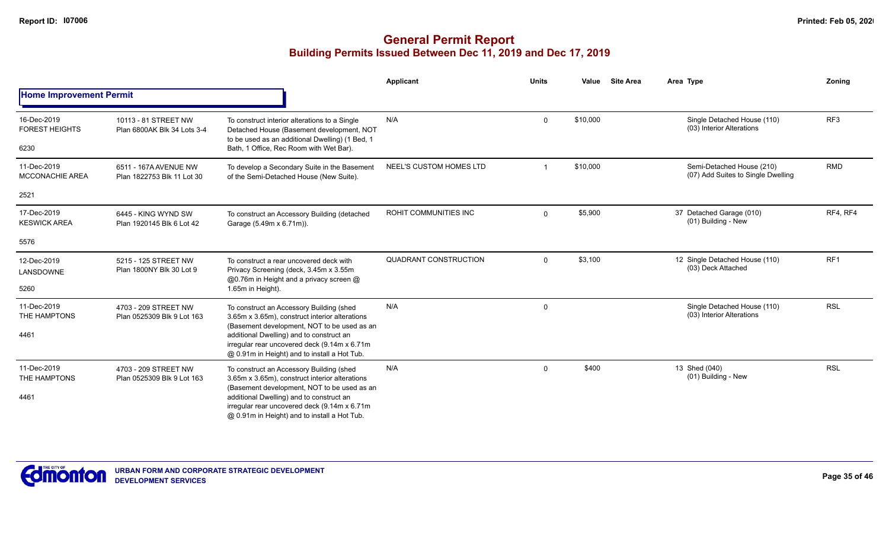# General Permit Report

## Building Permits Issued Between Dec 11, 2019 and Dec 17, 2019

| | | | Applicant | Units | Value | Site Area | Area | Type | Zoning |
|---|---|---|---|---|---|---|---|---|---|
| **Home Improvement Permit** | | | | | | | | | |
| 16-Dec-2019 FOREST HEIGHTS 6230 | 10113 - 81 STREET NW Plan 6800AK Blk 34 Lots 3-4 | To construct interior alterations to a Single Detached House (Basement development, NOT to be used as an additional Dwelling) (1 Bed, 1 Bath, 1 Office, Rec Room with Wet Bar). | N/A | 0 | $10,000 | | | Single Detached House (110) (03) Interior Alterations | RF3 |
| 11-Dec-2019 MCCONACHIE AREA 2521 | 6511 - 167A AVENUE NW Plan 1822753 Blk 11 Lot 30 | To develop a Secondary Suite in the Basement of the Semi-Detached House (New Suite). | NEEL'S CUSTOM HOMES LTD | 1 | $10,000 | | | Semi-Detached House (210) (07) Add Suites to Single Dwelling | RMD |
| 17-Dec-2019 KESWICK AREA 5576 | 6445 - KING WYND SW Plan 1920145 Blk 6 Lot 42 | To construct an Accessory Building (detached Garage (5.49m x 6.71m)). | ROHIT COMMUNITIES INC | 0 | $5,900 | | 37 | Detached Garage (010) (01) Building - New | RF4, RF4 |
| 12-Dec-2019 LANSDOWNE 5260 | 5215 - 125 STREET NW Plan 1800NY Blk 30 Lot 9 | To construct a rear uncovered deck with Privacy Screening (deck, 3.45m x 3.55m @0.76m in Height and a privacy screen @ 1.65m in Height). | QUADRANT CONSTRUCTION | 0 | $3,100 | | 12 | Single Detached House (110) (03) Deck Attached | RF1 |
| 11-Dec-2019 THE HAMPTONS 4461 | 4703 - 209 STREET NW Plan 0525309 Blk 9 Lot 163 | To construct an Accessory Building (shed 3.65m x 3.65m), construct interior alterations (Basement development, NOT to be used as an additional Dwelling) and to construct an irregular rear uncovered deck (9.14m x 6.71m @ 0.91m in Height) and to install a Hot Tub. | N/A | 0 | | | | Single Detached House (110) (03) Interior Alterations | RSL |
| 11-Dec-2019 THE HAMPTONS 4461 | 4703 - 209 STREET NW Plan 0525309 Blk 9 Lot 163 | To construct an Accessory Building (shed 3.65m x 3.65m), construct interior alterations (Basement development, NOT to be used as an additional Dwelling) and to construct an irregular rear uncovered deck (9.14m x 6.71m @ 0.91m in Height) and to install a Hot Tub. | N/A | 0 | $400 | | 13 | Shed (040) (01) Building - New | RSL |

URBAN FORM AND CORPORATE STRATEGIC DEVELOPMENT
DEVELOPMENT SERVICES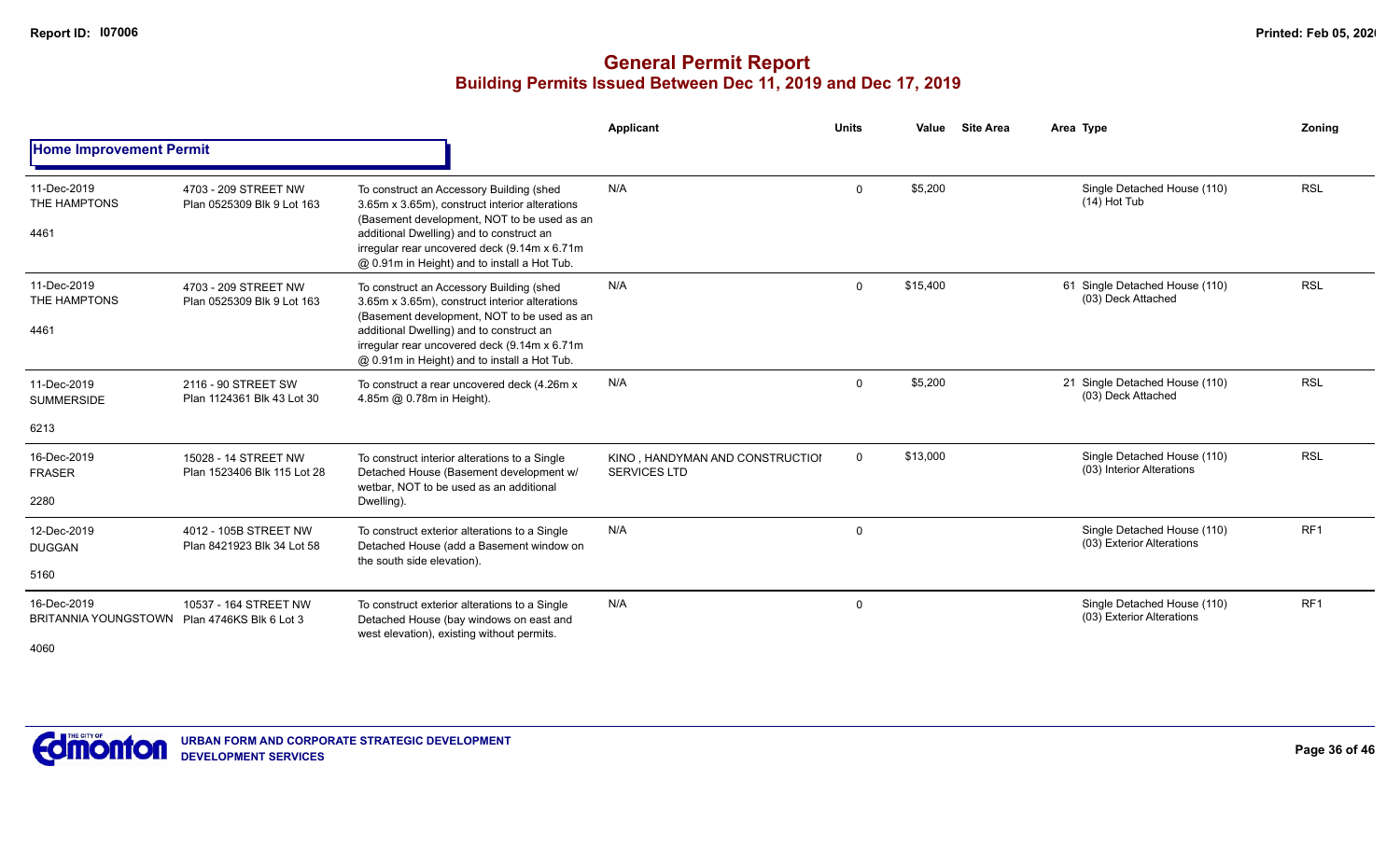# General Permit Report

## Building Permits Issued Between Dec 11, 2019 and Dec 17, 2019

| | | | Applicant | Units | Value | Site Area | Area Type | Zoning |
|---|---|---|---|---|---|---|---|---|
| **Home Improvement Permit** | | | | | | | | |
| 11-Dec-2019 THE HAMPTONS 4461 | 4703 - 209 STREET NW Plan 0525309 Blk 9 Lot 163 | To construct an Accessory Building (shed 3.65m x 3.65m), construct interior alterations (Basement development, NOT to be used as an additional Dwelling) and to construct an irregular rear uncovered deck (9.14m x 6.71m @ 0.91m in Height) and to install a Hot Tub. | N/A | 0 | $5,200 | | Single Detached House (110) (14) Hot Tub | RSL |
| 11-Dec-2019 THE HAMPTONS 4461 | 4703 - 209 STREET NW Plan 0525309 Blk 9 Lot 163 | To construct an Accessory Building (shed 3.65m x 3.65m), construct interior alterations (Basement development, NOT to be used as an additional Dwelling) and to construct an irregular rear uncovered deck (9.14m x 6.71m @ 0.91m in Height) and to install a Hot Tub. | N/A | 0 | $15,400 | | 61 Single Detached House (110) (03) Deck Attached | RSL |
| 11-Dec-2019 SUMMERSIDE 6213 | 2116 - 90 STREET SW Plan 1124361 Blk 43 Lot 30 | To construct a rear uncovered deck (4.26m x 4.85m @ 0.78m in Height). | N/A | 0 | $5,200 | | 21 Single Detached House (110) (03) Deck Attached | RSL |
| 16-Dec-2019 FRASER 2280 | 15028 - 14 STREET NW Plan 1523406 Blk 115 Lot 28 | To construct interior alterations to a Single Detached House (Basement development w/ wetbar, NOT to be used as an additional Dwelling). | KINO , HANDYMAN AND CONSTRUCTIOI SERVICES LTD | 0 | $13,000 | | Single Detached House (110) (03) Interior Alterations | RSL |
| 12-Dec-2019 DUGGAN 5160 | 4012 - 105B STREET NW Plan 8421923 Blk 34 Lot 58 | To construct exterior alterations to a Single Detached House (add a Basement window on the south side elevation). | N/A | 0 | | | Single Detached House (110) (03) Exterior Alterations | RF1 |
| 16-Dec-2019 BRITANNIA YOUNGSTOWN 4060 | 10537 - 164 STREET NW Plan 4746KS Blk 6 Lot 3 | To construct exterior alterations to a Single Detached House (bay windows on east and west elevation), existing without permits. | N/A | 0 | | | Single Detached House (110) (03) Exterior Alterations | RF1 |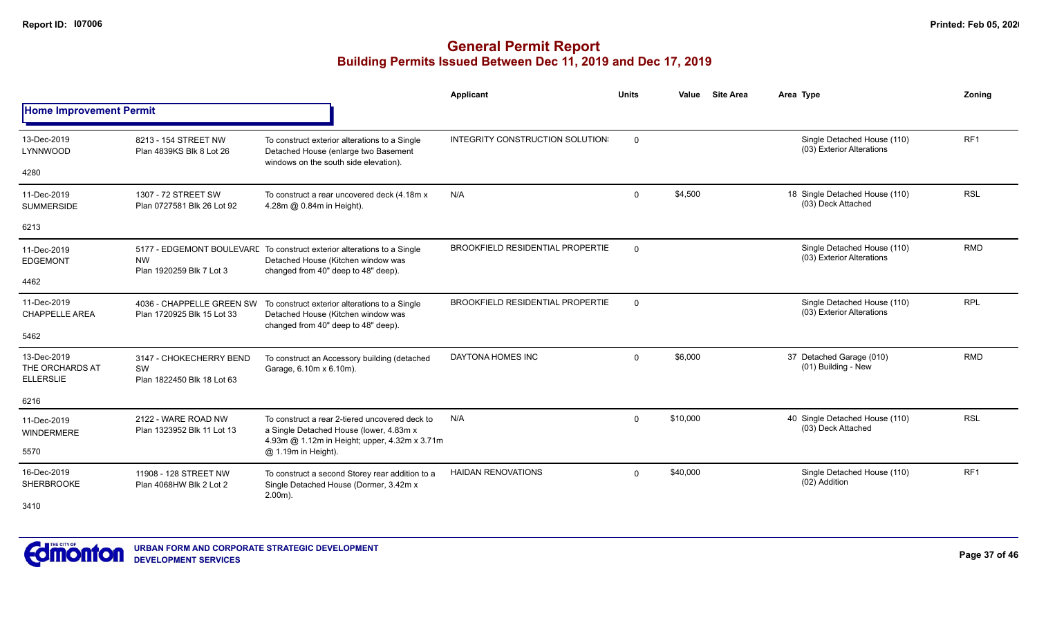# General Permit Report

## Building Permits Issued Between Dec 11, 2019 and Dec 17, 2019

### Home Improvement Permit

| Date / Neighbourhood | Address / Legal | Description | Applicant | Units | Value | Site Area | Area | Type | Zoning |
|---|---|---|---|---|---|---|---|---|---|
| 13-Dec-2019 LYNNWOOD 4280 | 8213 - 154 STREET NW Plan 4839KS Blk 8 Lot 26 | To construct exterior alterations to a Single Detached House (enlarge two Basement windows on the south side elevation). | INTEGRITY CONSTRUCTION SOLUTION: | 0 | | | | Single Detached House (110) (03) Exterior Alterations | RF1 |
| 11-Dec-2019 SUMMERSIDE 6213 | 1307 - 72 STREET SW Plan 0727581 Blk 26 Lot 92 | To construct a rear uncovered deck (4.18m x 4.28m @ 0.84m in Height). | N/A | 0 | $4,500 | | 18 | Single Detached House (110) (03) Deck Attached | RSL |
| 11-Dec-2019 EDGEMONT 4462 | 5177 - EDGEMONT BOULEVARD NW Plan 1920259 Blk 7 Lot 3 | To construct exterior alterations to a Single Detached House (Kitchen window was changed from 40" deep to 48" deep). | BROOKFIELD RESIDENTIAL PROPERTIE | 0 | | | | Single Detached House (110) (03) Exterior Alterations | RMD |
| 11-Dec-2019 CHAPPELLE AREA 5462 | 4036 - CHAPPELLE GREEN SW Plan 1720925 Blk 15 Lot 33 | To construct exterior alterations to a Single Detached House (Kitchen window was changed from 40" deep to 48" deep). | BROOKFIELD RESIDENTIAL PROPERTIE | 0 | | | | Single Detached House (110) (03) Exterior Alterations | RPL |
| 13-Dec-2019 THE ORCHARDS AT ELLERSLIE 6216 | 3147 - CHOKECHERRY BEND SW Plan 1822450 Blk 18 Lot 63 | To construct an Accessory building (detached Garage, 6.10m x 6.10m). | DAYTONA HOMES INC | 0 | $6,000 | | 37 | Detached Garage (010) (01) Building - New | RMD |
| 11-Dec-2019 WINDERMERE 5570 | 2122 - WARE ROAD NW Plan 1323952 Blk 11 Lot 13 | To construct a rear 2-tiered uncovered deck to a Single Detached House (lower, 4.83m x 4.93m @ 1.12m in Height; upper, 4.32m x 3.71m @ 1.19m in Height). | N/A | 0 | $10,000 | | 40 | Single Detached House (110) (03) Deck Attached | RSL |
| 16-Dec-2019 SHERBROOKE 3410 | 11908 - 128 STREET NW Plan 4068HW Blk 2 Lot 2 | To construct a second Storey rear addition to a Single Detached House (Dormer, 3.42m x 2.00m). | HAIDAN RENOVATIONS | 0 | $40,000 | | | Single Detached House (110) (02) Addition | RF1 |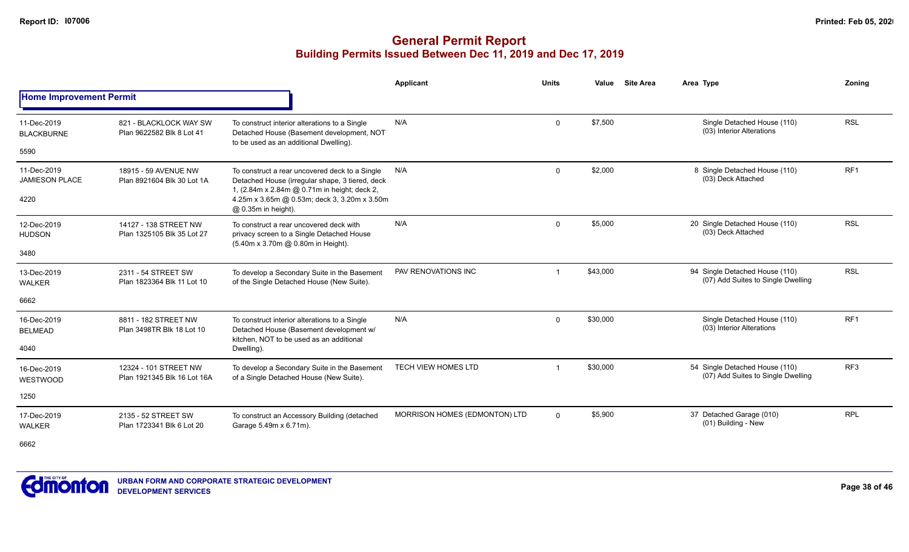# General Permit Report

## Building Permits Issued Between Dec 11, 2019 and Dec 17, 2019

Report ID: I07006

Printed: Feb 05, 2020

### Home Improvement Permit

| Date / Neighbourhood | Address / Legal | Description | Applicant | Units | Value | Site Area | Area | Type | Zoning |
|---|---|---|---|---|---|---|---|---|---|
| 11-Dec-2019 BLACKBURNE 5590 | 821 - BLACKLOCK WAY SW Plan 9622582 Blk 8 Lot 41 | To construct interior alterations to a Single Detached House (Basement development, NOT to be used as an additional Dwelling). | N/A | 0 | $7,500 | | | Single Detached House (110) (03) Interior Alterations | RSL |
| 11-Dec-2019 JAMIESON PLACE 4220 | 18915 - 59 AVENUE NW Plan 8921604 Blk 30 Lot 1A | To construct a rear uncovered deck to a Single Detached House (irregular shape, 3 tiered, deck 1, (2.84m x 2.84m @ 0.71m in height; deck 2, 4.25m x 3.65m @ 0.53m; deck 3, 3.20m x 3.50m @ 0.35m in height). | N/A | 0 | $2,000 | | 8 | Single Detached House (110) (03) Deck Attached | RF1 |
| 12-Dec-2019 HUDSON 3480 | 14127 - 138 STREET NW Plan 1325105 Blk 35 Lot 27 | To construct a rear uncovered deck with privacy screen to a Single Detached House (5.40m x 3.70m @ 0.80m in Height). | N/A | 0 | $5,000 | | 20 | Single Detached House (110) (03) Deck Attached | RSL |
| 13-Dec-2019 WALKER 6662 | 2311 - 54 STREET SW Plan 1823364 Blk 11 Lot 10 | To develop a Secondary Suite in the Basement of the Single Detached House (New Suite). | PAV RENOVATIONS INC | 1 | $43,000 | | 94 | Single Detached House (110) (07) Add Suites to Single Dwelling | RSL |
| 16-Dec-2019 BELMEAD 4040 | 8811 - 182 STREET NW Plan 3498TR Blk 18 Lot 10 | To construct interior alterations to a Single Detached House (Basement development w/ kitchen, NOT to be used as an additional Dwelling). | N/A | 0 | $30,000 | | | Single Detached House (110) (03) Interior Alterations | RF1 |
| 16-Dec-2019 WESTWOOD 1250 | 12324 - 101 STREET NW Plan 1921345 Blk 16 Lot 16A | To develop a Secondary Suite in the Basement of a Single Detached House (New Suite). | TECH VIEW HOMES LTD | 1 | $30,000 | | 54 | Single Detached House (110) (07) Add Suites to Single Dwelling | RF3 |
| 17-Dec-2019 WALKER 6662 | 2135 - 52 STREET SW Plan 1723341 Blk 6 Lot 20 | To construct an Accessory Building (detached Garage 5.49m x 6.71m). | MORRISON HOMES (EDMONTON) LTD | 0 | $5,900 | | 37 | Detached Garage (010) (01) Building - New | RPL |

URBAN FORM AND CORPORATE STRATEGIC DEVELOPMENT
DEVELOPMENT SERVICES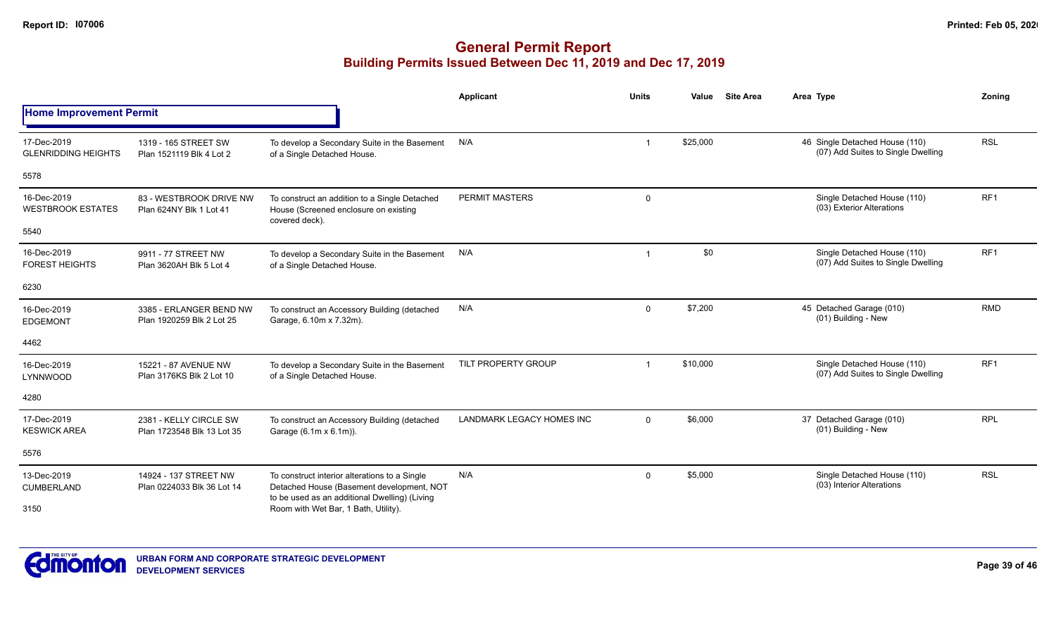# General Permit Report

## Building Permits Issued Between Dec 11, 2019 and Dec 17, 2019

### Home Improvement Permit

| Date / Neighbourhood | Address / Legal | Description | Applicant | Units | Value | Site Area | Area | Type | Zoning |
|---|---|---|---|---|---|---|---|---|---|
| 17-Dec-2019 GLENRIDDING HEIGHTS 5578 | 1319 - 165 STREET SW Plan 1521119 Blk 4 Lot 2 | To develop a Secondary Suite in the Basement of a Single Detached House. | N/A | 1 | $25,000 | | 46 | Single Detached House (110) (07) Add Suites to Single Dwelling | RSL |
| 16-Dec-2019 WESTBROOK ESTATES 5540 | 83 - WESTBROOK DRIVE NW Plan 624NY Blk 1 Lot 41 | To construct an addition to a Single Detached House (Screened enclosure on existing covered deck). | PERMIT MASTERS | 0 | | | | Single Detached House (110) (03) Exterior Alterations | RF1 |
| 16-Dec-2019 FOREST HEIGHTS 6230 | 9911 - 77 STREET NW Plan 3620AH Blk 5 Lot 4 | To develop a Secondary Suite in the Basement of a Single Detached House. | N/A | 1 | $0 | | | Single Detached House (110) (07) Add Suites to Single Dwelling | RF1 |
| 16-Dec-2019 EDGEMONT 4462 | 3385 - ERLANGER BEND NW Plan 1920259 Blk 2 Lot 25 | To construct an Accessory Building (detached Garage, 6.10m x 7.32m). | N/A | 0 | $7,200 | | 45 | Detached Garage (010) (01) Building - New | RMD |
| 16-Dec-2019 LYNNWOOD 4280 | 15221 - 87 AVENUE NW Plan 3176KS Blk 2 Lot 10 | To develop a Secondary Suite in the Basement of a Single Detached House. | TILT PROPERTY GROUP | 1 | $10,000 | | | Single Detached House (110) (07) Add Suites to Single Dwelling | RF1 |
| 17-Dec-2019 KESWICK AREA 5576 | 2381 - KELLY CIRCLE SW Plan 1723548 Blk 13 Lot 35 | To construct an Accessory Building (detached Garage (6.1m x 6.1m)). | LANDMARK LEGACY HOMES INC | 0 | $6,000 | | 37 | Detached Garage (010) (01) Building - New | RPL |
| 13-Dec-2019 CUMBERLAND 3150 | 14924 - 137 STREET NW Plan 0224033 Blk 36 Lot 14 | To construct interior alterations to a Single Detached House (Basement development, NOT to be used as an additional Dwelling) (Living Room with Wet Bar, 1 Bath, Utility). | N/A | 0 | $5,000 | | | Single Detached House (110) (03) Interior Alterations | RSL |

URBAN FORM AND CORPORATE STRATEGIC DEVELOPMENT
DEVELOPMENT SERVICES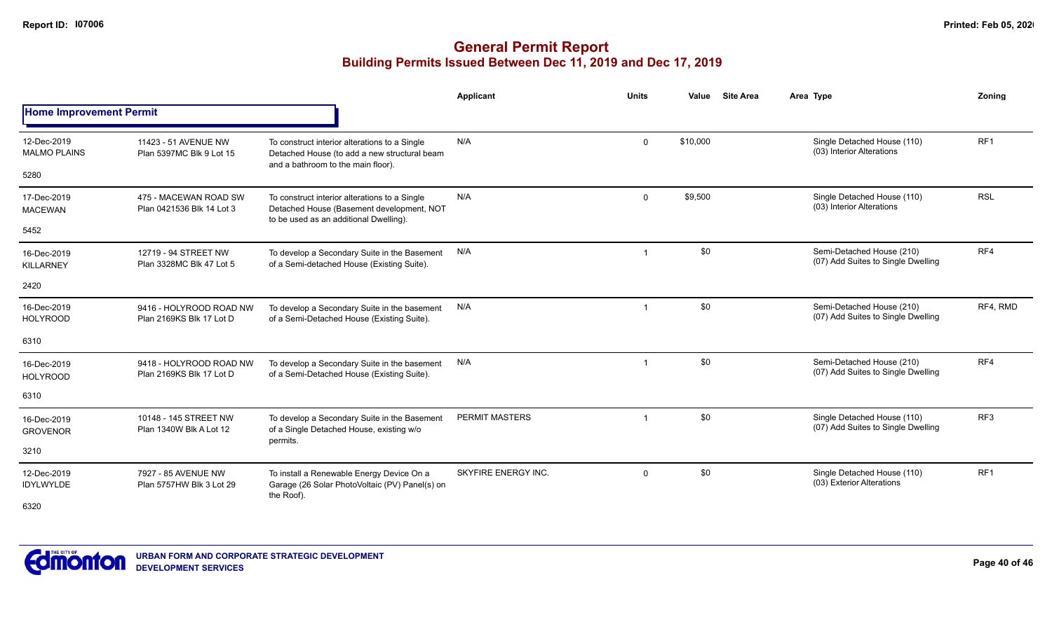# General Permit Report

## Building Permits Issued Between Dec 11, 2019 and Dec 17, 2019

| | | | Applicant | Units | Value | Site Area | Area Type | Zoning |
|---|---|---|---|---|---|---|---|---|
| **Home Improvement Permit** | | | | | | | | |
| 12-Dec-2019<br>MALMO PLAINS<br>5280 | 11423 - 51 AVENUE NW<br>Plan 5397MC Blk 9 Lot 15 | To construct interior alterations to a Single Detached House (to add a new structural beam and a bathroom to the main floor). | N/A | 0 | $10,000 | | Single Detached House (110)<br>(03) Interior Alterations | RF1 |
| 17-Dec-2019<br>MACEWAN<br>5452 | 475 - MACEWAN ROAD SW<br>Plan 0421536 Blk 14 Lot 3 | To construct interior alterations to a Single Detached House (Basement development, NOT to be used as an additional Dwelling). | N/A | 0 | $9,500 | | Single Detached House (110)<br>(03) Interior Alterations | RSL |
| 16-Dec-2019<br>KILLARNEY<br>2420 | 12719 - 94 STREET NW<br>Plan 3328MC Blk 47 Lot 5 | To develop a Secondary Suite in the Basement of a Semi-detached House (Existing Suite). | N/A | 1 | $0 | | Semi-Detached House (210)<br>(07) Add Suites to Single Dwelling | RF4 |
| 16-Dec-2019<br>HOLYROOD<br>6310 | 9416 - HOLYROOD ROAD NW<br>Plan 2169KS Blk 17 Lot D | To develop a Secondary Suite in the basement of a Semi-Detached House (Existing Suite). | N/A | 1 | $0 | | Semi-Detached House (210)<br>(07) Add Suites to Single Dwelling | RF4, RMD |
| 16-Dec-2019<br>HOLYROOD<br>6310 | 9418 - HOLYROOD ROAD NW<br>Plan 2169KS Blk 17 Lot D | To develop a Secondary Suite in the basement of a Semi-Detached House (Existing Suite). | N/A | 1 | $0 | | Semi-Detached House (210)<br>(07) Add Suites to Single Dwelling | RF4 |
| 16-Dec-2019<br>GROVENOR<br>3210 | 10148 - 145 STREET NW<br>Plan 1340W Blk A Lot 12 | To develop a Secondary Suite in the Basement of a Single Detached House, existing w/o permits. | PERMIT MASTERS | 1 | $0 | | Single Detached House (110)<br>(07) Add Suites to Single Dwelling | RF3 |
| 12-Dec-2019<br>IDYLWYLDE<br>6320 | 7927 - 85 AVENUE NW<br>Plan 5757HW Blk 3 Lot 29 | To install a Renewable Energy Device On a Garage (26 Solar PhotoVoltaic (PV) Panel(s) on the Roof). | SKYFIRE ENERGY INC. | 0 | $0 | | Single Detached House (110)<br>(03) Exterior Alterations | RF1 |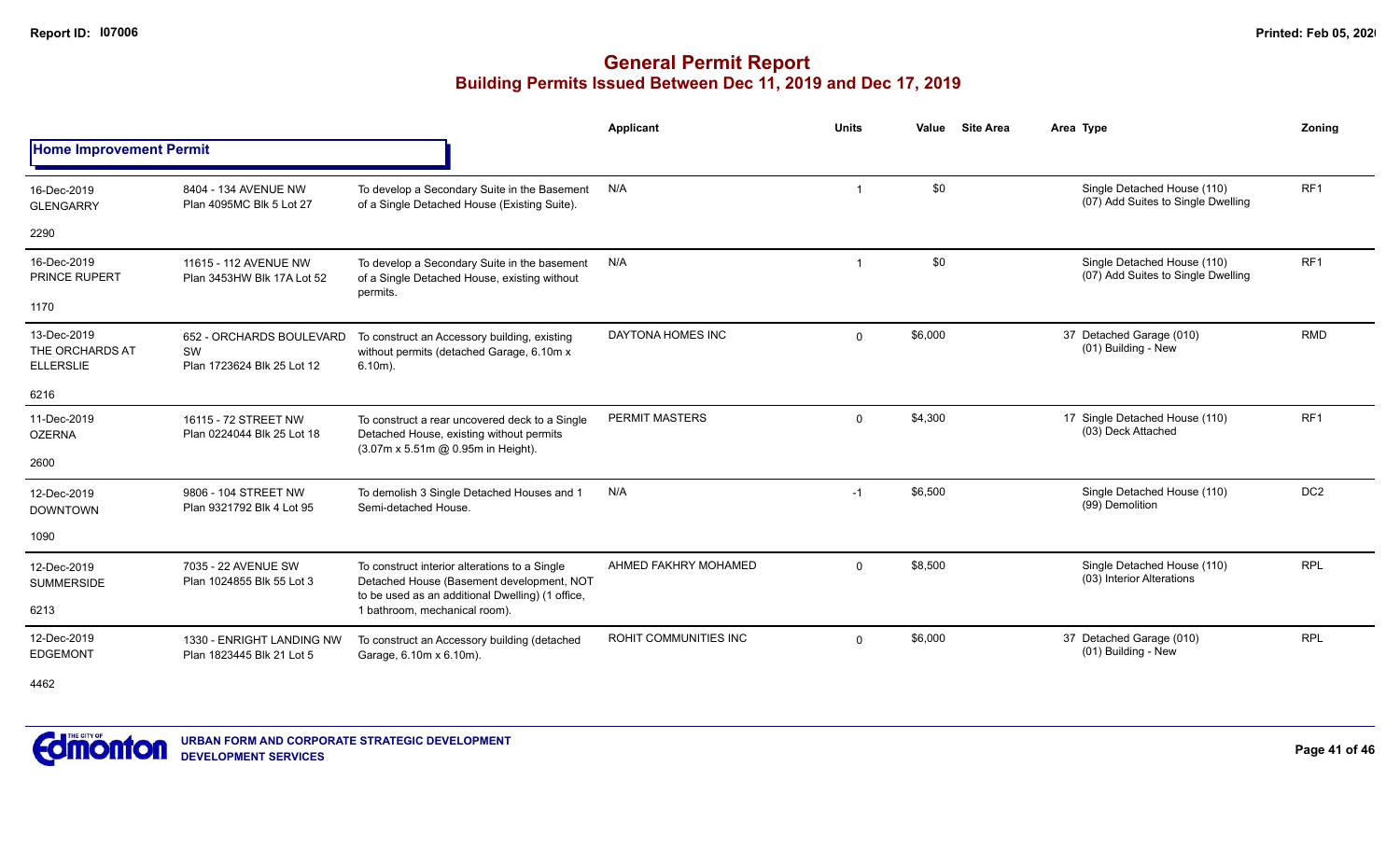# General Permit Report

## Building Permits Issued Between Dec 11, 2019 and Dec 17, 2019

### Home Improvement Permit

| Date / Neighbourhood | Address / Legal | Description | Applicant | Units | Value | Site Area | Area | Type | Zoning |
|---|---|---|---|---|---|---|---|---|---|
| 16-Dec-2019 GLENGARRY 2290 | 8404 - 134 AVENUE NW Plan 4095MC Blk 5 Lot 27 | To develop a Secondary Suite in the Basement of a Single Detached House (Existing Suite). | N/A | 1 | $0 | | | Single Detached House (110) (07) Add Suites to Single Dwelling | RF1 |
| 16-Dec-2019 PRINCE RUPERT 1170 | 11615 - 112 AVENUE NW Plan 3453HW Blk 17A Lot 52 | To develop a Secondary Suite in the basement of a Single Detached House, existing without permits. | N/A | 1 | $0 | | | Single Detached House (110) (07) Add Suites to Single Dwelling | RF1 |
| 13-Dec-2019 THE ORCHARDS AT ELLERSLIE 6216 | 652 - ORCHARDS BOULEVARD SW Plan 1723624 Blk 25 Lot 12 | To construct an Accessory building, existing without permits (detached Garage, 6.10m x 6.10m). | DAYTONA HOMES INC | 0 | $6,000 | | 37 | Detached Garage (010) (01) Building - New | RMD |
| 11-Dec-2019 OZERNA 2600 | 16115 - 72 STREET NW Plan 0224044 Blk 25 Lot 18 | To construct a rear uncovered deck to a Single Detached House, existing without permits (3.07m x 5.51m @ 0.95m in Height). | PERMIT MASTERS | 0 | $4,300 | | 17 | Single Detached House (110) (03) Deck Attached | RF1 |
| 12-Dec-2019 DOWNTOWN 1090 | 9806 - 104 STREET NW Plan 9321792 Blk 4 Lot 95 | To demolish 3 Single Detached Houses and 1 Semi-detached House. | N/A | -1 | $6,500 | | | Single Detached House (110) (99) Demolition | DC2 |
| 12-Dec-2019 SUMMERSIDE 6213 | 7035 - 22 AVENUE SW Plan 1024855 Blk 55 Lot 3 | To construct interior alterations to a Single Detached House (Basement development, NOT to be used as an additional Dwelling) (1 office, 1 bathroom, mechanical room). | AHMED FAKHRY MOHAMED | 0 | $8,500 | | | Single Detached House (110) (03) Interior Alterations | RPL |
| 12-Dec-2019 EDGEMONT 4462 | 1330 - ENRIGHT LANDING NW Plan 1823445 Blk 21 Lot 5 | To construct an Accessory building (detached Garage, 6.10m x 6.10m). | ROHIT COMMUNITIES INC | 0 | $6,000 | | 37 | Detached Garage (010) (01) Building - New | RPL |

URBAN FORM AND CORPORATE STRATEGIC DEVELOPMENT
DEVELOPMENT SERVICES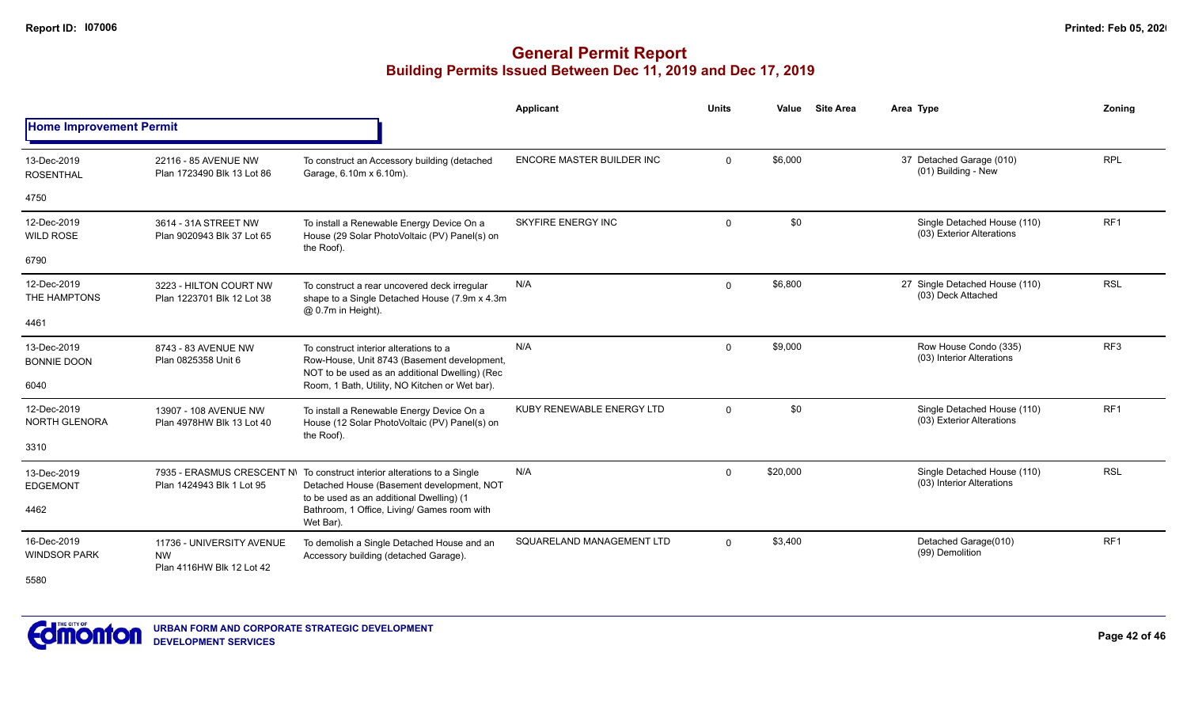# General Permit Report

## Building Permits Issued Between Dec 11, 2019 and Dec 17, 2019

### Home Improvement Permit

| Date / Neighbourhood | Address / Legal | Description | Applicant | Units | Value | Site Area | Area | Type | Zoning |
|---|---|---|---|---|---|---|---|---|---|
| 13-Dec-2019 ROSENTHAL 4750 | 22116 - 85 AVENUE NW Plan 1723490 Blk 13 Lot 86 | To construct an Accessory building (detached Garage, 6.10m x 6.10m). | ENCORE MASTER BUILDER INC | 0 | $6,000 | | 37 | Detached Garage (010) (01) Building - New | RPL |
| 12-Dec-2019 WILD ROSE 6790 | 3614 - 31A STREET NW Plan 9020943 Blk 37 Lot 65 | To install a Renewable Energy Device On a House (29 Solar PhotoVoltaic (PV) Panel(s) on the Roof). | SKYFIRE ENERGY INC | 0 | $0 | | | Single Detached House (110) (03) Exterior Alterations | RF1 |
| 12-Dec-2019 THE HAMPTONS 4461 | 3223 - HILTON COURT NW Plan 1223701 Blk 12 Lot 38 | To construct a rear uncovered deck irregular shape to a Single Detached House (7.9m x 4.3m @ 0.7m in Height). | N/A | 0 | $6,800 | | 27 | Single Detached House (110) (03) Deck Attached | RSL |
| 13-Dec-2019 BONNIE DOON 6040 | 8743 - 83 AVENUE NW Plan 0825358 Unit 6 | To construct interior alterations to a Row-House, Unit 8743 (Basement development, NOT to be used as an additional Dwelling) (Rec Room, 1 Bath, Utility, NO Kitchen or Wet bar). | N/A | 0 | $9,000 | | | Row House Condo (335) (03) Interior Alterations | RF3 |
| 12-Dec-2019 NORTH GLENORA 3310 | 13907 - 108 AVENUE NW Plan 4978HW Blk 13 Lot 40 | To install a Renewable Energy Device On a House (12 Solar PhotoVoltaic (PV) Panel(s) on the Roof). | KUBY RENEWABLE ENERGY LTD | 0 | $0 | | | Single Detached House (110) (03) Exterior Alterations | RF1 |
| 13-Dec-2019 EDGEMONT 4462 | 7935 - ERASMUS CRESCENT NW Plan 1424943 Blk 1 Lot 95 | To construct interior alterations to a Single Detached House (Basement development, NOT to be used as an additional Dwelling) (1 Bathroom, 1 Office, Living/ Games room with Wet Bar). | N/A | 0 | $20,000 | | | Single Detached House (110) (03) Interior Alterations | RSL |
| 16-Dec-2019 WINDSOR PARK 5580 | 11736 - UNIVERSITY AVENUE NW Plan 4116HW Blk 12 Lot 42 | To demolish a Single Detached House and an Accessory building (detached Garage). | SQUARELAND MANAGEMENT LTD | 0 | $3,400 | | | Detached Garage(010) (99) Demolition | RF1 |

URBAN FORM AND CORPORATE STRATEGIC DEVELOPMENT
DEVELOPMENT SERVICES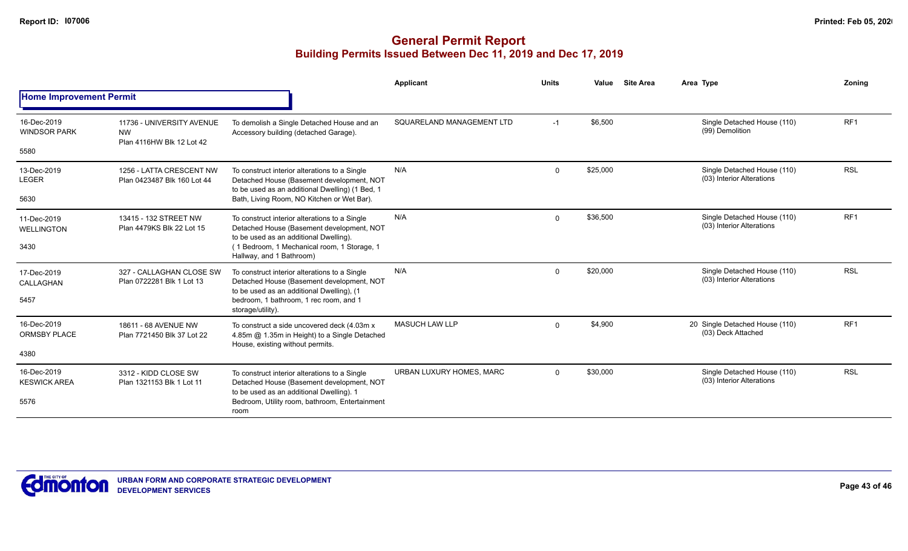# General Permit Report

## Building Permits Issued Between Dec 11, 2019 and Dec 17, 2019

| | | | Applicant | Units | Value | Site Area | Area Type | Zoning |
|---|---|---|---|---|---|---|---|---|
| **Home Improvement Permit** | | | | | | | | |
| 16-Dec-2019 WINDSOR PARK 5580 | 11736 - UNIVERSITY AVENUE NW Plan 4116HW Blk 12 Lot 42 | To demolish a Single Detached House and an Accessory building (detached Garage). | SQUARELAND MANAGEMENT LTD | -1 | $6,500 | | Single Detached House (110) (99) Demolition | RF1 |
| 13-Dec-2019 LEGER 5630 | 1256 - LATTA CRESCENT NW Plan 0423487 Blk 160 Lot 44 | To construct interior alterations to a Single Detached House (Basement development, NOT to be used as an additional Dwelling) (1 Bed, 1 Bath, Living Room, NO Kitchen or Wet Bar). | N/A | 0 | $25,000 | | Single Detached House (110) (03) Interior Alterations | RSL |
| 11-Dec-2019 WELLINGTON 3430 | 13415 - 132 STREET NW Plan 4479KS Blk 22 Lot 15 | To construct interior alterations to a Single Detached House (Basement development, NOT to be used as an additional Dwelling). ( 1 Bedroom, 1 Mechanical room, 1 Storage, 1 Hallway, and 1 Bathroom) | N/A | 0 | $36,500 | | Single Detached House (110) (03) Interior Alterations | RF1 |
| 17-Dec-2019 CALLAGHAN 5457 | 327 - CALLAGHAN CLOSE SW Plan 0722281 Blk 1 Lot 13 | To construct interior alterations to a Single Detached House (Basement development, NOT to be used as an additional Dwelling), (1 bedroom, 1 bathroom, 1 rec room, and 1 storage/utility). | N/A | 0 | $20,000 | | Single Detached House (110) (03) Interior Alterations | RSL |
| 16-Dec-2019 ORMSBY PLACE 4380 | 18611 - 68 AVENUE NW Plan 7721450 Blk 37 Lot 22 | To construct a side uncovered deck (4.03m x 4.85m @ 1.35m in Height) to a Single Detached House, existing without permits. | MASUCH LAW LLP | 0 | $4,900 | | 20 Single Detached House (110) (03) Deck Attached | RF1 |
| 16-Dec-2019 KESWICK AREA 5576 | 3312 - KIDD CLOSE SW Plan 1321153 Blk 1 Lot 11 | To construct interior alterations to a Single Detached House (Basement development, NOT to be used as an additional Dwelling). 1 Bedroom, Utility room, bathroom, Entertainment room | URBAN LUXURY HOMES, MARC | 0 | $30,000 | | Single Detached House (110) (03) Interior Alterations | RSL |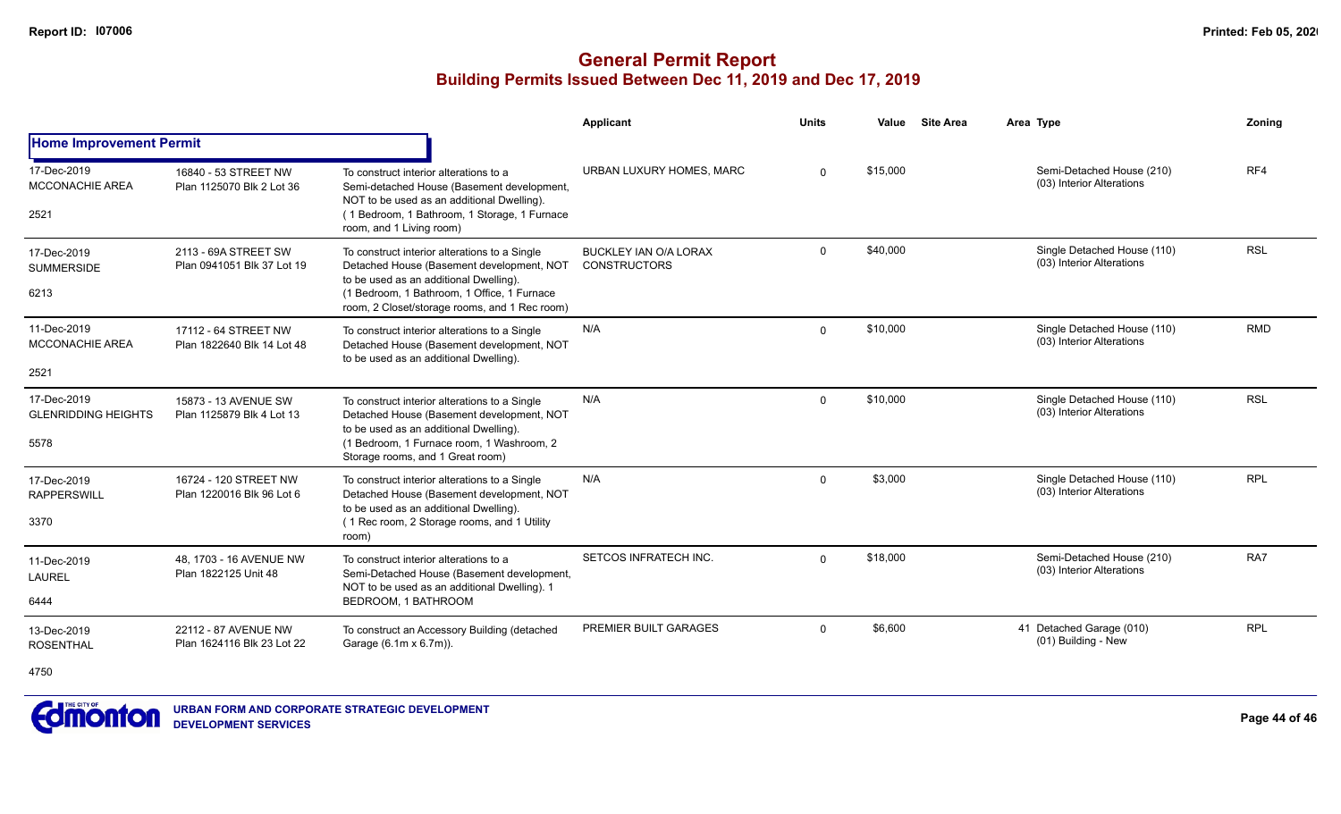## General Permit Report
### Building Permits Issued Between Dec 11, 2019 and Dec 17, 2019

**Home Improvement Permit**

| Date / Neighbourhood | Address / Legal | Description | Applicant | Units | Value | Site Area | Area | Type | Zoning |
|---|---|---|---|---|---|---|---|---|---|
| 17-Dec-2019 MCCONACHIE AREA 2521 | 16840 - 53 STREET NW Plan 1125070 Blk 2 Lot 36 | To construct interior alterations to a Semi-detached House (Basement development, NOT to be used as an additional Dwelling). (1 Bedroom, 1 Bathroom, 1 Storage, 1 Furnace room, and 1 Living room) | URBAN LUXURY HOMES, MARC | 0 | $15,000 | | | Semi-Detached House (210) (03) Interior Alterations | RF4 |
| 17-Dec-2019 SUMMERSIDE 6213 | 2113 - 69A STREET SW Plan 0941051 Blk 37 Lot 19 | To construct interior alterations to a Single Detached House (Basement development, NOT to be used as an additional Dwelling). (1 Bedroom, 1 Bathroom, 1 Office, 1 Furnace room, 2 Closet/storage rooms, and 1 Rec room) | BUCKLEY IAN O/A LORAX CONSTRUCTORS | 0 | $40,000 | | | Single Detached House (110) (03) Interior Alterations | RSL |
| 11-Dec-2019 MCCONACHIE AREA 2521 | 17112 - 64 STREET NW Plan 1822640 Blk 14 Lot 48 | To construct interior alterations to a Single Detached House (Basement development, NOT to be used as an additional Dwelling). | N/A | 0 | $10,000 | | | Single Detached House (110) (03) Interior Alterations | RMD |
| 17-Dec-2019 GLENRIDDING HEIGHTS 5578 | 15873 - 13 AVENUE SW Plan 1125879 Blk 4 Lot 13 | To construct interior alterations to a Single Detached House (Basement development, NOT to be used as an additional Dwelling). (1 Bedroom, 1 Furnace room, 1 Washroom, 2 Storage rooms, and 1 Great room) | N/A | 0 | $10,000 | | | Single Detached House (110) (03) Interior Alterations | RSL |
| 17-Dec-2019 RAPPERSWILL 3370 | 16724 - 120 STREET NW Plan 1220016 Blk 96 Lot 6 | To construct interior alterations to a Single Detached House (Basement development, NOT to be used as an additional Dwelling). (1 Rec room, 2 Storage rooms, and 1 Utility room) | N/A | 0 | $3,000 | | | Single Detached House (110) (03) Interior Alterations | RPL |
| 11-Dec-2019 LAUREL 6444 | 48, 1703 - 16 AVENUE NW Plan 1822125 Unit 48 | To construct interior alterations to a Semi-Detached House (Basement development, NOT to be used as an additional Dwelling). 1 BEDROOM, 1 BATHROOM | SETCOS INFRATECH INC. | 0 | $18,000 | | | Semi-Detached House (210) (03) Interior Alterations | RA7 |
| 13-Dec-2019 ROSENTHAL 4750 | 22112 - 87 AVENUE NW Plan 1624116 Blk 23 Lot 22 | To construct an Accessory Building (detached Garage (6.1m x 6.7m)). | PREMIER BUILT GARAGES | 0 | $6,600 | | 41 | Detached Garage (010) (01) Building - New | RPL |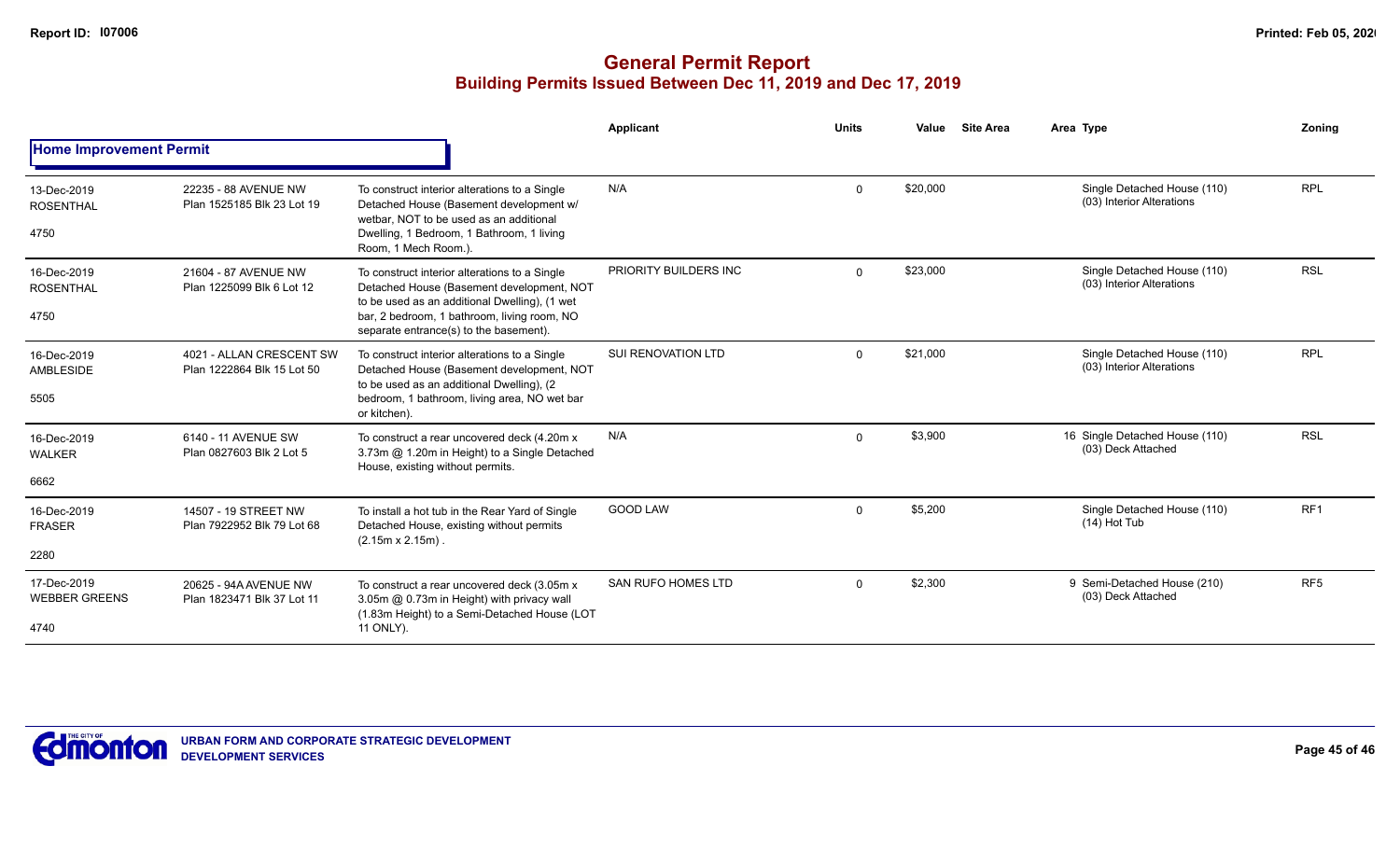# General Permit Report
## Building Permits Issued Between Dec 11, 2019 and Dec 17, 2019

### Home Improvement Permit

| Date / Neighbourhood / Code | Address / Legal | Description | Applicant | Units | Value | Site Area | Area | Type | Zoning |
|---|---|---|---|---|---|---|---|---|---|
| 13-Dec-2019 ROSENTHAL 4750 | 22235 - 88 AVENUE NW Plan 1525185 Blk 23 Lot 19 | To construct interior alterations to a Single Detached House (Basement development w/ wetbar, NOT to be used as an additional Dwelling, 1 Bedroom, 1 Bathroom, 1 living Room, 1 Mech Room.). | N/A | 0 | $20,000 | | | Single Detached House (110) (03) Interior Alterations | RPL |
| 16-Dec-2019 ROSENTHAL 4750 | 21604 - 87 AVENUE NW Plan 1225099 Blk 6 Lot 12 | To construct interior alterations to a Single Detached House (Basement development, NOT to be used as an additional Dwelling), (1 wet bar, 2 bedroom, 1 bathroom, living room, NO separate entrance(s) to the basement). | PRIORITY BUILDERS INC | 0 | $23,000 | | | Single Detached House (110) (03) Interior Alterations | RSL |
| 16-Dec-2019 AMBLESIDE 5505 | 4021 - ALLAN CRESCENT SW Plan 1222864 Blk 15 Lot 50 | To construct interior alterations to a Single Detached House (Basement development, NOT to be used as an additional Dwelling), (2 bedroom, 1 bathroom, living area, NO wet bar or kitchen). | SUI RENOVATION LTD | 0 | $21,000 | | | Single Detached House (110) (03) Interior Alterations | RPL |
| 16-Dec-2019 WALKER 6662 | 6140 - 11 AVENUE SW Plan 0827603 Blk 2 Lot 5 | To construct a rear uncovered deck (4.20m x 3.73m @ 1.20m in Height) to a Single Detached House, existing without permits. | N/A | 0 | $3,900 | | 16 | Single Detached House (110) (03) Deck Attached | RSL |
| 16-Dec-2019 FRASER 2280 | 14507 - 19 STREET NW Plan 7922952 Blk 79 Lot 68 | To install a hot tub in the Rear Yard of Single Detached House, existing without permits (2.15m x 2.15m) . | GOOD LAW | 0 | $5,200 | | | Single Detached House (110) (14) Hot Tub | RF1 |
| 17-Dec-2019 WEBBER GREENS 4740 | 20625 - 94A AVENUE NW Plan 1823471 Blk 37 Lot 11 | To construct a rear uncovered deck (3.05m x 3.05m @ 0.73m in Height) with privacy wall (1.83m Height) to a Semi-Detached House (LOT 11 ONLY). | SAN RUFO HOMES LTD | 0 | $2,300 | | 9 | Semi-Detached House (210) (03) Deck Attached | RF5 |

URBAN FORM AND CORPORATE STRATEGIC DEVELOPMENT
DEVELOPMENT SERVICES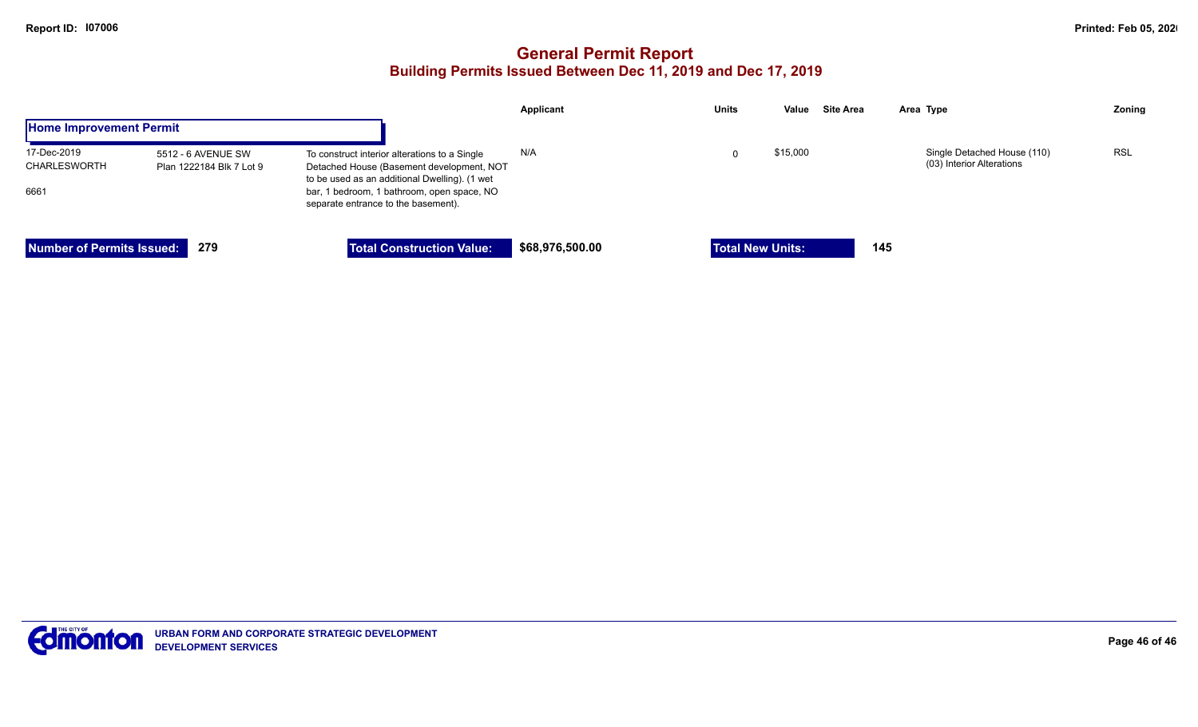# General Permit Report

## Building Permits Issued Between Dec 11, 2019 and Dec 17, 2019

### Home Improvement Permit

| | | | Applicant | Units | Value | Site Area | Area | Type | Zoning |
|---|---|---|---|---|---|---|---|---|---|
| 17-Dec-2019 CHARLESWORTH 6661 | 5512 - 6 AVENUE SW Plan 1222184 Blk 7 Lot 9 | To construct interior alterations to a Single Detached House (Basement development, NOT to be used as an additional Dwelling). (1 wet bar, 1 bedroom, 1 bathroom, open space, NO separate entrance to the basement). | N/A | 0 | $15,000 | | | Single Detached House (110) (03) Interior Alterations | RSL |

**Number of Permits Issued:** 279

**Total Construction Value:** $68,976,500.00

**Total New Units:** 145

URBAN FORM AND CORPORATE STRATEGIC DEVELOPMENT
DEVELOPMENT SERVICES